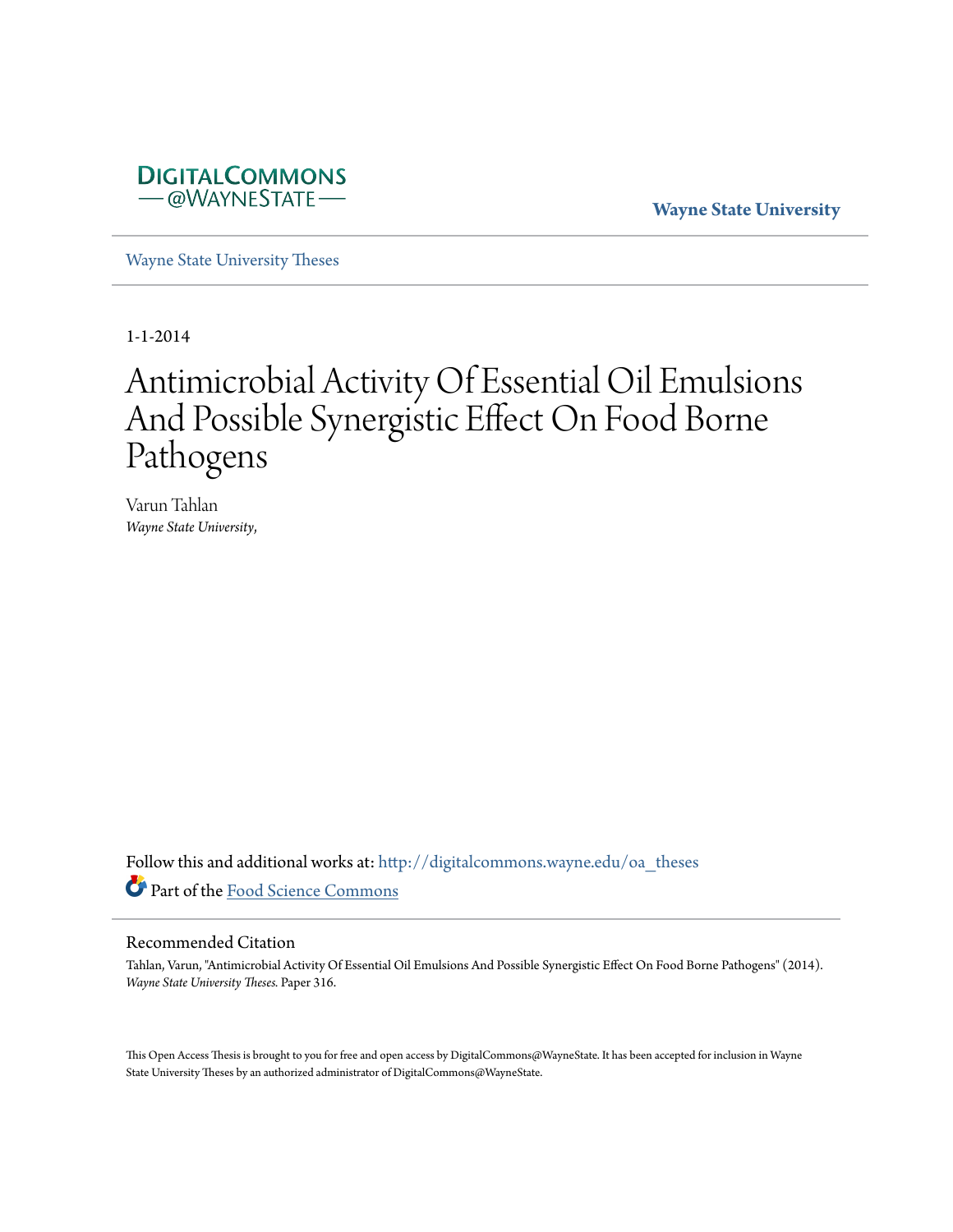DIGITALCOMMONS
— @WAYNESTATE —

**Wayne State University**

Wayne State University Theses

1-1-2014

# Antimicrobial Activity Of Essential Oil Emulsions And Possible Synergistic Effect On Food Borne Pathogens

Varun Tahlan
*Wayne State University,*

Follow this and additional works at: http://digitalcommons.wayne.edu/oa_theses
Part of the Food Science Commons

## Recommended Citation

Tahlan, Varun, "Antimicrobial Activity Of Essential Oil Emulsions And Possible Synergistic Effect On Food Borne Pathogens" (2014). *Wayne State University Theses.* Paper 316.

This Open Access Thesis is brought to you for free and open access by DigitalCommons@WayneState. It has been accepted for inclusion in Wayne State University Theses by an authorized administrator of DigitalCommons@WayneState.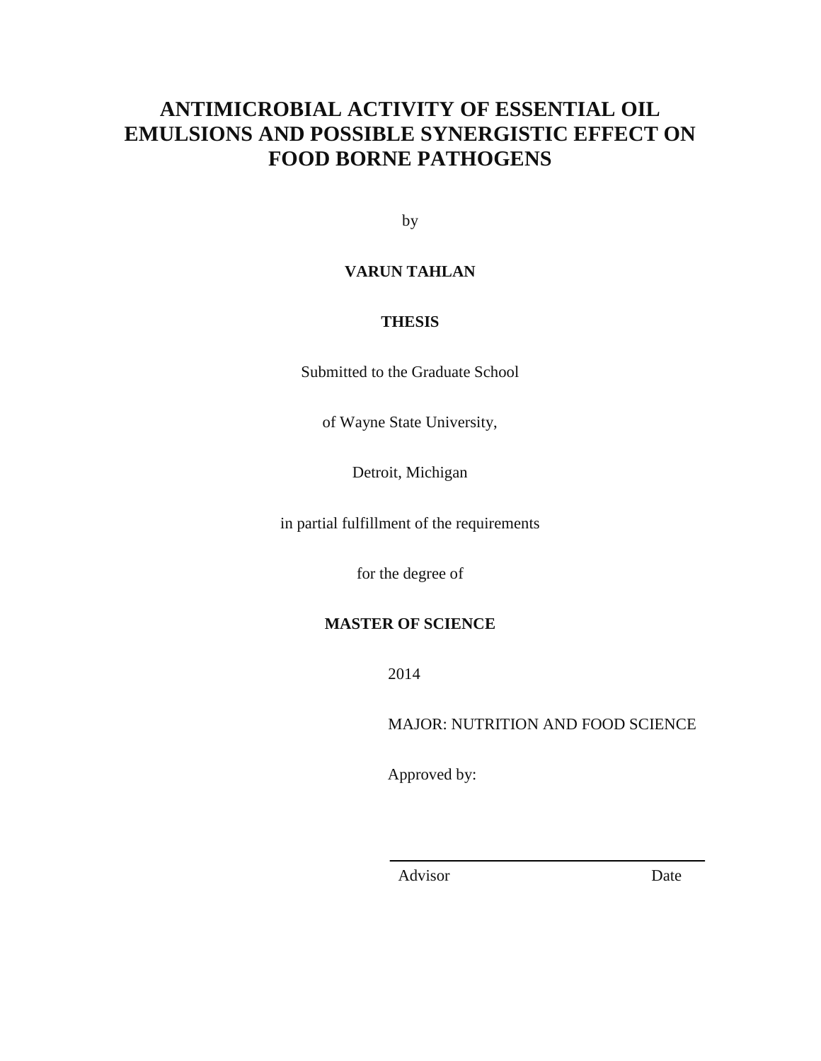# ANTIMICROBIAL ACTIVITY OF ESSENTIAL OIL EMULSIONS AND POSSIBLE SYNERGISTIC EFFECT ON FOOD BORNE PATHOGENS

by

**VARUN TAHLAN**

**THESIS**

Submitted to the Graduate School

of Wayne State University,

Detroit, Michigan

in partial fulfillment of the requirements

for the degree of

**MASTER OF SCIENCE**

2014

MAJOR: NUTRITION AND FOOD SCIENCE

Approved by:

Advisor Date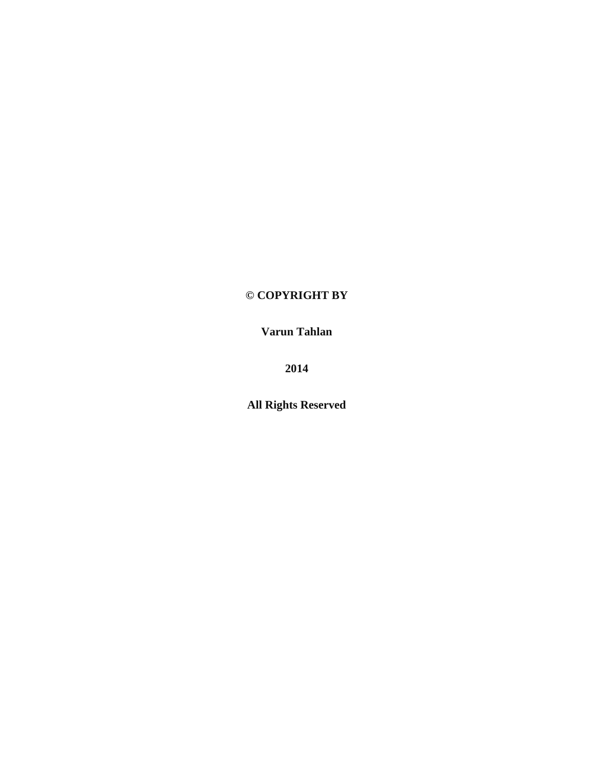**© COPYRIGHT BY**

**Varun Tahlan**

**2014**

**All Rights Reserved**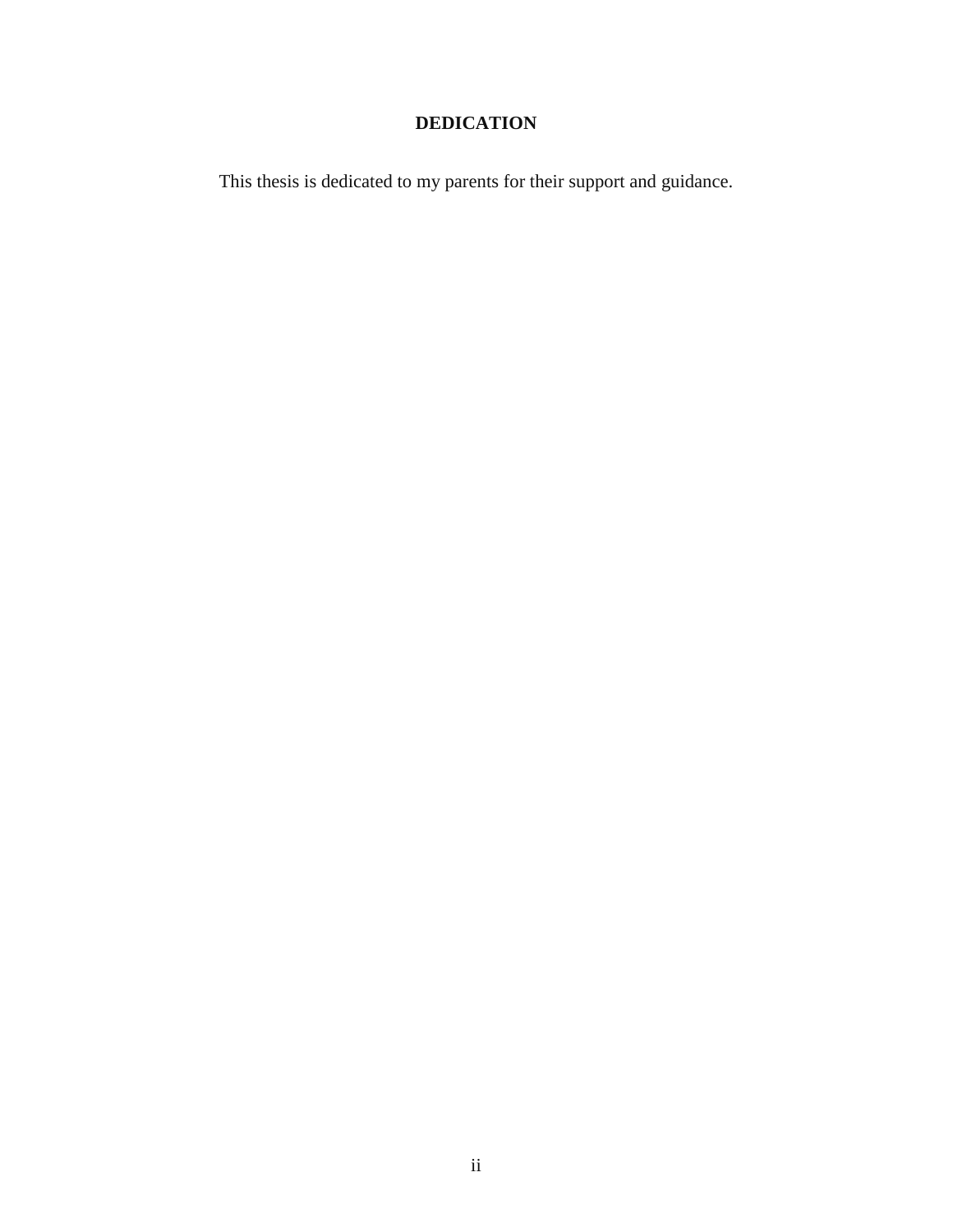# DEDICATION

This thesis is dedicated to my parents for their support and guidance.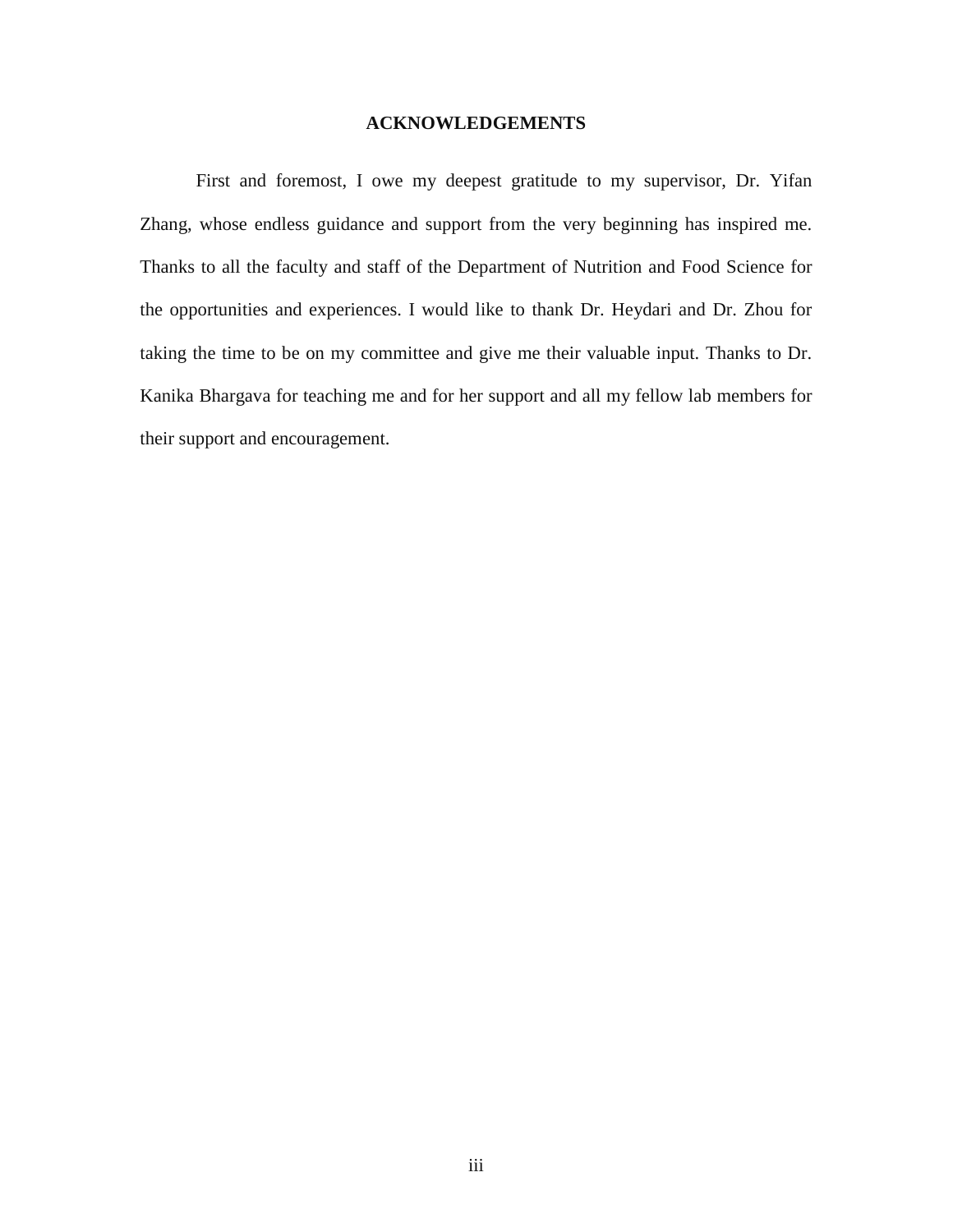## ACKNOWLEDGEMENTS

First and foremost, I owe my deepest gratitude to my supervisor, Dr. Yifan Zhang, whose endless guidance and support from the very beginning has inspired me. Thanks to all the faculty and staff of the Department of Nutrition and Food Science for the opportunities and experiences. I would like to thank Dr. Heydari and Dr. Zhou for taking the time to be on my committee and give me their valuable input. Thanks to Dr. Kanika Bhargava for teaching me and for her support and all my fellow lab members for their support and encouragement.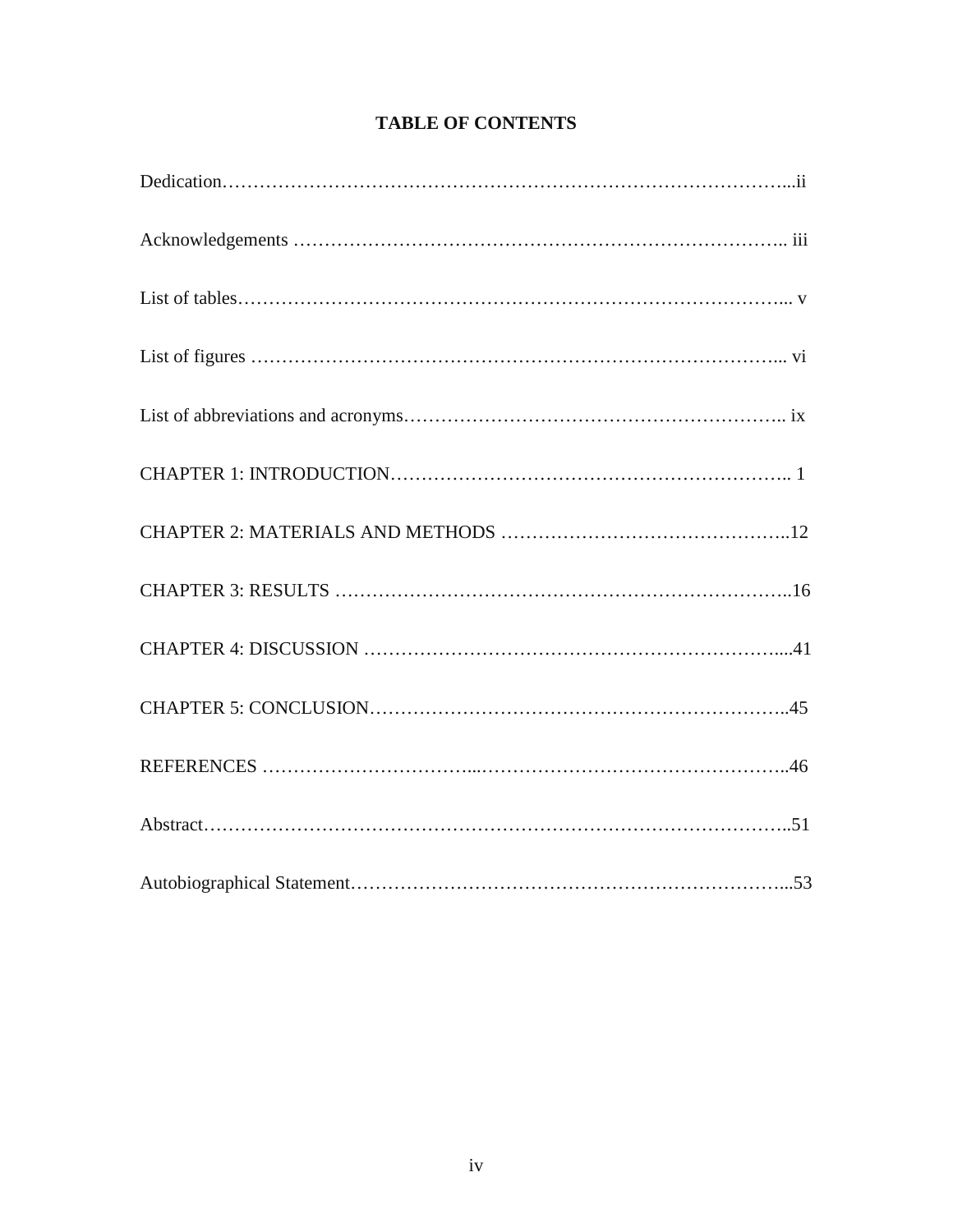# TABLE OF CONTENTS

Dedication……………………………………………………………………………...ii

Acknowledgements ………………………………………………………………….. iii

List of tables…………………………………………………………………………... v

List of figures ………………………………………………………………………... vi

List of abbreviations and acronyms………………………………………………….. ix

CHAPTER 1: INTRODUCTION……………………………………………………….. 1

CHAPTER 2: MATERIALS AND METHODS ……………………………………...12

CHAPTER 3: RESULTS ……………………………………………………………..16

CHAPTER 4: DISCUSSION ………………………………………………………....41

CHAPTER 5: CONCLUSION………………………………………………………..45

REFERENCES ……………………………...………………………………………..46

Abstract………………………………………………………………………………..51

Autobiographical Statement…………………………………………………………...53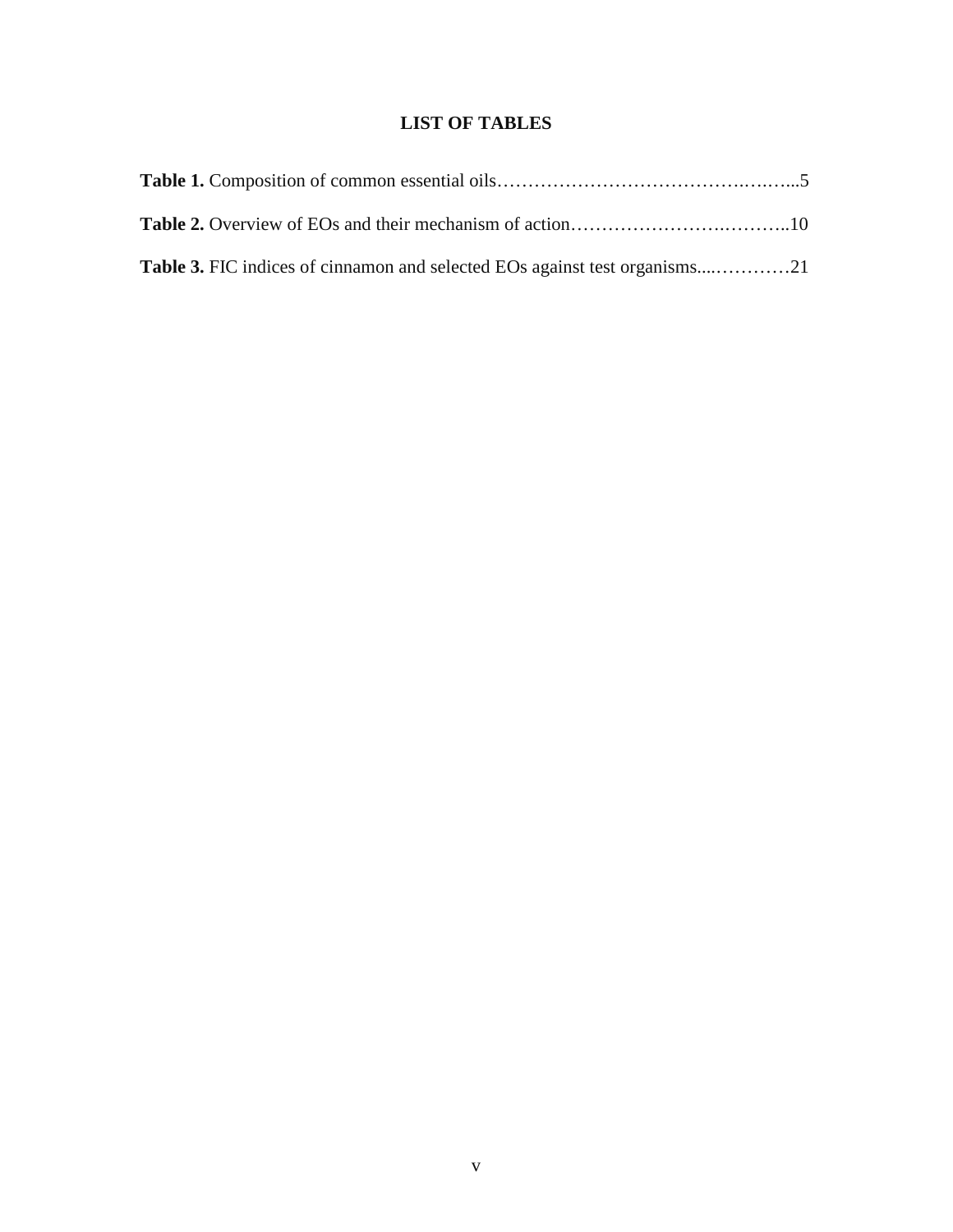# LIST OF TABLES

**Table 1.** Composition of common essential oils…………………………………….….…...5

**Table 2.** Overview of EOs and their mechanism of action………………………….………..10

**Table 3.** FIC indices of cinnamon and selected EOs against test organisms....…………21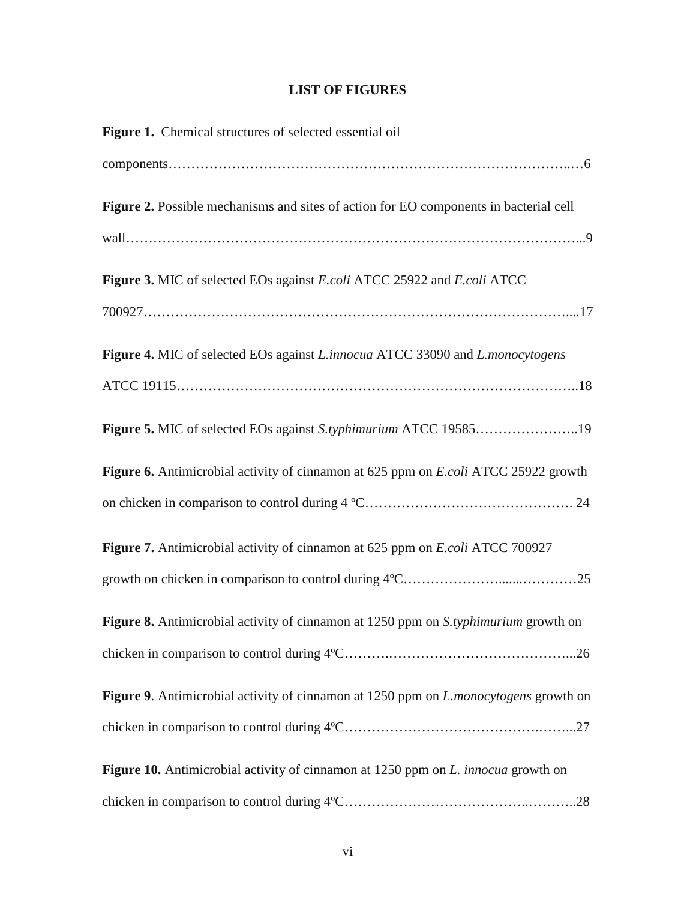# LIST OF FIGURES

**Figure 1.** Chemical structures of selected essential oil components……………………………………………………………………………..…6

**Figure 2.** Possible mechanisms and sites of action for EO components in bacterial cell wall……………………………………………………………………………………...9

**Figure 3.** MIC of selected EOs against *E.coli* ATCC 25922 and *E.coli* ATCC 700927…………………………………………………………………………………....17

**Figure 4.** MIC of selected EOs against *L.innocua* ATCC 33090 and *L.monocytogens* ATCC 19115………………………………………………………………………….. 18

**Figure 5.** MIC of selected EOs against *S.typhimurium* ATCC 19585…………………..19

**Figure 6.** Antimicrobial activity of cinnamon at 625 ppm on *E.coli* ATCC 25922 growth on chicken in comparison to control during 4 ºC………………………………………. 24

**Figure 7.** Antimicrobial activity of cinnamon at 625 ppm on *E.coli* ATCC 700927 growth on chicken in comparison to control during 4ºC…………………........…………25

**Figure 8.** Antimicrobial activity of cinnamon at 1250 ppm on *S.typhimurium* growth on chicken in comparison to control during 4ºC……….…………………………………...26

**Figure 9**. Antimicrobial activity of cinnamon at 1250 ppm on *L.monocytogens* growth on chicken in comparison to control during 4ºC…………………………………….……...27

**Figure 10.** Antimicrobial activity of cinnamon at 1250 ppm on *L. innocua* growth on chicken in comparison to control during 4ºC………………………………..………..28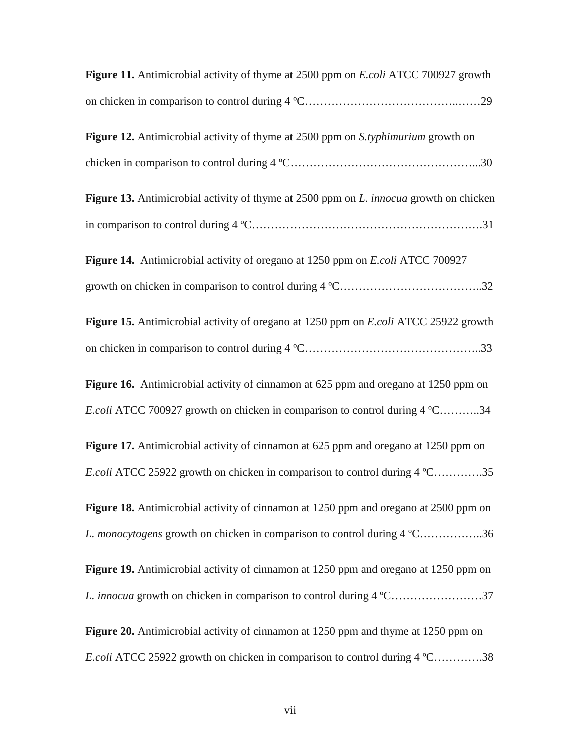**Figure 11.** Antimicrobial activity of thyme at 2500 ppm on *E.coli* ATCC 700927 growth on chicken in comparison to control during 4 ºC……………………………………..……29

**Figure 12.** Antimicrobial activity of thyme at 2500 ppm on *S.typhimurium* growth on chicken in comparison to control during 4 ºC…………………………………………...30

**Figure 13.** Antimicrobial activity of thyme at 2500 ppm on *L. innocua* growth on chicken in comparison to control during 4 ºC………………………………………………….31

**Figure 14.** Antimicrobial activity of oregano at 1250 ppm on *E.coli* ATCC 700927 growth on chicken in comparison to control during 4 ºC………………………………..32

**Figure 15.** Antimicrobial activity of oregano at 1250 ppm on *E.coli* ATCC 25922 growth on chicken in comparison to control during 4 ºC………………………………………..33

**Figure 16.** Antimicrobial activity of cinnamon at 625 ppm and oregano at 1250 ppm on *E.coli* ATCC 700927 growth on chicken in comparison to control during 4 ºC………..34

**Figure 17.** Antimicrobial activity of cinnamon at 625 ppm and oregano at 1250 ppm on *E.coli* ATCC 25922 growth on chicken in comparison to control during 4 ºC………….35

**Figure 18.** Antimicrobial activity of cinnamon at 1250 ppm and oregano at 2500 ppm on *L. monocytogens* growth on chicken in comparison to control during 4 ºC……………..36

**Figure 19.** Antimicrobial activity of cinnamon at 1250 ppm and oregano at 1250 ppm on *L. innocua* growth on chicken in comparison to control during 4 ºC……………………37

**Figure 20.** Antimicrobial activity of cinnamon at 1250 ppm and thyme at 1250 ppm on *E.coli* ATCC 25922 growth on chicken in comparison to control during 4 ºC………….38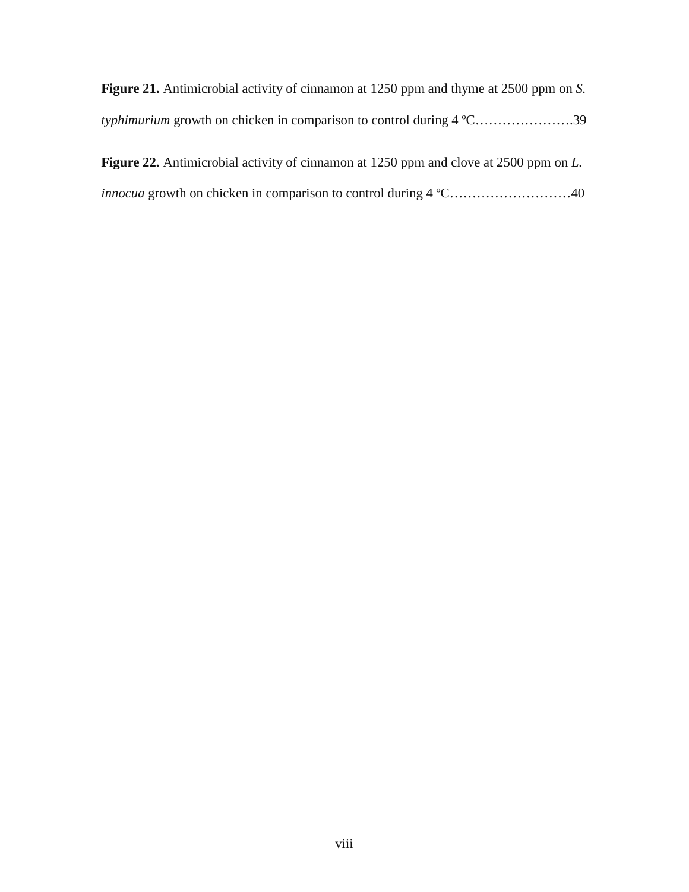**Figure 21.** Antimicrobial activity of cinnamon at 1250 ppm and thyme at 2500 ppm on *S. typhimurium* growth on chicken in comparison to control during 4 ºC………………….39

**Figure 22.** Antimicrobial activity of cinnamon at 1250 ppm and clove at 2500 ppm on *L. innocua* growth on chicken in comparison to control during 4 ºC………………………40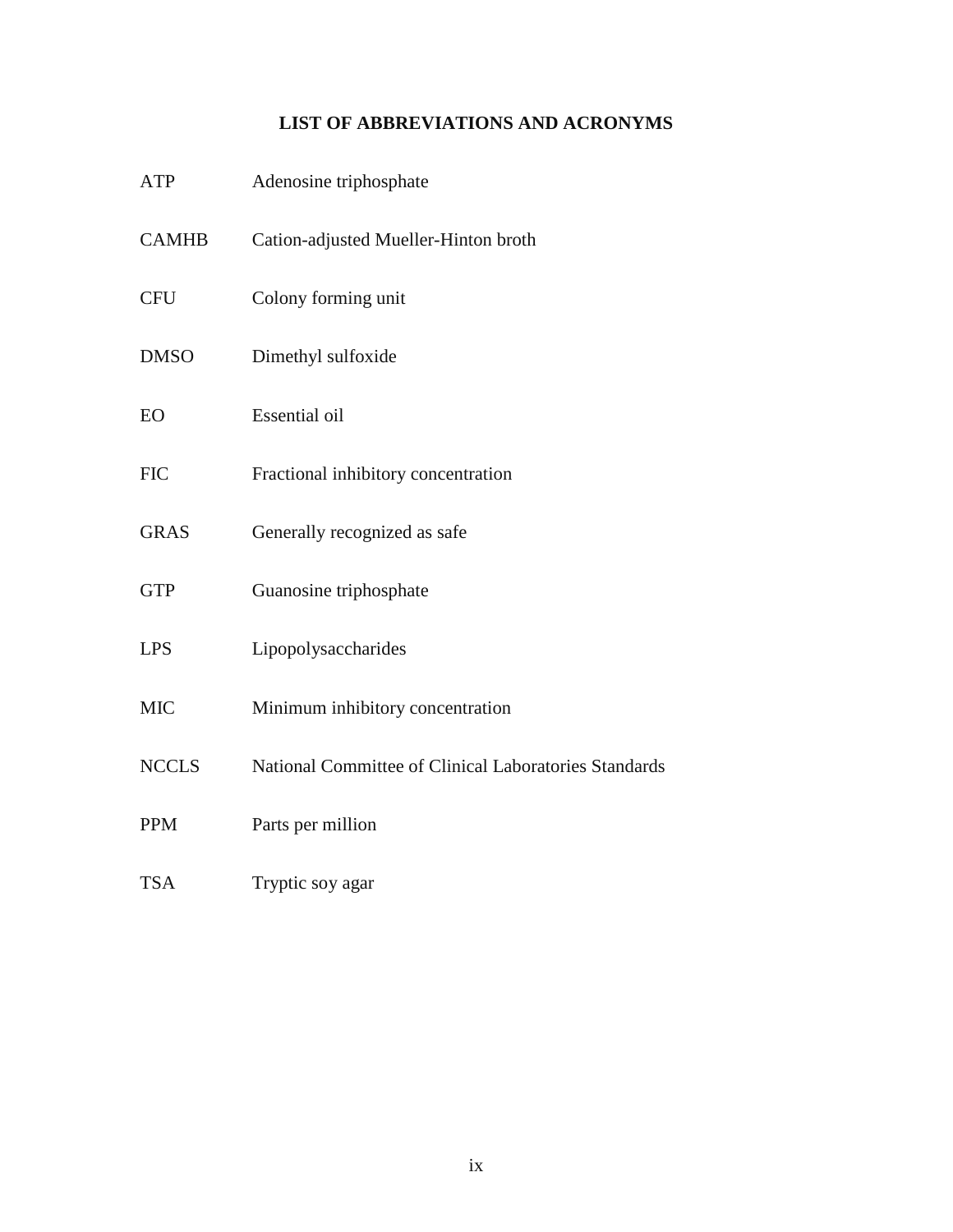# LIST OF ABBREVIATIONS AND ACRONYMS

| | |
|---|---|
| ATP | Adenosine triphosphate |
| CAMHB | Cation-adjusted Mueller-Hinton broth |
| CFU | Colony forming unit |
| DMSO | Dimethyl sulfoxide |
| EO | Essential oil |
| FIC | Fractional inhibitory concentration |
| GRAS | Generally recognized as safe |
| GTP | Guanosine triphosphate |
| LPS | Lipopolysaccharides |
| MIC | Minimum inhibitory concentration |
| NCCLS | National Committee of Clinical Laboratories Standards |
| PPM | Parts per million |
| TSA | Tryptic soy agar |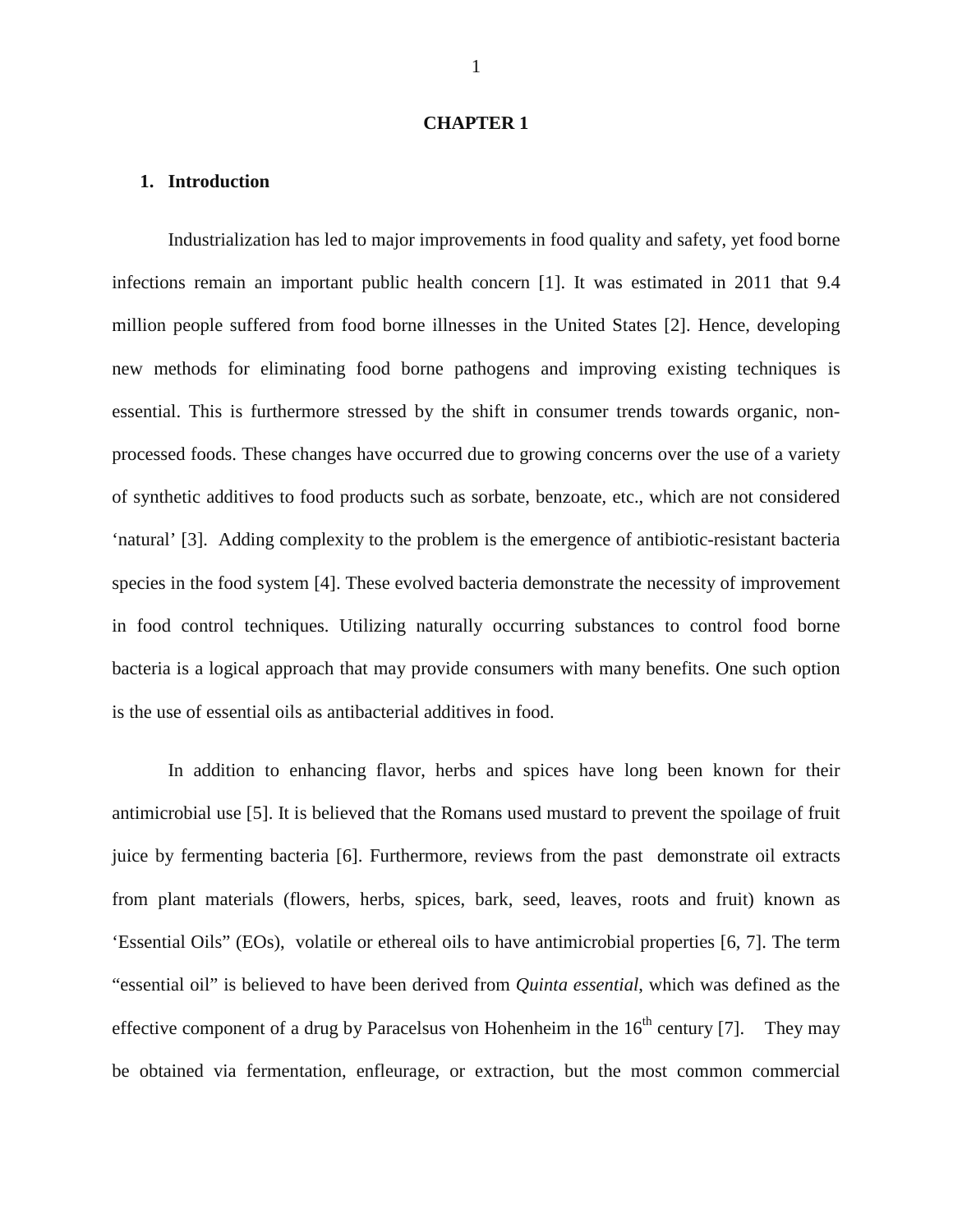# CHAPTER 1

## 1. Introduction

Industrialization has led to major improvements in food quality and safety, yet food borne infections remain an important public health concern [1]. It was estimated in 2011 that 9.4 million people suffered from food borne illnesses in the United States [2]. Hence, developing new methods for eliminating food borne pathogens and improving existing techniques is essential. This is furthermore stressed by the shift in consumer trends towards organic, non-processed foods. These changes have occurred due to growing concerns over the use of a variety of synthetic additives to food products such as sorbate, benzoate, etc., which are not considered 'natural' [3]. Adding complexity to the problem is the emergence of antibiotic-resistant bacteria species in the food system [4]. These evolved bacteria demonstrate the necessity of improvement in food control techniques. Utilizing naturally occurring substances to control food borne bacteria is a logical approach that may provide consumers with many benefits. One such option is the use of essential oils as antibacterial additives in food.

In addition to enhancing flavor, herbs and spices have long been known for their antimicrobial use [5]. It is believed that the Romans used mustard to prevent the spoilage of fruit juice by fermenting bacteria [6]. Furthermore, reviews from the past demonstrate oil extracts from plant materials (flowers, herbs, spices, bark, seed, leaves, roots and fruit) known as 'Essential Oils" (EOs), volatile or ethereal oils to have antimicrobial properties [6, 7]. The term "essential oil" is believed to have been derived from *Quinta essential*, which was defined as the effective component of a drug by Paracelsus von Hohenheim in the 16th century [7]. They may be obtained via fermentation, enfleurage, or extraction, but the most common commercial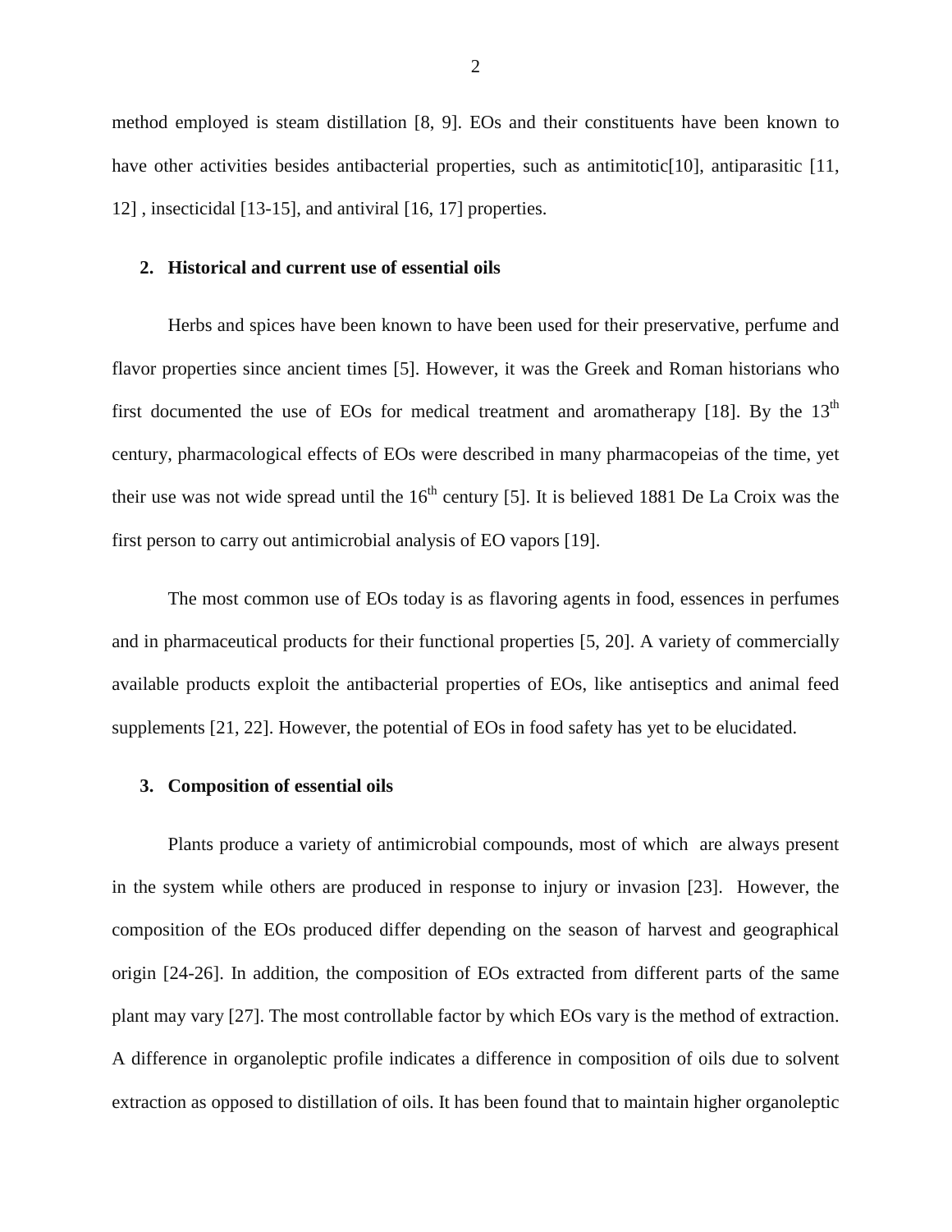method employed is steam distillation [8, 9]. EOs and their constituents have been known to have other activities besides antibacterial properties, such as antimitotic[10], antiparasitic [11, 12] , insecticidal [13-15], and antiviral [16, 17] properties.

## 2. Historical and current use of essential oils

Herbs and spices have been known to have been used for their preservative, perfume and flavor properties since ancient times [5]. However, it was the Greek and Roman historians who first documented the use of EOs for medical treatment and aromatherapy [18]. By the $13^{th}$ century, pharmacological effects of EOs were described in many pharmacopeias of the time, yet their use was not wide spread until the $16^{th}$ century [5]. It is believed 1881 De La Croix was the first person to carry out antimicrobial analysis of EO vapors [19].

The most common use of EOs today is as flavoring agents in food, essences in perfumes and in pharmaceutical products for their functional properties [5, 20]. A variety of commercially available products exploit the antibacterial properties of EOs, like antiseptics and animal feed supplements [21, 22]. However, the potential of EOs in food safety has yet to be elucidated.

## 3. Composition of essential oils

Plants produce a variety of antimicrobial compounds, most of which are always present in the system while others are produced in response to injury or invasion [23]. However, the composition of the EOs produced differ depending on the season of harvest and geographical origin [24-26]. In addition, the composition of EOs extracted from different parts of the same plant may vary [27]. The most controllable factor by which EOs vary is the method of extraction. A difference in organoleptic profile indicates a difference in composition of oils due to solvent extraction as opposed to distillation of oils. It has been found that to maintain higher organoleptic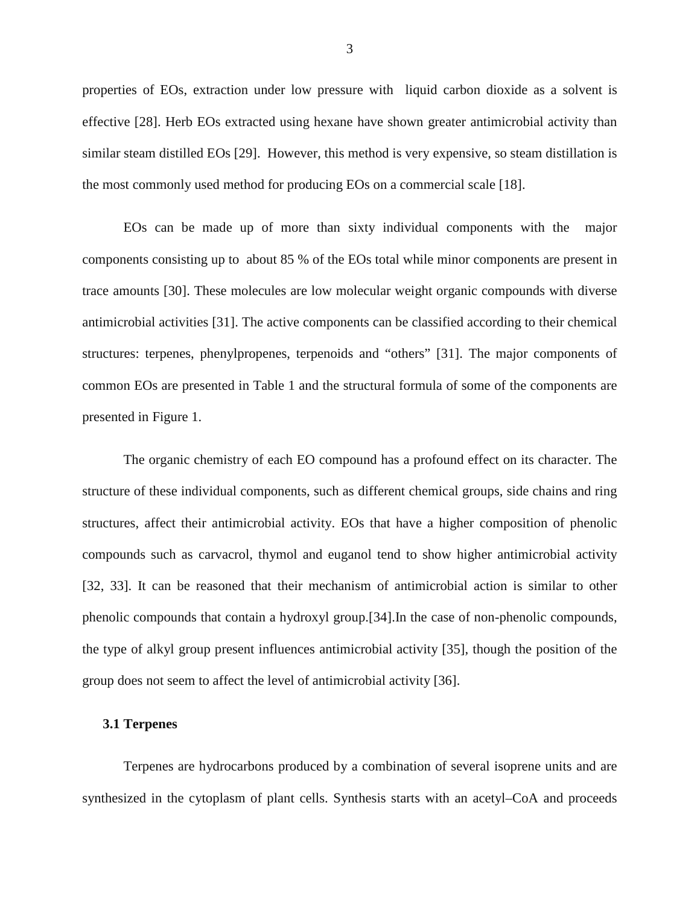properties of EOs, extraction under low pressure with liquid carbon dioxide as a solvent is effective [28]. Herb EOs extracted using hexane have shown greater antimicrobial activity than similar steam distilled EOs [29]. However, this method is very expensive, so steam distillation is the most commonly used method for producing EOs on a commercial scale [18].

EOs can be made up of more than sixty individual components with the major components consisting up to about 85 % of the EOs total while minor components are present in trace amounts [30]. These molecules are low molecular weight organic compounds with diverse antimicrobial activities [31]. The active components can be classified according to their chemical structures: terpenes, phenylpropenes, terpenoids and "others" [31]. The major components of common EOs are presented in Table 1 and the structural formula of some of the components are presented in Figure 1.

The organic chemistry of each EO compound has a profound effect on its character. The structure of these individual components, such as different chemical groups, side chains and ring structures, affect their antimicrobial activity. EOs that have a higher composition of phenolic compounds such as carvacrol, thymol and euganol tend to show higher antimicrobial activity [32, 33]. It can be reasoned that their mechanism of antimicrobial action is similar to other phenolic compounds that contain a hydroxyl group.[34].In the case of non-phenolic compounds, the type of alkyl group present influences antimicrobial activity [35], though the position of the group does not seem to affect the level of antimicrobial activity [36].

### 3.1 Terpenes

Terpenes are hydrocarbons produced by a combination of several isoprene units and are synthesized in the cytoplasm of plant cells. Synthesis starts with an acetyl–CoA and proceeds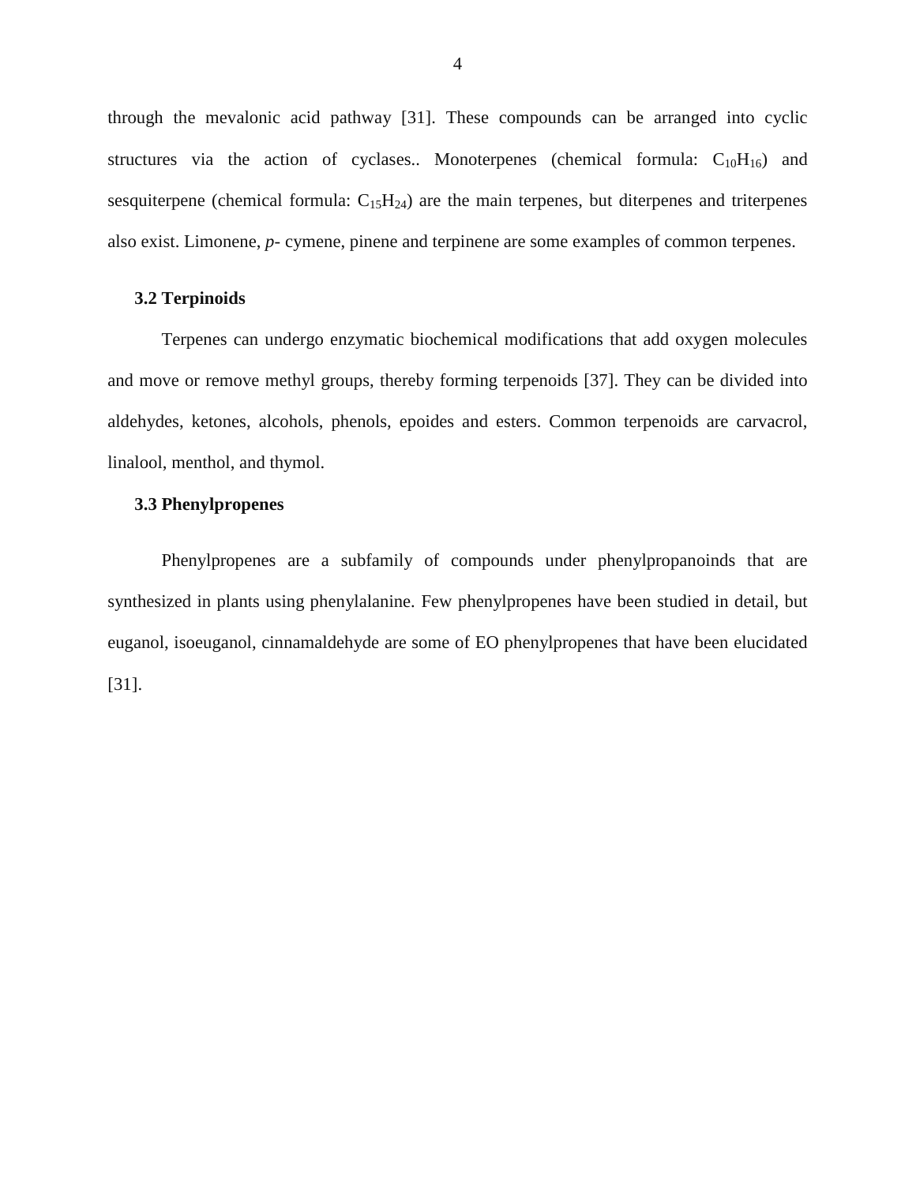through the mevalonic acid pathway [31]. These compounds can be arranged into cyclic structures via the action of cyclases.. Monoterpenes (chemical formula: $C_{10}H_{16}$) and sesquiterpene (chemical formula: $C_{15}H_{24}$) are the main terpenes, but diterpenes and triterpenes also exist. Limonene, *p*- cymene, pinene and terpinene are some examples of common terpenes.

### 3.2 Terpinoids

Terpenes can undergo enzymatic biochemical modifications that add oxygen molecules and move or remove methyl groups, thereby forming terpenoids [37]. They can be divided into aldehydes, ketones, alcohols, phenols, epoides and esters. Common terpenoids are carvacrol, linalool, menthol, and thymol.

### 3.3 Phenylpropenes

Phenylpropenes are a subfamily of compounds under phenylpropanoinds that are synthesized in plants using phenylalanine. Few phenylpropenes have been studied in detail, but euganol, isoeuganol, cinnamaldehyde are some of EO phenylpropenes that have been elucidated [31].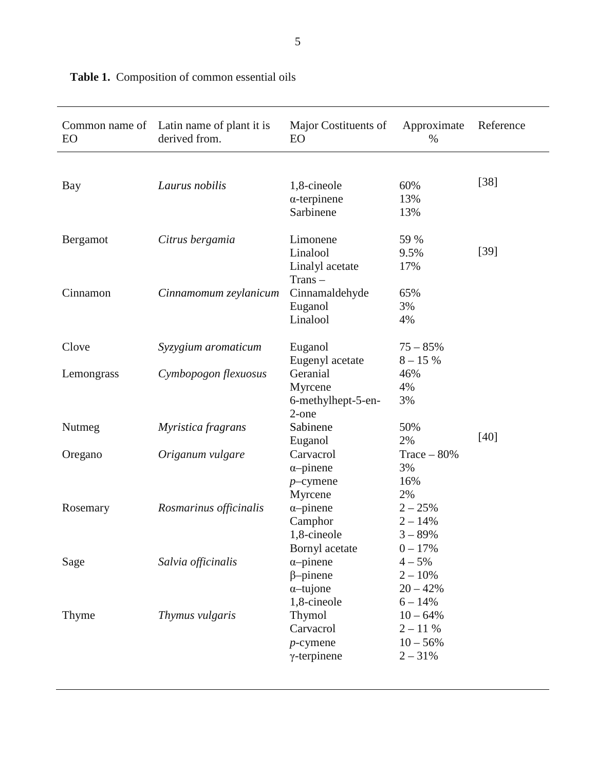**Table 1.** Composition of common essential oils

| Common name of EO | Latin name of plant it is derived from. | Major Costituents of EO | Approximate % | Reference |
|---|---|---|---|---|
| Bay | *Laurus nobilis* | 1,8-cineole | 60% | [38] |
| | | α-terpinene | 13% | |
| | | Sarbinene | 13% | |
| Bergamot | *Citrus bergamia* | Limonene | 59 % | |
| | | Linalool | 9.5% | [39] |
| | | Linalyl acetate | 17% | |
| Cinnamon | *Cinnamomum zeylanicum* | Trans – Cinnamaldehyde | 65% | |
| | | Euganol | 3% | |
| | | Linalool | 4% | |
| Clove | *Syzygium aromaticum* | Euganol | 75 – 85% | |
| | | Eugenyl acetate | 8 – 15 % | |
| Lemongrass | *Cymbopogon flexuosus* | Geranial | 46% | |
| | | Myrcene | 4% | |
| | | 6-methylhept-5-en-2-one | 3% | |
| Nutmeg | *Myristica fragrans* | Sabinene | 50% | |
| | | Euganol | 2% | [40] |
| Oregano | *Origanum vulgare* | Carvacrol | Trace – 80% | |
| | | α–pinene | 3% | |
| | | *p*–cymene | 16% | |
| | | Myrcene | 2% | |
| Rosemary | *Rosmarinus officinalis* | α–pinene | 2 – 25% | |
| | | Camphor | 2 – 14% | |
| | | 1,8-cineole | 3 – 89% | |
| | | Bornyl acetate | 0 – 17% | |
| Sage | *Salvia officinalis* | α–pinene | 4 – 5% | |
| | | β–pinene | 2 – 10% | |
| | | α–tujone | 20 – 42% | |
| | | 1,8-cineole | 6 – 14% | |
| Thyme | *Thymus vulgaris* | Thymol | 10 – 64% | |
| | | Carvacrol | 2 – 11 % | |
| | | *p*-cymene | 10 – 56% | |
| | | γ-terpinene | 2 – 31% | |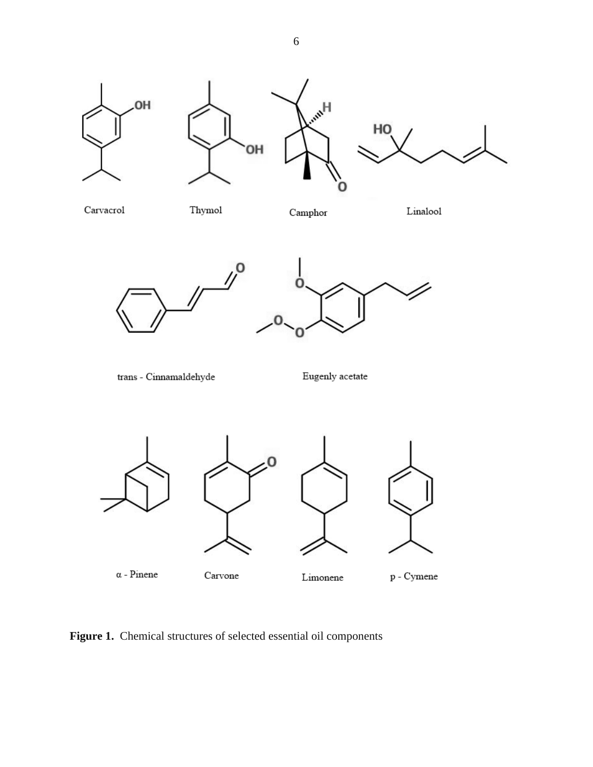Carvacrol

Thymol

Camphor

Linalool

trans - Cinnamaldehyde

Eugenly acetate

α - Pinene

Carvone

Limonene

p - Cymene

**Figure 1.** Chemical structures of selected essential oil components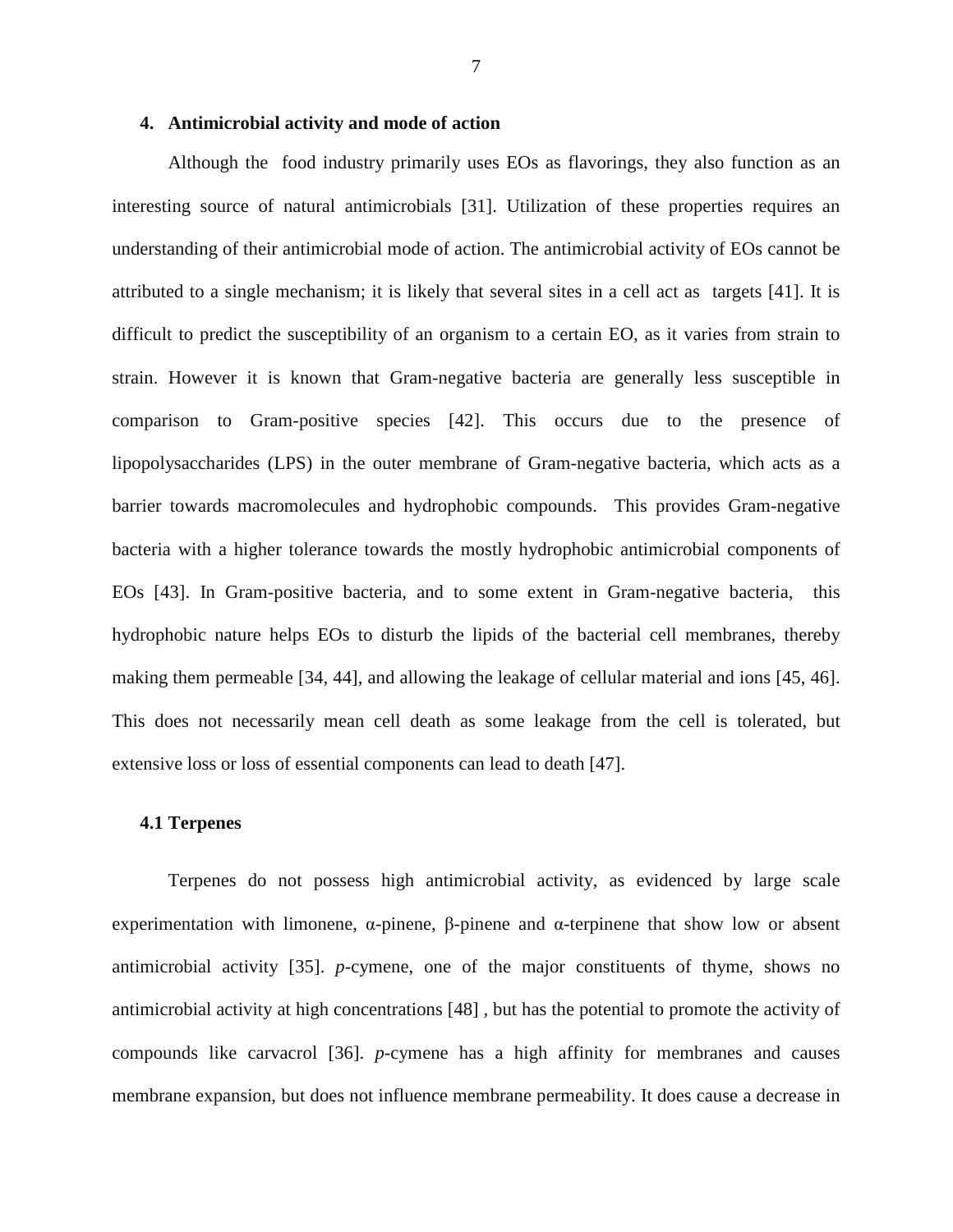## 4. Antimicrobial activity and mode of action

Although the food industry primarily uses EOs as flavorings, they also function as an interesting source of natural antimicrobials [31]. Utilization of these properties requires an understanding of their antimicrobial mode of action. The antimicrobial activity of EOs cannot be attributed to a single mechanism; it is likely that several sites in a cell act as targets [41]. It is difficult to predict the susceptibility of an organism to a certain EO, as it varies from strain to strain. However it is known that Gram-negative bacteria are generally less susceptible in comparison to Gram-positive species [42]. This occurs due to the presence of lipopolysaccharides (LPS) in the outer membrane of Gram-negative bacteria, which acts as a barrier towards macromolecules and hydrophobic compounds. This provides Gram-negative bacteria with a higher tolerance towards the mostly hydrophobic antimicrobial components of EOs [43]. In Gram-positive bacteria, and to some extent in Gram-negative bacteria, this hydrophobic nature helps EOs to disturb the lipids of the bacterial cell membranes, thereby making them permeable [34, 44], and allowing the leakage of cellular material and ions [45, 46]. This does not necessarily mean cell death as some leakage from the cell is tolerated, but extensive loss or loss of essential components can lead to death [47].

### 4.1 Terpenes

Terpenes do not possess high antimicrobial activity, as evidenced by large scale experimentation with limonene, α-pinene, β-pinene and α-terpinene that show low or absent antimicrobial activity [35]. *p*-cymene, one of the major constituents of thyme, shows no antimicrobial activity at high concentrations [48] , but has the potential to promote the activity of compounds like carvacrol [36]. *p*-cymene has a high affinity for membranes and causes membrane expansion, but does not influence membrane permeability. It does cause a decrease in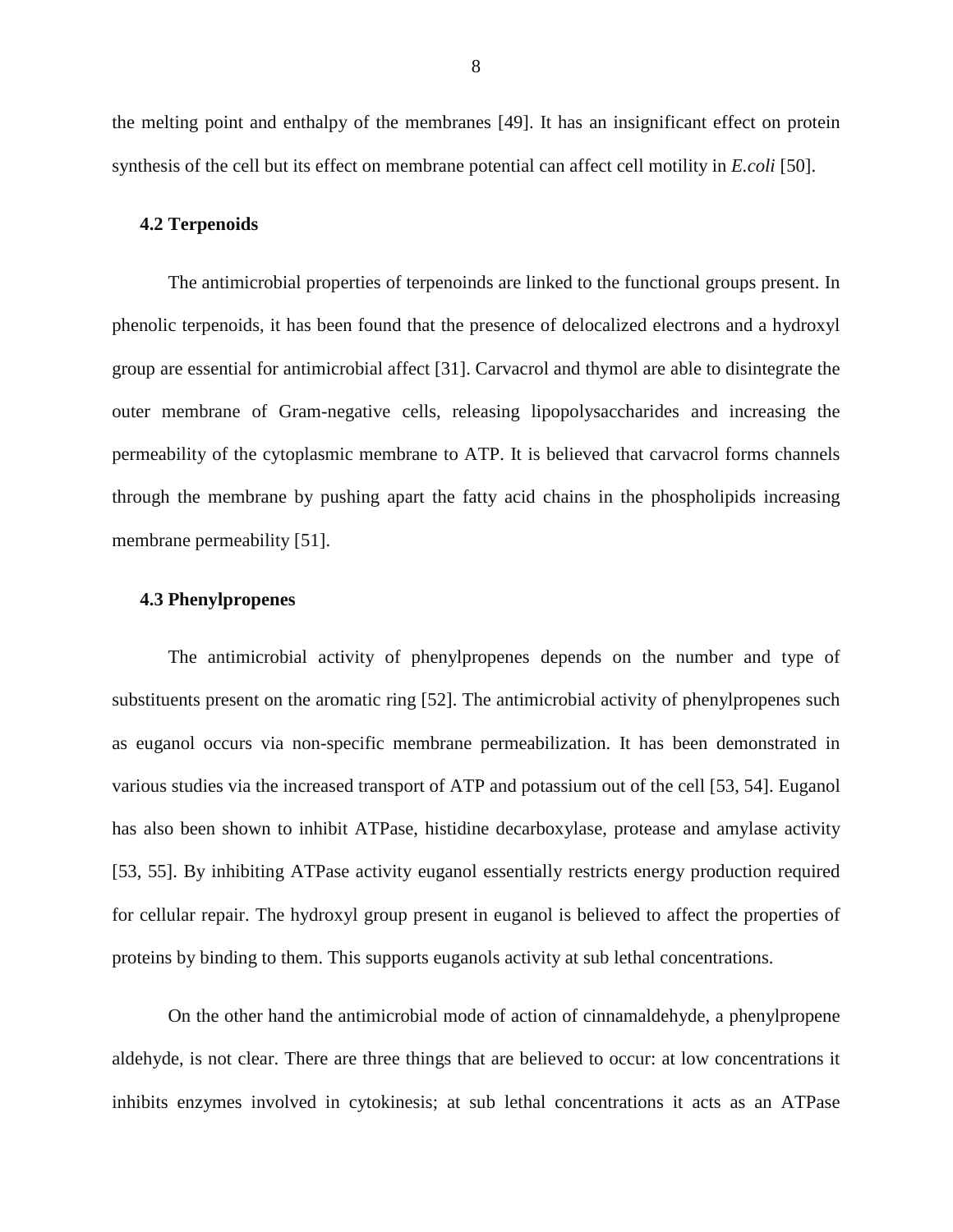the melting point and enthalpy of the membranes [49]. It has an insignificant effect on protein synthesis of the cell but its effect on membrane potential can affect cell motility in *E.coli* [50].

### 4.2 Terpenoids

The antimicrobial properties of terpenoinds are linked to the functional groups present. In phenolic terpenoids, it has been found that the presence of delocalized electrons and a hydroxyl group are essential for antimicrobial affect [31]. Carvacrol and thymol are able to disintegrate the outer membrane of Gram-negative cells, releasing lipopolysaccharides and increasing the permeability of the cytoplasmic membrane to ATP. It is believed that carvacrol forms channels through the membrane by pushing apart the fatty acid chains in the phospholipids increasing membrane permeability [51].

### 4.3 Phenylpropenes

The antimicrobial activity of phenylpropenes depends on the number and type of substituents present on the aromatic ring [52]. The antimicrobial activity of phenylpropenes such as euganol occurs via non-specific membrane permeabilization. It has been demonstrated in various studies via the increased transport of ATP and potassium out of the cell [53, 54]. Euganol has also been shown to inhibit ATPase, histidine decarboxylase, protease and amylase activity [53, 55]. By inhibiting ATPase activity euganol essentially restricts energy production required for cellular repair. The hydroxyl group present in euganol is believed to affect the properties of proteins by binding to them. This supports euganols activity at sub lethal concentrations.

On the other hand the antimicrobial mode of action of cinnamaldehyde, a phenylpropene aldehyde, is not clear. There are three things that are believed to occur: at low concentrations it inhibits enzymes involved in cytokinesis; at sub lethal concentrations it acts as an ATPase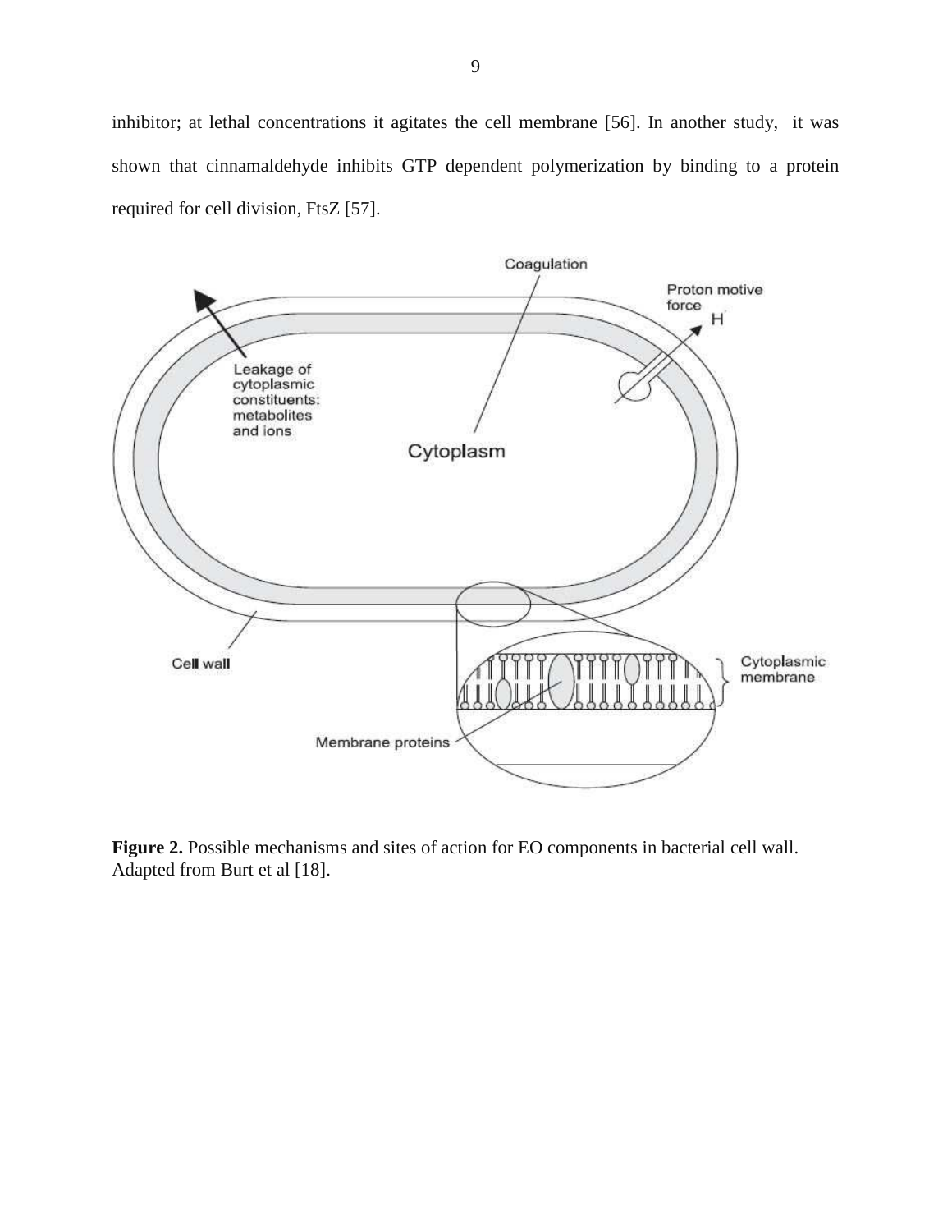inhibitor; at lethal concentrations it agitates the cell membrane [56]. In another study, it was shown that cinnamaldehyde inhibits GTP dependent polymerization by binding to a protein required for cell division, FtsZ [57].

**Figure 2.** Possible mechanisms and sites of action for EO components in bacterial cell wall. Adapted from Burt et al [18].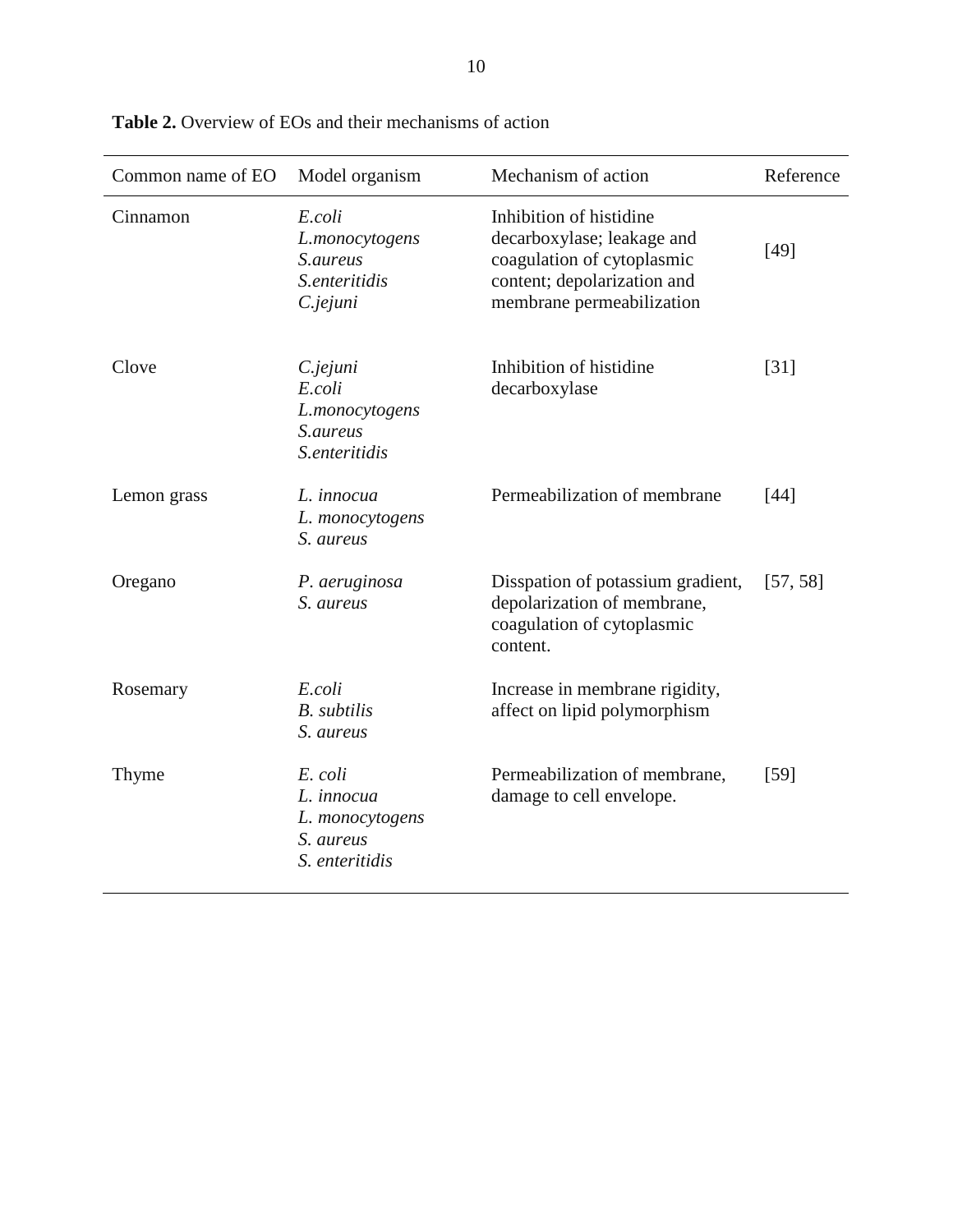**Table 2.** Overview of EOs and their mechanisms of action

| Common name of EO | Model organism | Mechanism of action | Reference |
|---|---|---|---|
| Cinnamon | *E.coli*<br>*L.monocytogens*<br>*S.aureus*<br>*S.enteritidis*<br>*C.jejuni* | Inhibition of histidine decarboxylase; leakage and coagulation of cytoplasmic content; depolarization and membrane permeabilization | [49] |
| Clove | *C.jejuni*<br>*E.coli*<br>*L.monocytogens*<br>*S.aureus*<br>*S.enteritidis* | Inhibition of histidine decarboxylase | [31] |
| Lemon grass | *L. innocua*<br>*L. monocytogens*<br>*S. aureus* | Permeabilization of membrane | [44] |
| Oregano | *P. aeruginosa*<br>*S. aureus* | Disspation of potassium gradient, depolarization of membrane, coagulation of cytoplasmic content. | [57, 58] |
| Rosemary | *E.coli*<br>*B. subtilis*<br>*S. aureus* | Increase in membrane rigidity, affect on lipid polymorphism | |
| Thyme | *E. coli*<br>*L. innocua*<br>*L. monocytogens*<br>*S. aureus*<br>*S. enteritidis* | Permeabilization of membrane, damage to cell envelope. | [59] |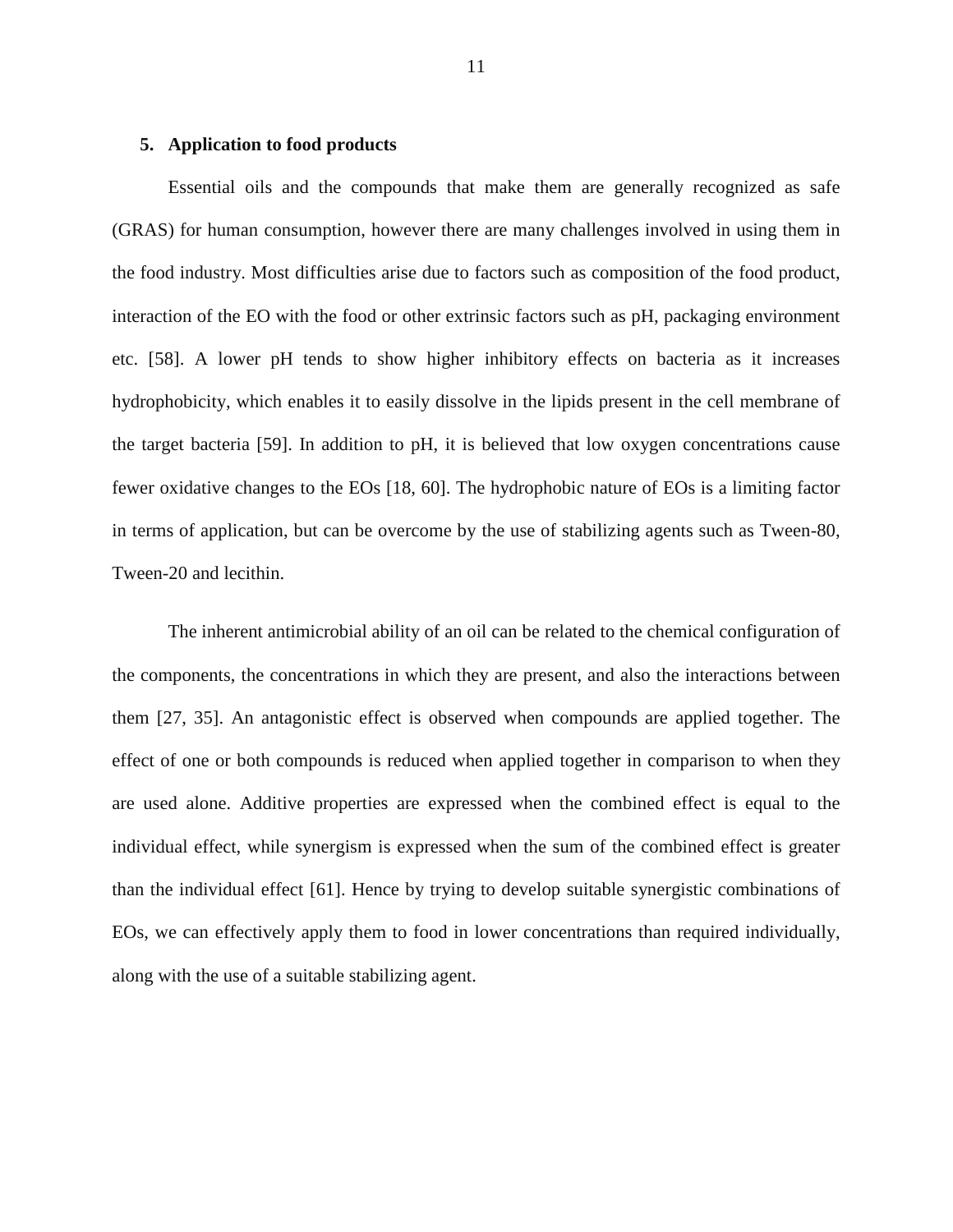## 5. Application to food products

Essential oils and the compounds that make them are generally recognized as safe (GRAS) for human consumption, however there are many challenges involved in using them in the food industry. Most difficulties arise due to factors such as composition of the food product, interaction of the EO with the food or other extrinsic factors such as pH, packaging environment etc. [58]. A lower pH tends to show higher inhibitory effects on bacteria as it increases hydrophobicity, which enables it to easily dissolve in the lipids present in the cell membrane of the target bacteria [59]. In addition to pH, it is believed that low oxygen concentrations cause fewer oxidative changes to the EOs [18, 60]. The hydrophobic nature of EOs is a limiting factor in terms of application, but can be overcome by the use of stabilizing agents such as Tween-80, Tween-20 and lecithin.

The inherent antimicrobial ability of an oil can be related to the chemical configuration of the components, the concentrations in which they are present, and also the interactions between them [27, 35]. An antagonistic effect is observed when compounds are applied together. The effect of one or both compounds is reduced when applied together in comparison to when they are used alone. Additive properties are expressed when the combined effect is equal to the individual effect, while synergism is expressed when the sum of the combined effect is greater than the individual effect [61]. Hence by trying to develop suitable synergistic combinations of EOs, we can effectively apply them to food in lower concentrations than required individually, along with the use of a suitable stabilizing agent.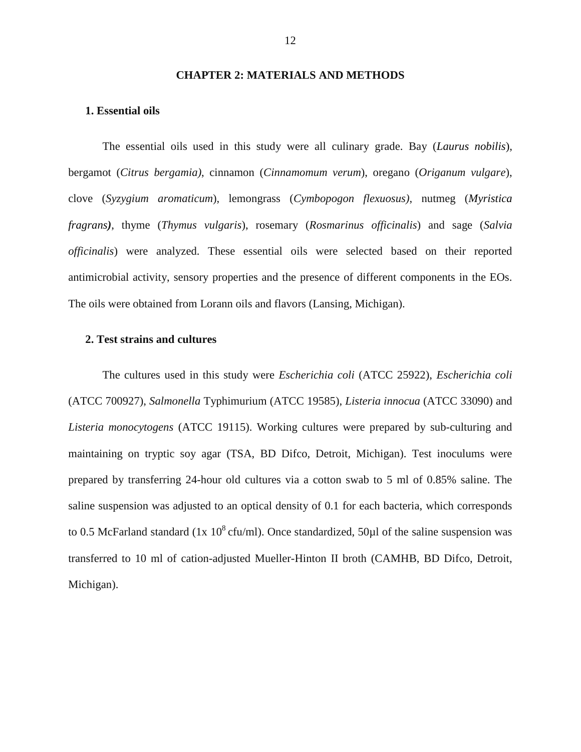# CHAPTER 2: MATERIALS AND METHODS

## 1. Essential oils

The essential oils used in this study were all culinary grade. Bay (*Laurus nobilis*), bergamot (*Citrus bergamia)*, cinnamon (*Cinnamomum verum*), oregano (*Origanum vulgare*), clove (*Syzygium aromaticum*), lemongrass (*Cymbopogon flexuosus)*, nutmeg (*Myristica fragrans)*, thyme (*Thymus vulgaris*), rosemary (*Rosmarinus officinalis*) and sage (*Salvia officinalis*) were analyzed. These essential oils were selected based on their reported antimicrobial activity, sensory properties and the presence of different components in the EOs. The oils were obtained from Lorann oils and flavors (Lansing, Michigan).

## 2. Test strains and cultures

The cultures used in this study were *Escherichia coli* (ATCC 25922), *Escherichia coli* (ATCC 700927), *Salmonella* Typhimurium (ATCC 19585), *Listeria innocua* (ATCC 33090) and *Listeria monocytogens* (ATCC 19115). Working cultures were prepared by sub-culturing and maintaining on tryptic soy agar (TSA, BD Difco, Detroit, Michigan). Test inoculums were prepared by transferring 24-hour old cultures via a cotton swab to 5 ml of 0.85% saline. The saline suspension was adjusted to an optical density of 0.1 for each bacteria, which corresponds to 0.5 McFarland standard ($1x\ 10^8$ cfu/ml). Once standardized, 50µl of the saline suspension was transferred to 10 ml of cation-adjusted Mueller-Hinton II broth (CAMHB, BD Difco, Detroit, Michigan).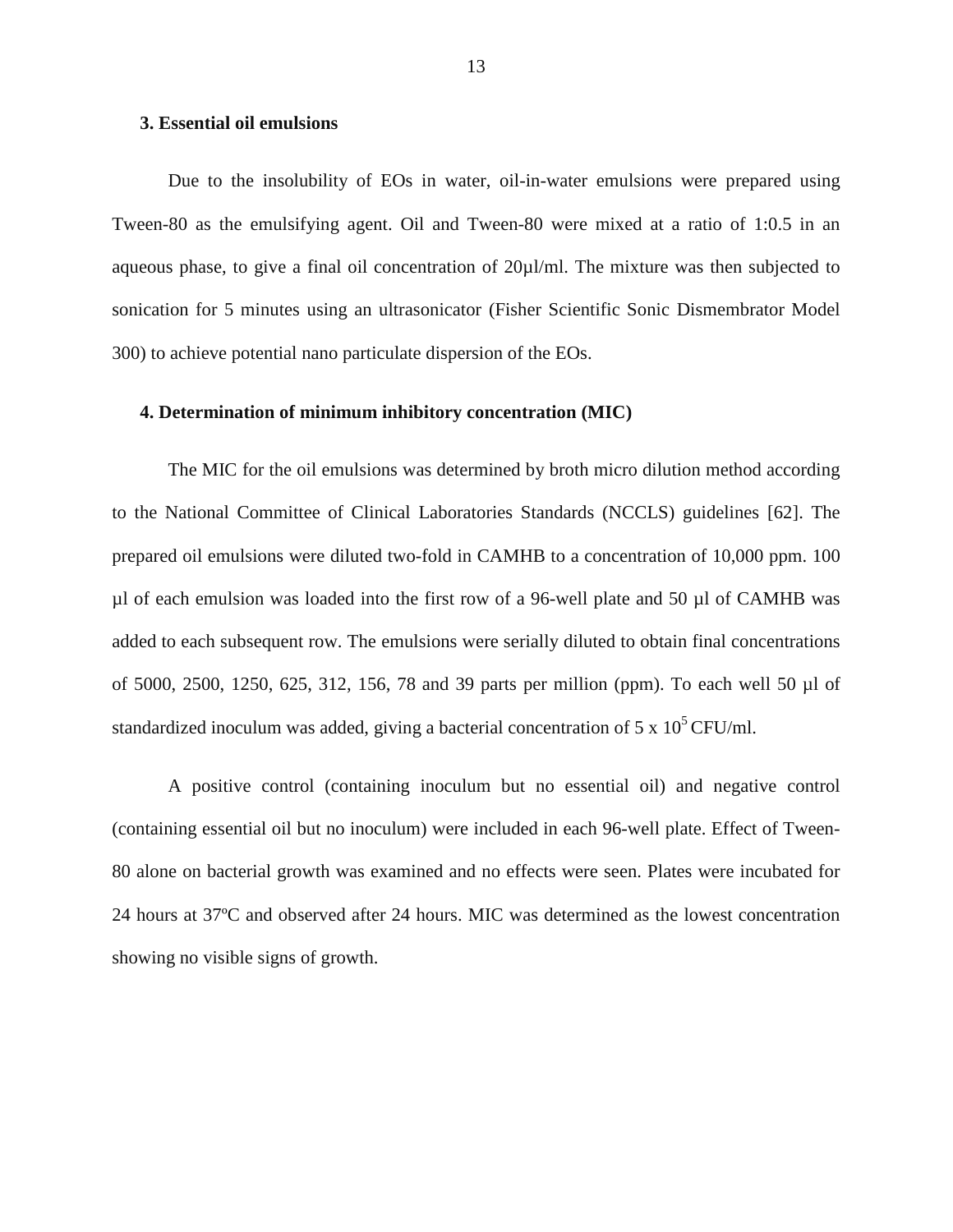### 3. Essential oil emulsions

Due to the insolubility of EOs in water, oil-in-water emulsions were prepared using Tween-80 as the emulsifying agent. Oil and Tween-80 were mixed at a ratio of 1:0.5 in an aqueous phase, to give a final oil concentration of 20µl/ml. The mixture was then subjected to sonication for 5 minutes using an ultrasonicator (Fisher Scientific Sonic Dismembrator Model 300) to achieve potential nano particulate dispersion of the EOs.

### 4. Determination of minimum inhibitory concentration (MIC)

The MIC for the oil emulsions was determined by broth micro dilution method according to the National Committee of Clinical Laboratories Standards (NCCLS) guidelines [62]. The prepared oil emulsions were diluted two-fold in CAMHB to a concentration of 10,000 ppm. 100 µl of each emulsion was loaded into the first row of a 96-well plate and 50 µl of CAMHB was added to each subsequent row. The emulsions were serially diluted to obtain final concentrations of 5000, 2500, 1250, 625, 312, 156, 78 and 39 parts per million (ppm). To each well 50 µl of standardized inoculum was added, giving a bacterial concentration of $5 \times 10^5$ CFU/ml.

A positive control (containing inoculum but no essential oil) and negative control (containing essential oil but no inoculum) were included in each 96-well plate. Effect of Tween-80 alone on bacterial growth was examined and no effects were seen. Plates were incubated for 24 hours at 37ºC and observed after 24 hours. MIC was determined as the lowest concentration showing no visible signs of growth.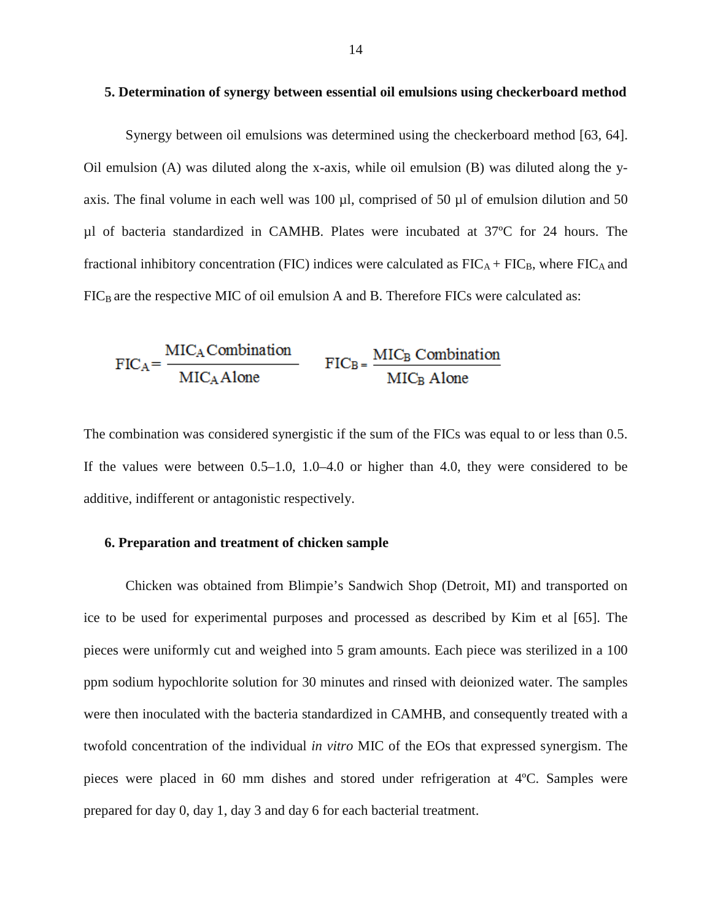### 5. Determination of synergy between essential oil emulsions using checkerboard method

Synergy between oil emulsions was determined using the checkerboard method [63, 64]. Oil emulsion (A) was diluted along the x-axis, while oil emulsion (B) was diluted along the y-axis. The final volume in each well was 100 µl, comprised of 50 µl of emulsion dilution and 50 µl of bacteria standardized in CAMHB. Plates were incubated at 37ºC for 24 hours. The fractional inhibitory concentration (FIC) indices were calculated as $FIC_A + FIC_B$, where $FIC_A$ and $FIC_B$ are the respective MIC of oil emulsion A and B. Therefore FICs were calculated as:

$$FIC_A = \frac{MIC_A \text{ Combination}}{MIC_A \text{ Alone}} \qquad FIC_B = \frac{MIC_B \text{ Combination}}{MIC_B \text{ Alone}}$$

The combination was considered synergistic if the sum of the FICs was equal to or less than 0.5. If the values were between 0.5–1.0, 1.0–4.0 or higher than 4.0, they were considered to be additive, indifferent or antagonistic respectively.

### 6. Preparation and treatment of chicken sample

Chicken was obtained from Blimpie's Sandwich Shop (Detroit, MI) and transported on ice to be used for experimental purposes and processed as described by Kim et al [65]. The pieces were uniformly cut and weighed into 5 gram amounts. Each piece was sterilized in a 100 ppm sodium hypochlorite solution for 30 minutes and rinsed with deionized water. The samples were then inoculated with the bacteria standardized in CAMHB, and consequently treated with a twofold concentration of the individual *in vitro* MIC of the EOs that expressed synergism. The pieces were placed in 60 mm dishes and stored under refrigeration at 4ºC. Samples were prepared for day 0, day 1, day 3 and day 6 for each bacterial treatment.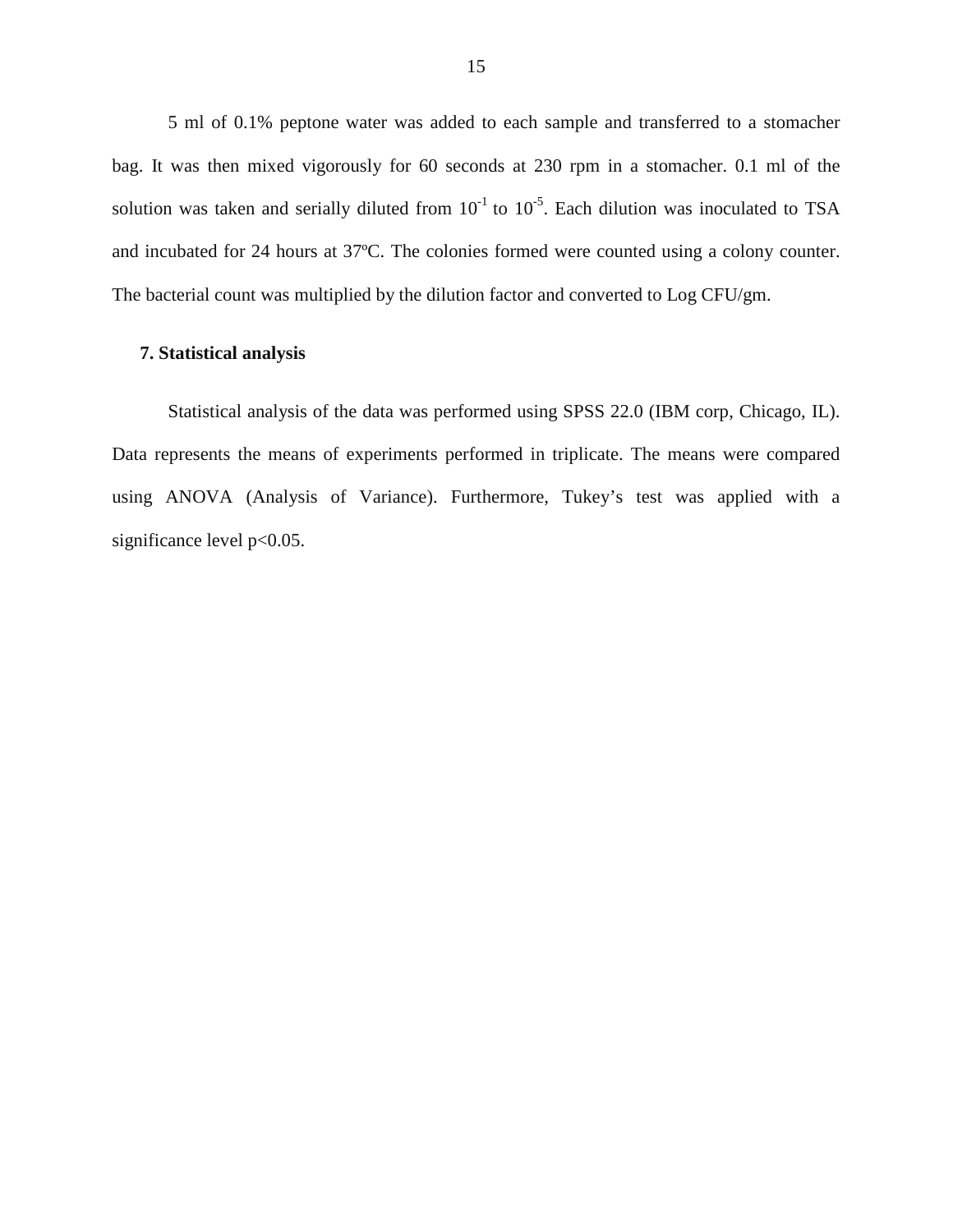5 ml of 0.1% peptone water was added to each sample and transferred to a stomacher bag. It was then mixed vigorously for 60 seconds at 230 rpm in a stomacher. 0.1 ml of the solution was taken and serially diluted from $10^{-1}$ to $10^{-5}$. Each dilution was inoculated to TSA and incubated for 24 hours at 37ºC. The colonies formed were counted using a colony counter. The bacterial count was multiplied by the dilution factor and converted to Log CFU/gm.

**7. Statistical analysis**

Statistical analysis of the data was performed using SPSS 22.0 (IBM corp, Chicago, IL). Data represents the means of experiments performed in triplicate. The means were compared using ANOVA (Analysis of Variance). Furthermore, Tukey's test was applied with a significance level $p<0.05$.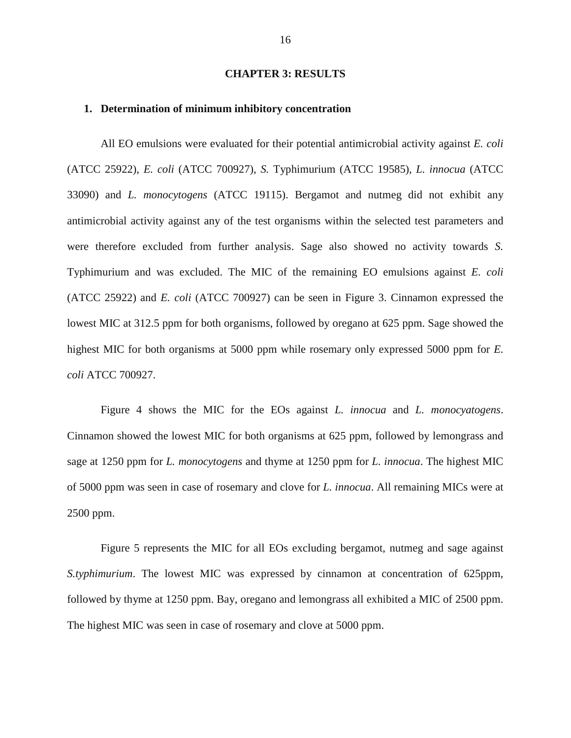# CHAPTER 3: RESULTS

## 1. Determination of minimum inhibitory concentration

All EO emulsions were evaluated for their potential antimicrobial activity against *E. coli* (ATCC 25922), *E. coli* (ATCC 700927), *S.* Typhimurium (ATCC 19585), *L. innocua* (ATCC 33090) and *L. monocytogens* (ATCC 19115). Bergamot and nutmeg did not exhibit any antimicrobial activity against any of the test organisms within the selected test parameters and were therefore excluded from further analysis. Sage also showed no activity towards *S.* Typhimurium and was excluded. The MIC of the remaining EO emulsions against *E. coli* (ATCC 25922) and *E. coli* (ATCC 700927) can be seen in Figure 3. Cinnamon expressed the lowest MIC at 312.5 ppm for both organisms, followed by oregano at 625 ppm. Sage showed the highest MIC for both organisms at 5000 ppm while rosemary only expressed 5000 ppm for *E. coli* ATCC 700927.

Figure 4 shows the MIC for the EOs against *L. innocua* and *L. monocyatogens*. Cinnamon showed the lowest MIC for both organisms at 625 ppm, followed by lemongrass and sage at 1250 ppm for *L. monocytogens* and thyme at 1250 ppm for *L. innocua*. The highest MIC of 5000 ppm was seen in case of rosemary and clove for *L. innocua*. All remaining MICs were at 2500 ppm.

Figure 5 represents the MIC for all EOs excluding bergamot, nutmeg and sage against *S.typhimurium*. The lowest MIC was expressed by cinnamon at concentration of 625ppm, followed by thyme at 1250 ppm. Bay, oregano and lemongrass all exhibited a MIC of 2500 ppm. The highest MIC was seen in case of rosemary and clove at 5000 ppm.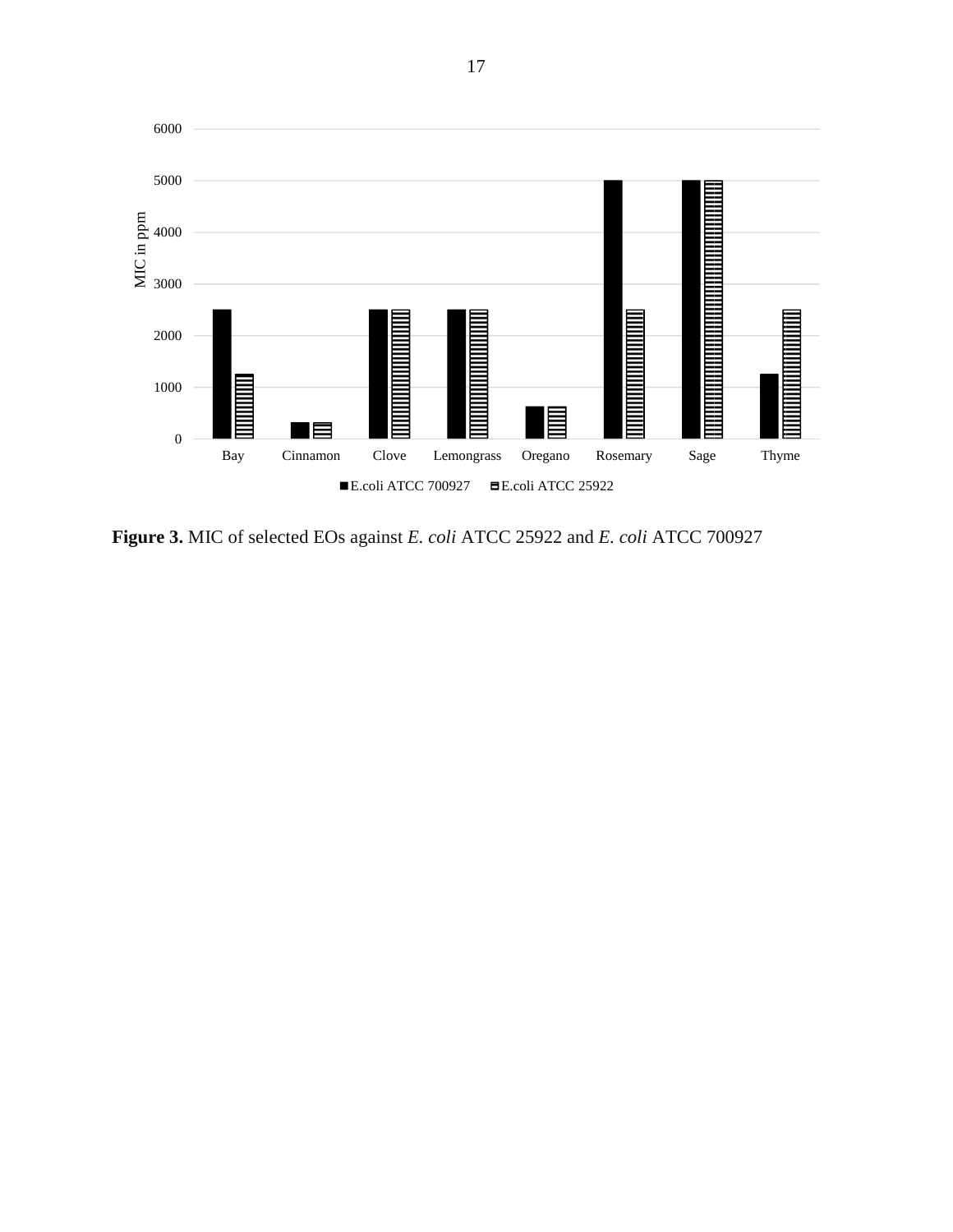**Figure 3.** MIC of selected EOs against *E. coli* ATCC 25922 and *E. coli* ATCC 700927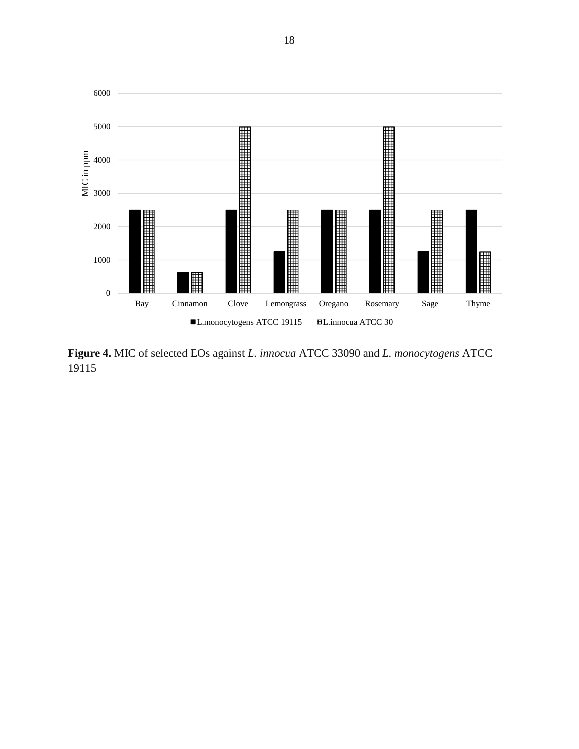| | L.monocytogens ATCC 19115 | L.innocua ATCC 30 |
|---|---|---|
| Bay | 2500 | 2500 |
| Cinnamon | 625 | 625 |
| Clove | 2500 | 5000 |
| Lemongrass | 1250 | 2500 |
| Oregano | 2500 | 2500 |
| Rosemary | 2500 | 5000 |
| Sage | 1250 | 2500 |
| Thyme | 2500 | 1250 |

**Figure 4.** MIC of selected EOs against *L. innocua* ATCC 33090 and *L. monocytogens* ATCC 19115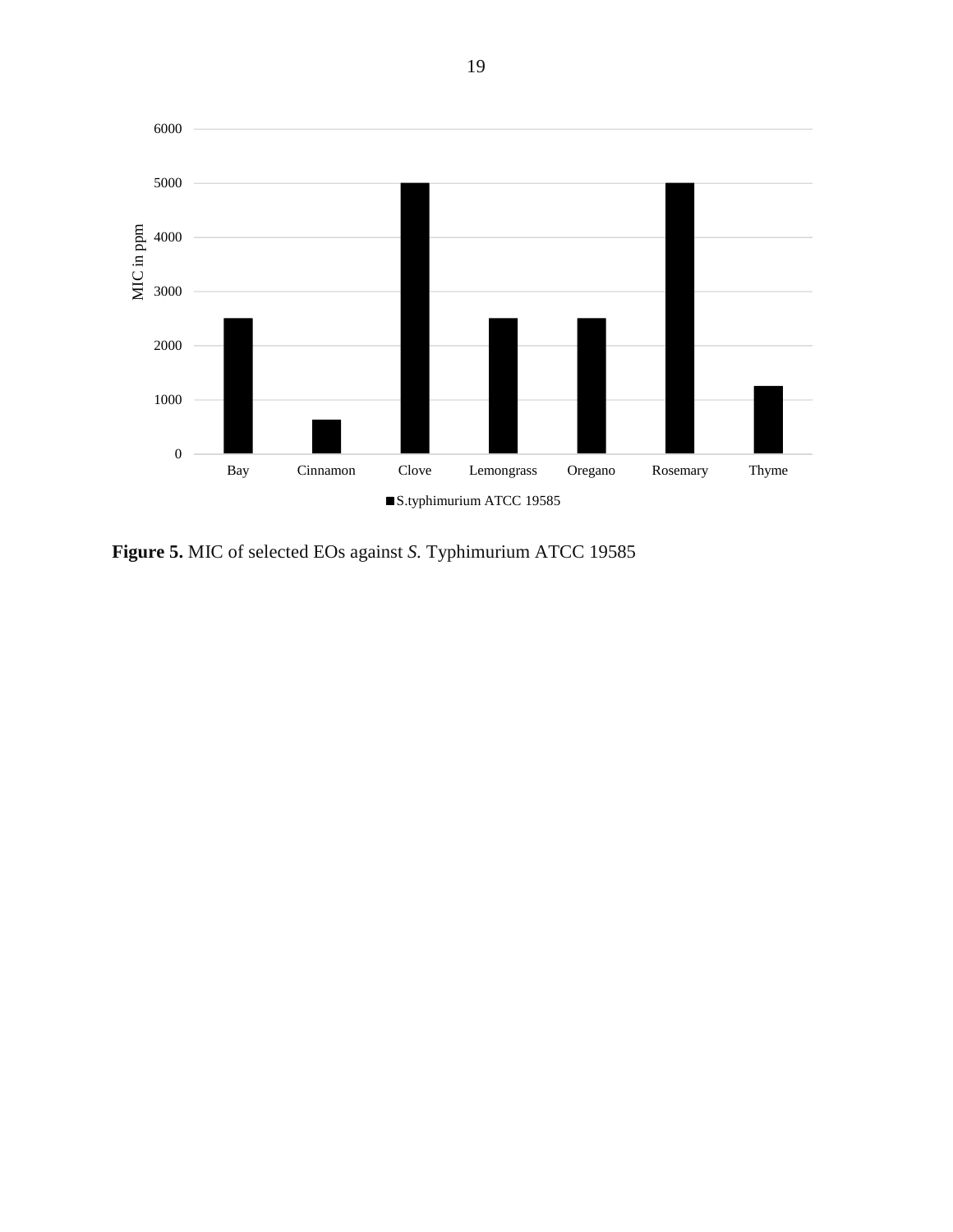**Figure 5.** MIC of selected EOs against *S.* Typhimurium ATCC 19585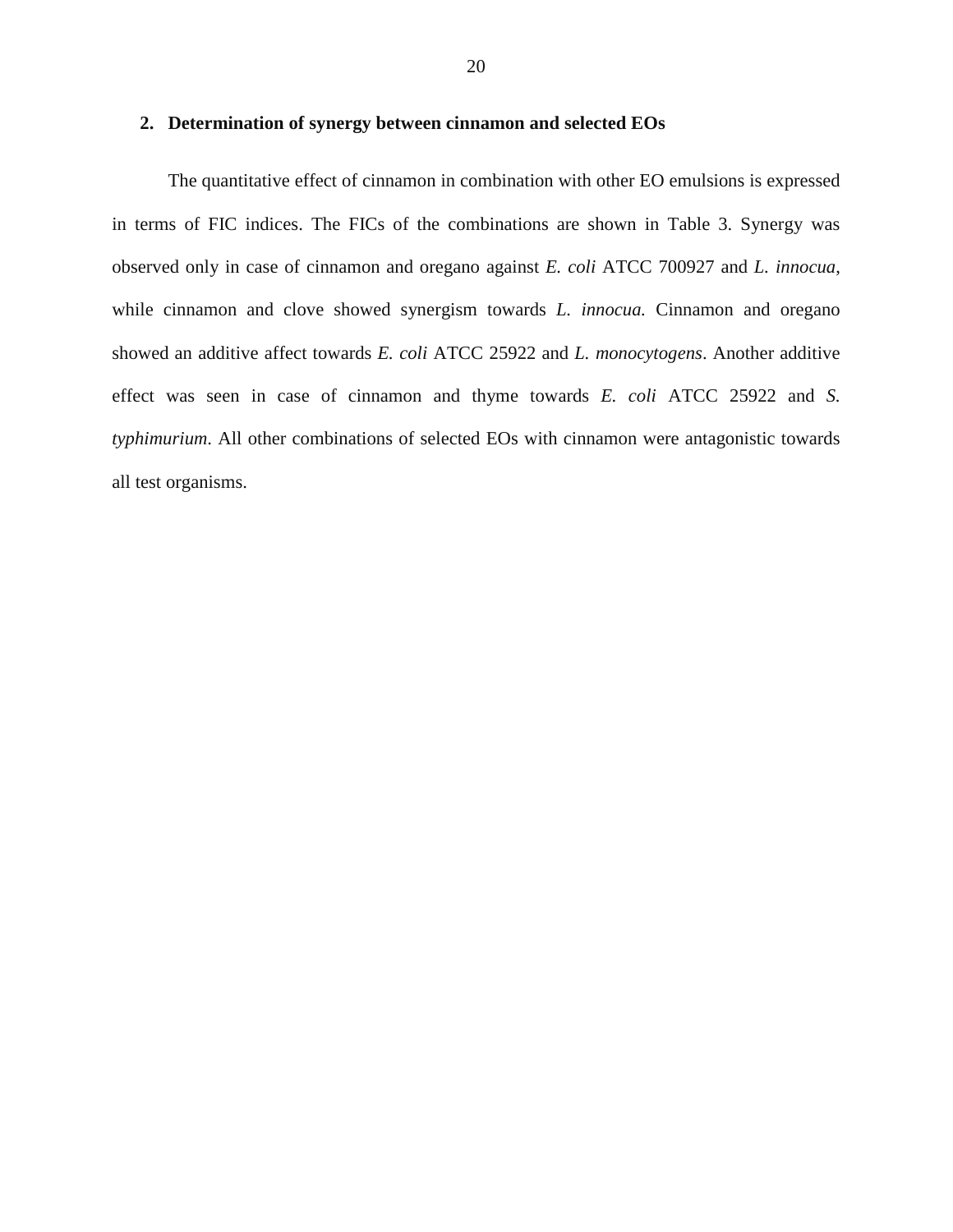## 2. Determination of synergy between cinnamon and selected EOs

The quantitative effect of cinnamon in combination with other EO emulsions is expressed in terms of FIC indices. The FICs of the combinations are shown in Table 3. Synergy was observed only in case of cinnamon and oregano against *E. coli* ATCC 700927 and *L. innocua*, while cinnamon and clove showed synergism towards *L. innocua.* Cinnamon and oregano showed an additive affect towards *E. coli* ATCC 25922 and *L. monocytogens*. Another additive effect was seen in case of cinnamon and thyme towards *E. coli* ATCC 25922 and *S. typhimurium*. All other combinations of selected EOs with cinnamon were antagonistic towards all test organisms.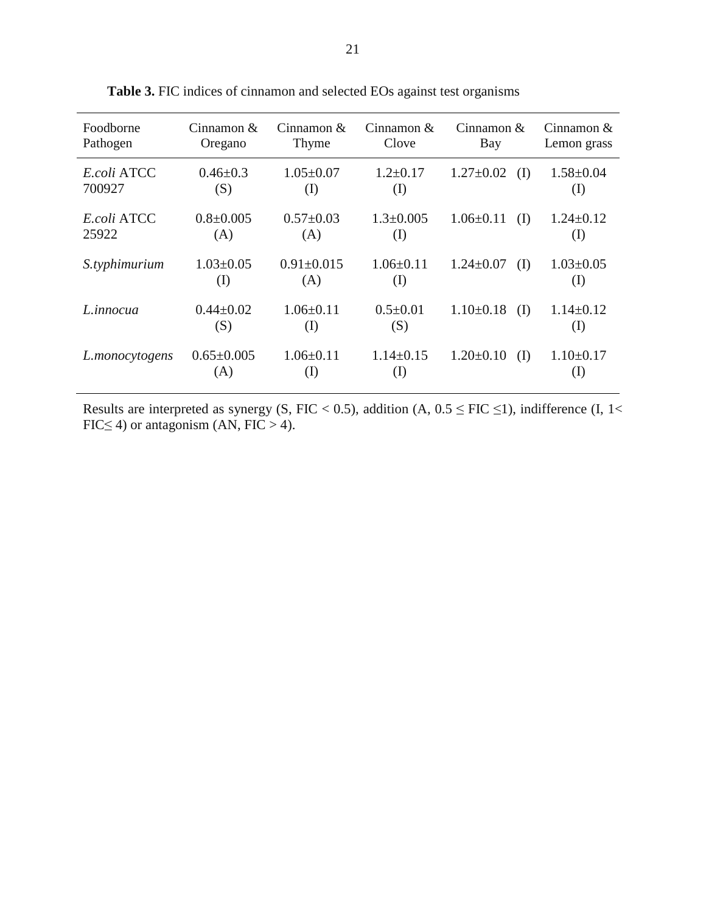**Table 3.** FIC indices of cinnamon and selected EOs against test organisms

| Foodborne Pathogen | Cinnamon & Oregano | Cinnamon & Thyme | Cinnamon & Clove | Cinnamon & Bay | Cinnamon & Lemon grass |
|---|---|---|---|---|---|
| *E.coli* ATCC 700927 | 0.46±0.3 (S) | 1.05±0.07 (I) | 1.2±0.17 (I) | 1.27±0.02 (I) | 1.58±0.04 (I) |
| *E.coli* ATCC 25922 | 0.8±0.005 (A) | 0.57±0.03 (A) | 1.3±0.005 (I) | 1.06±0.11 (I) | 1.24±0.12 (I) |
| *S.typhimurium* | 1.03±0.05 (I) | 0.91±0.015 (A) | 1.06±0.11 (I) | 1.24±0.07 (I) | 1.03±0.05 (I) |
| *L.innocua* | 0.44±0.02 (S) | 1.06±0.11 (I) | 0.5±0.01 (S) | 1.10±0.18 (I) | 1.14±0.12 (I) |
| *L.monocytogens* | 0.65±0.005 (A) | 1.06±0.11 (I) | 1.14±0.15 (I) | 1.20±0.10 (I) | 1.10±0.17 (I) |

Results are interpreted as synergy (S, FIC < 0.5), addition (A, $0.5 \leq$ FIC $\leq 1$), indifference (I, $1 <$ FIC$\leq 4$) or antagonism (AN, FIC $> 4$).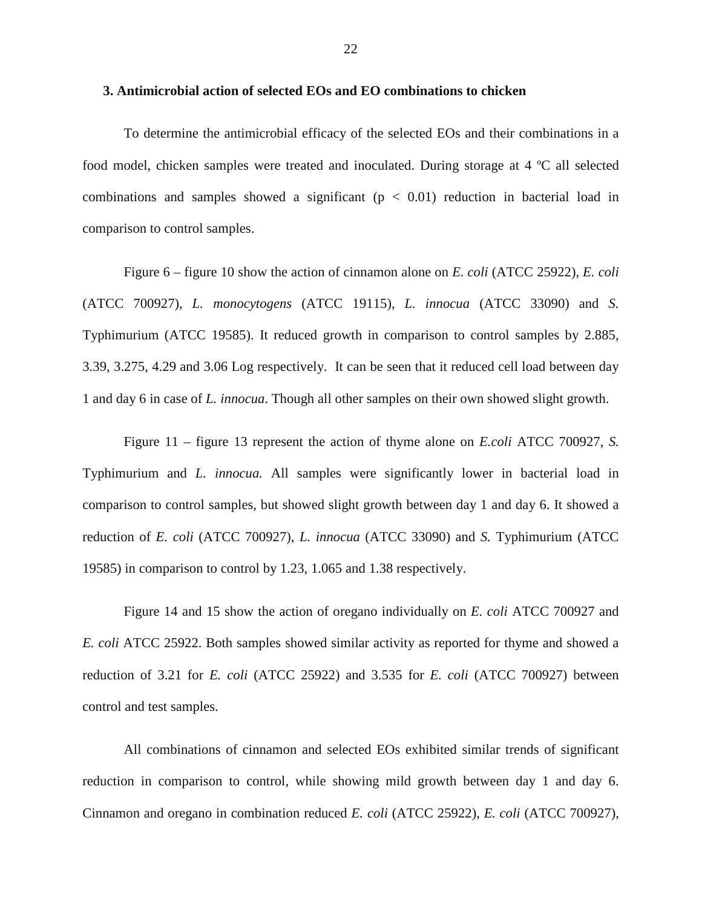### 3. Antimicrobial action of selected EOs and EO combinations to chicken

To determine the antimicrobial efficacy of the selected EOs and their combinations in a food model, chicken samples were treated and inoculated. During storage at 4 ºC all selected combinations and samples showed a significant ($p < 0.01$) reduction in bacterial load in comparison to control samples.

Figure 6 – figure 10 show the action of cinnamon alone on *E. coli* (ATCC 25922), *E. coli* (ATCC 700927), *L. monocytogens* (ATCC 19115), *L. innocua* (ATCC 33090) and *S.* Typhimurium (ATCC 19585). It reduced growth in comparison to control samples by 2.885, 3.39, 3.275, 4.29 and 3.06 Log respectively. It can be seen that it reduced cell load between day 1 and day 6 in case of *L. innocua*. Though all other samples on their own showed slight growth.

Figure 11 – figure 13 represent the action of thyme alone on *E.coli* ATCC 700927, *S.* Typhimurium and *L. innocua.* All samples were significantly lower in bacterial load in comparison to control samples, but showed slight growth between day 1 and day 6. It showed a reduction of *E. coli* (ATCC 700927), *L. innocua* (ATCC 33090) and *S.* Typhimurium (ATCC 19585) in comparison to control by 1.23, 1.065 and 1.38 respectively.

Figure 14 and 15 show the action of oregano individually on *E. coli* ATCC 700927 and *E. coli* ATCC 25922. Both samples showed similar activity as reported for thyme and showed a reduction of 3.21 for *E. coli* (ATCC 25922) and 3.535 for *E. coli* (ATCC 700927) between control and test samples.

All combinations of cinnamon and selected EOs exhibited similar trends of significant reduction in comparison to control, while showing mild growth between day 1 and day 6. Cinnamon and oregano in combination reduced *E. coli* (ATCC 25922), *E. coli* (ATCC 700927),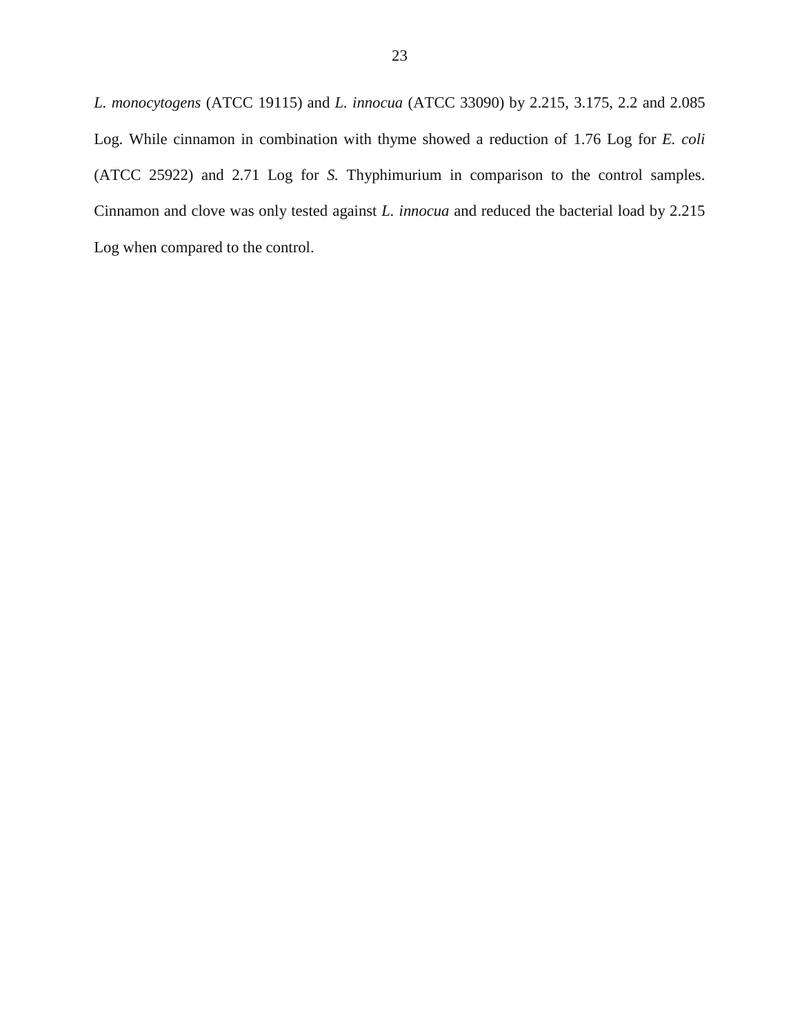*L. monocytogens* (ATCC 19115) and *L. innocua* (ATCC 33090) by 2.215, 3.175, 2.2 and 2.085 Log. While cinnamon in combination with thyme showed a reduction of 1.76 Log for *E. coli* (ATCC 25922) and 2.71 Log for *S.* Thyphimurium in comparison to the control samples. Cinnamon and clove was only tested against *L. innocua* and reduced the bacterial load by 2.215 Log when compared to the control.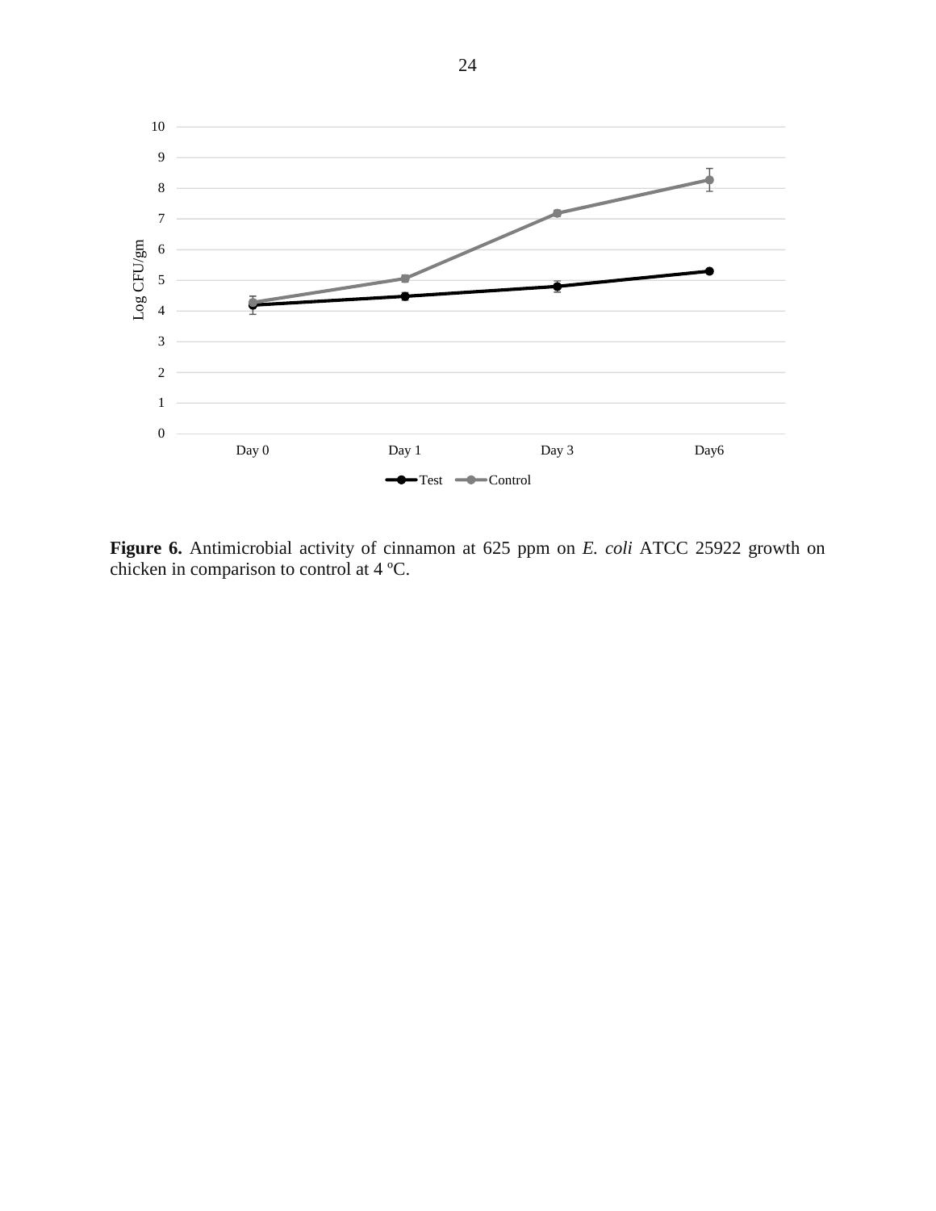**Figure 6.** Antimicrobial activity of cinnamon at 625 ppm on *E. coli* ATCC 25922 growth on chicken in comparison to control at 4 ºC.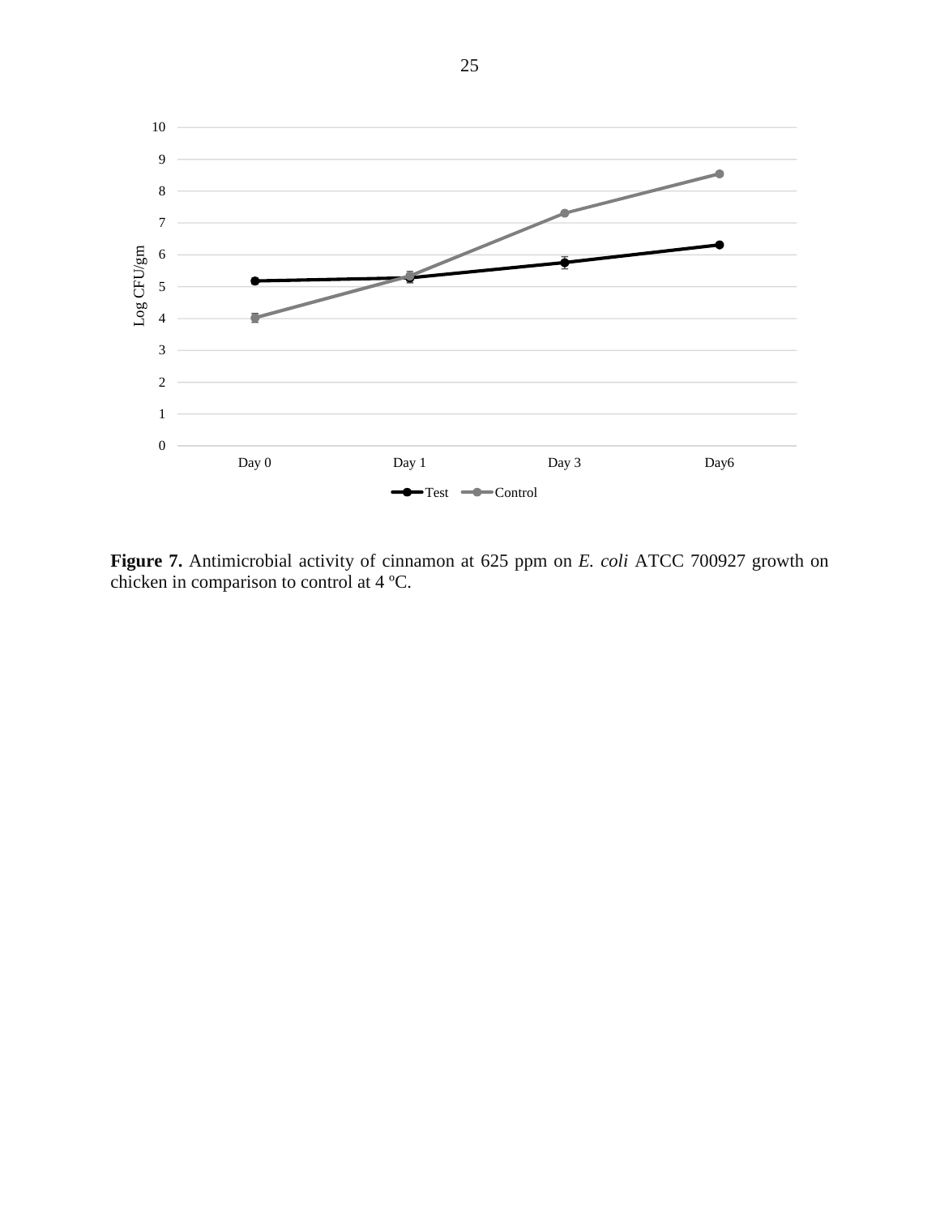**Figure 7.** Antimicrobial activity of cinnamon at 625 ppm on *E. coli* ATCC 700927 growth on chicken in comparison to control at 4 ºC.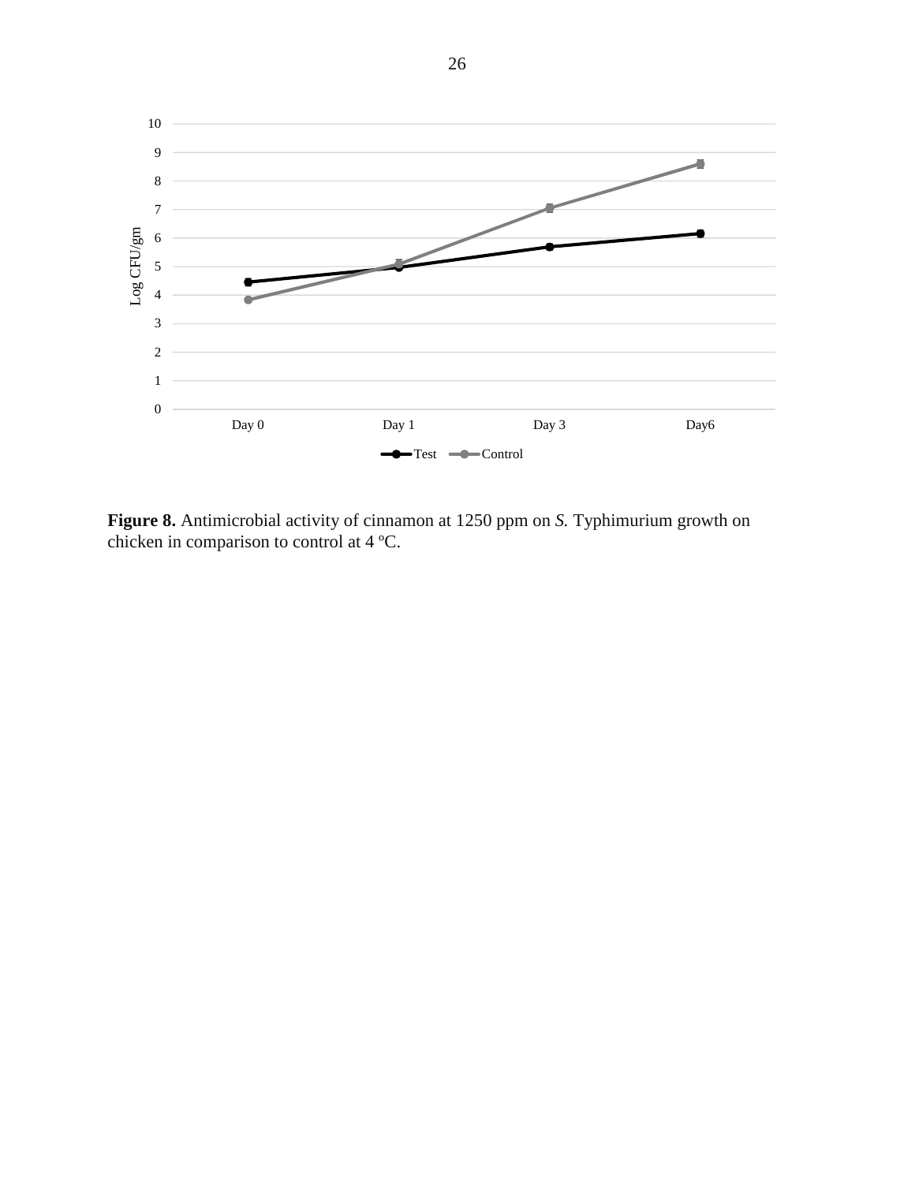**Figure 8.** Antimicrobial activity of cinnamon at 1250 ppm on *S.* Typhimurium growth on chicken in comparison to control at 4 ºC.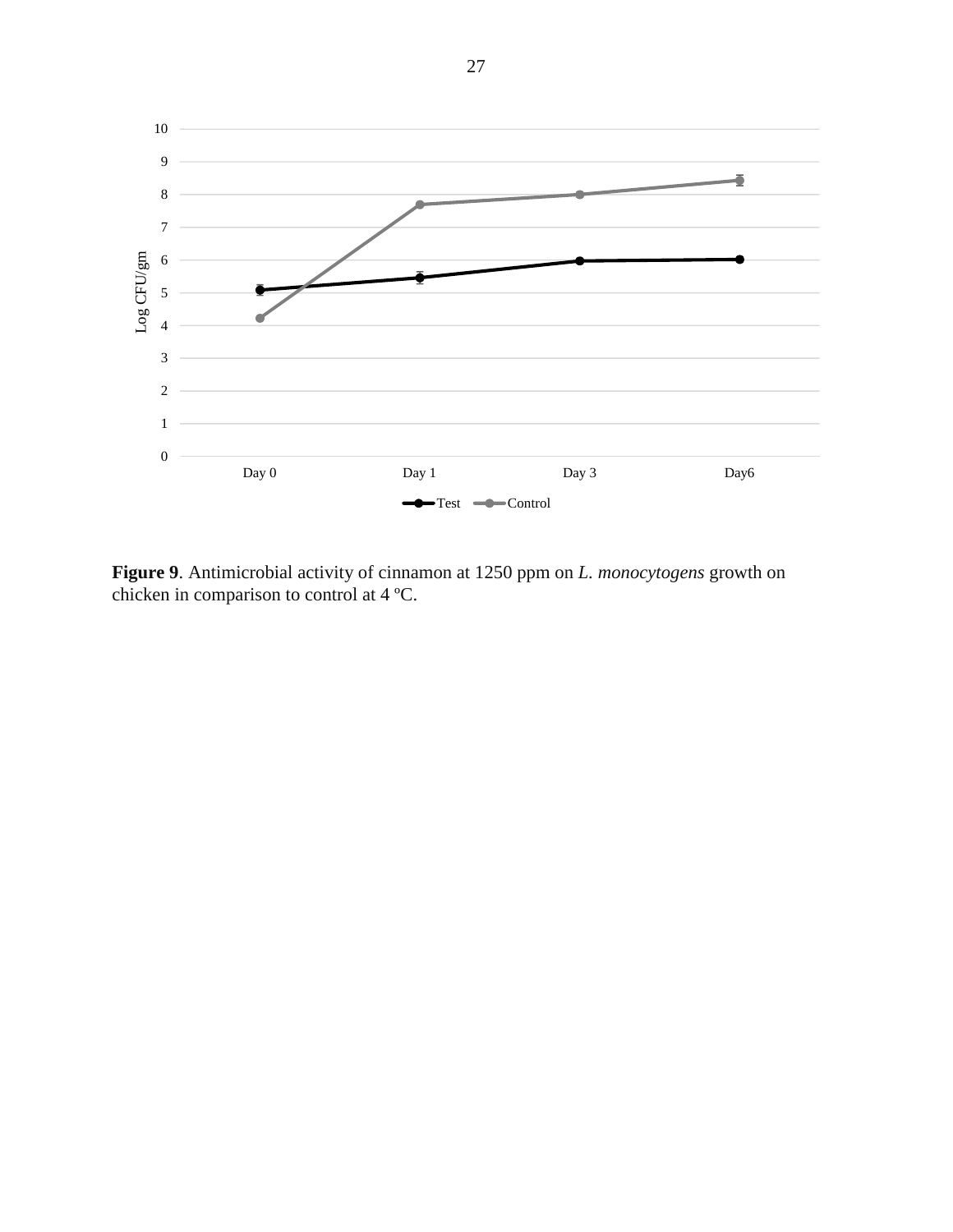**Figure 9**. Antimicrobial activity of cinnamon at 1250 ppm on *L. monocytogens* growth on chicken in comparison to control at 4 ºC.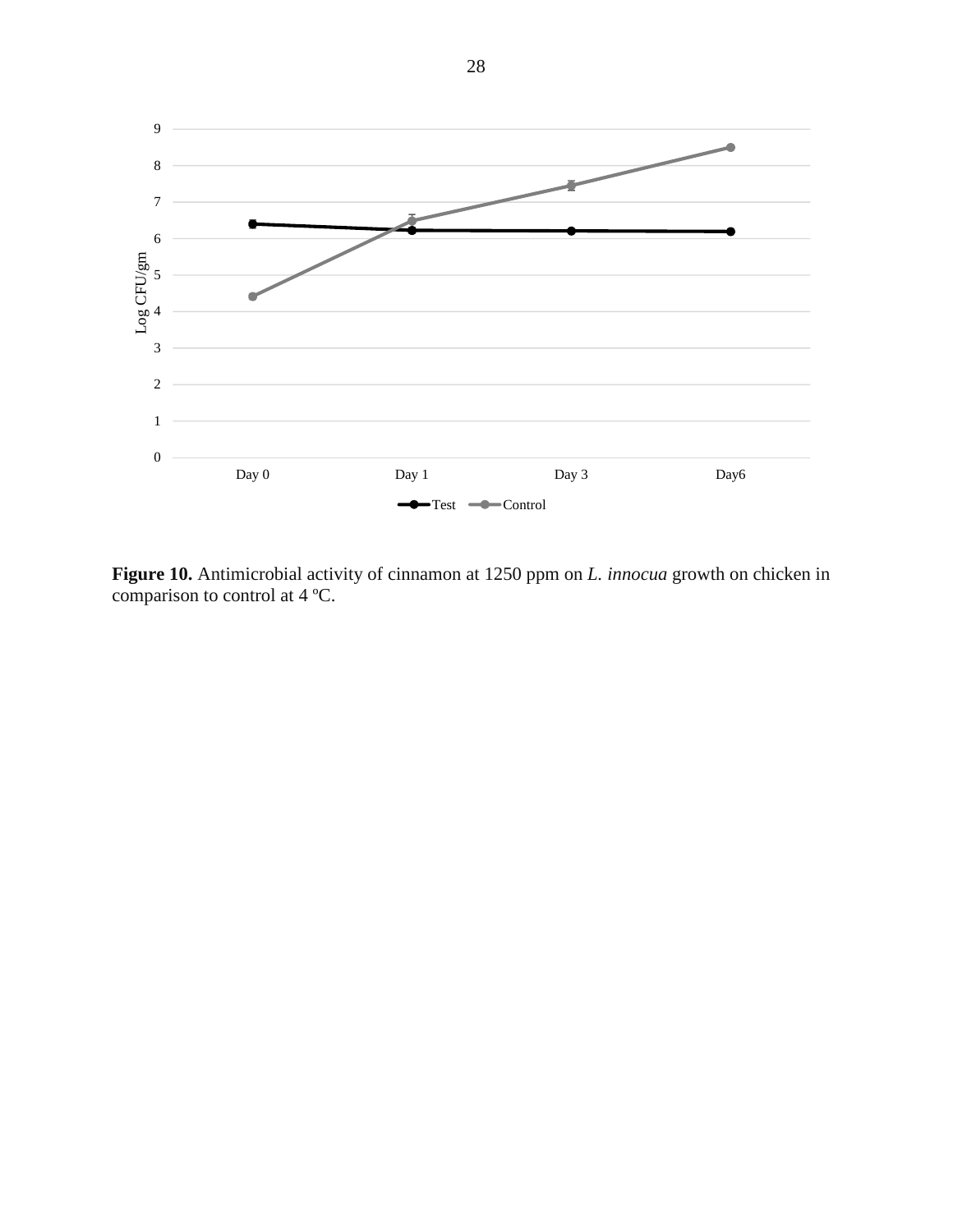**Figure 10.** Antimicrobial activity of cinnamon at 1250 ppm on *L. innocua* growth on chicken in comparison to control at 4 ºC.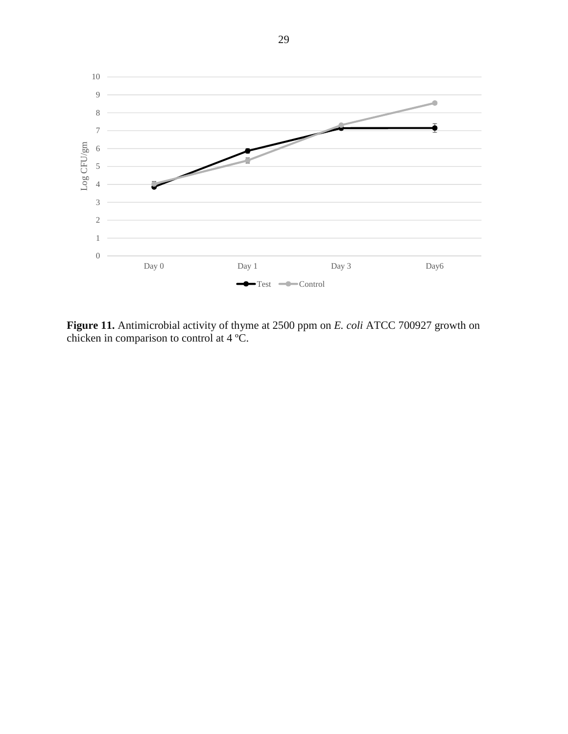**Figure 11.** Antimicrobial activity of thyme at 2500 ppm on *E. coli* ATCC 700927 growth on chicken in comparison to control at 4 ºC.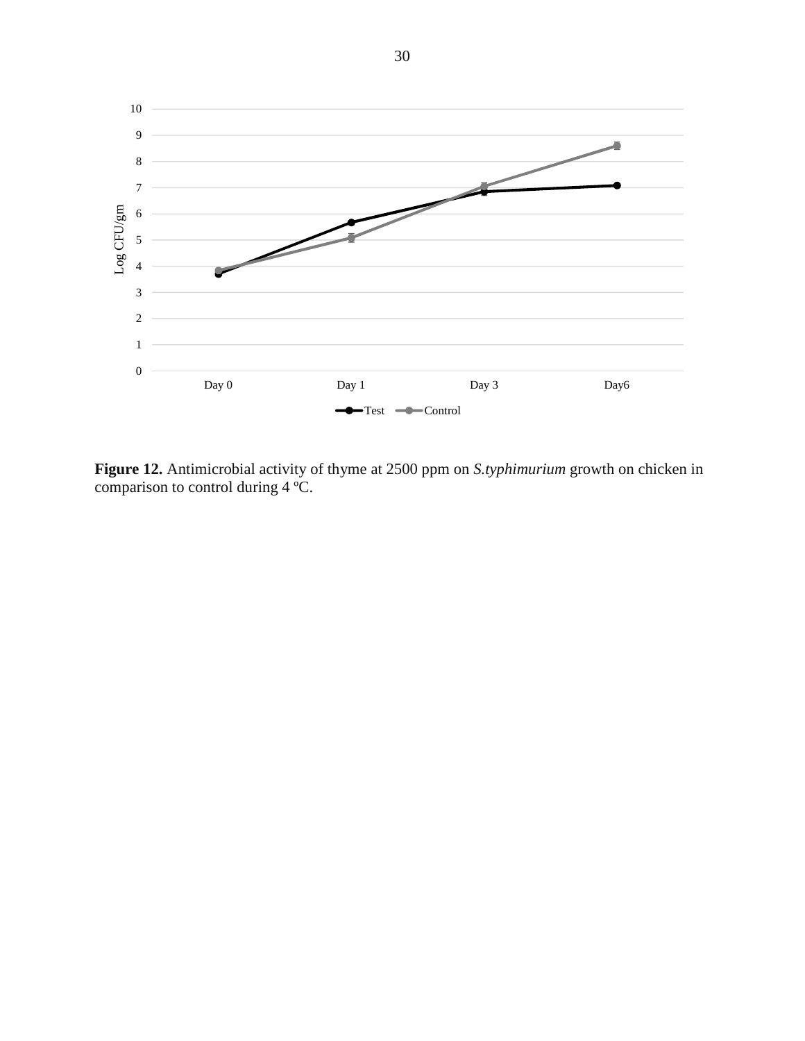**Figure 12.** Antimicrobial activity of thyme at 2500 ppm on *S.typhimurium* growth on chicken in comparison to control during 4 ºC.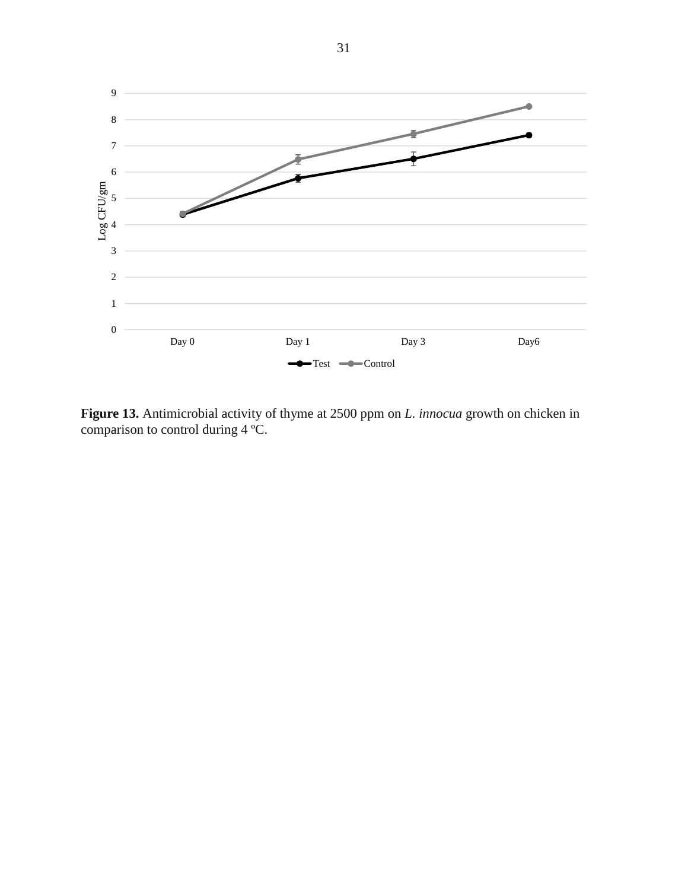**Figure 13.** Antimicrobial activity of thyme at 2500 ppm on *L. innocua* growth on chicken in comparison to control during 4 ºC.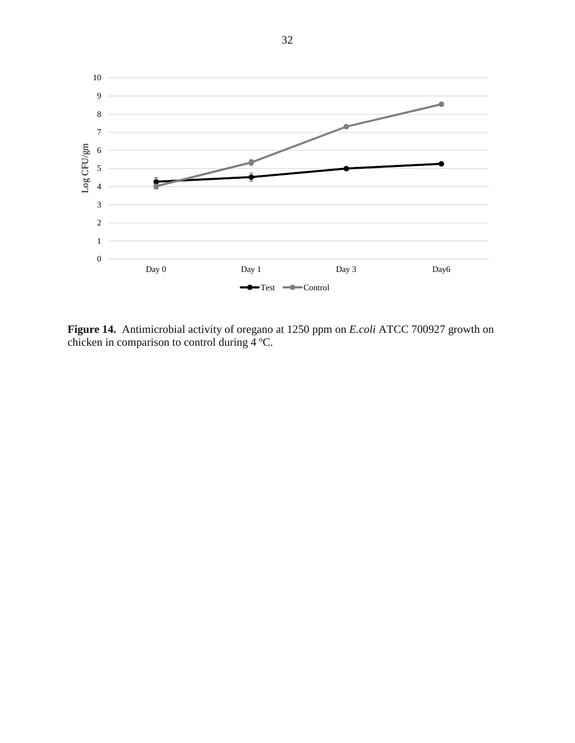**Figure 14.** Antimicrobial activity of oregano at 1250 ppm on *E.coli* ATCC 700927 growth on chicken in comparison to control during 4 ºC.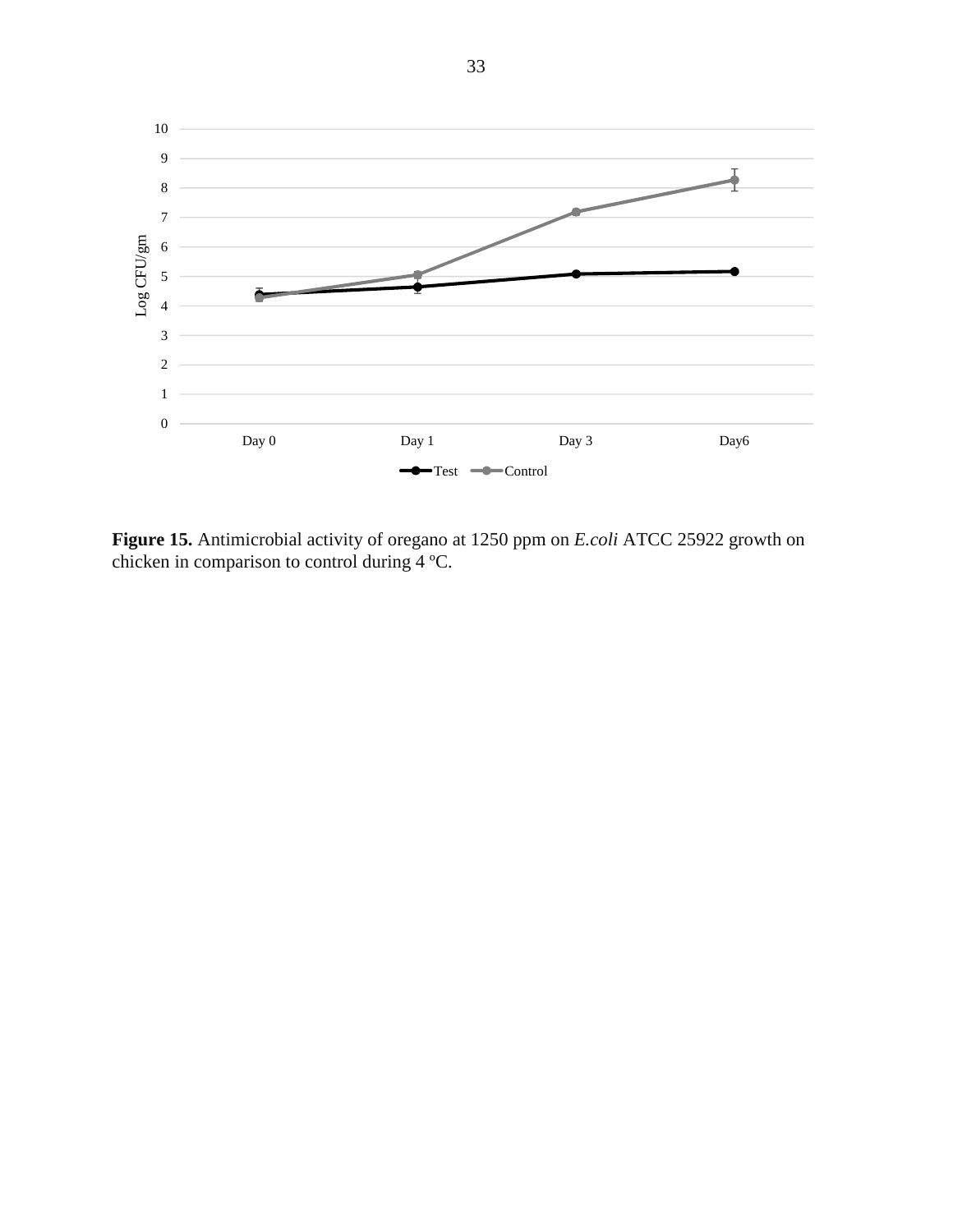**Figure 15.** Antimicrobial activity of oregano at 1250 ppm on *E.coli* ATCC 25922 growth on chicken in comparison to control during 4 ºC.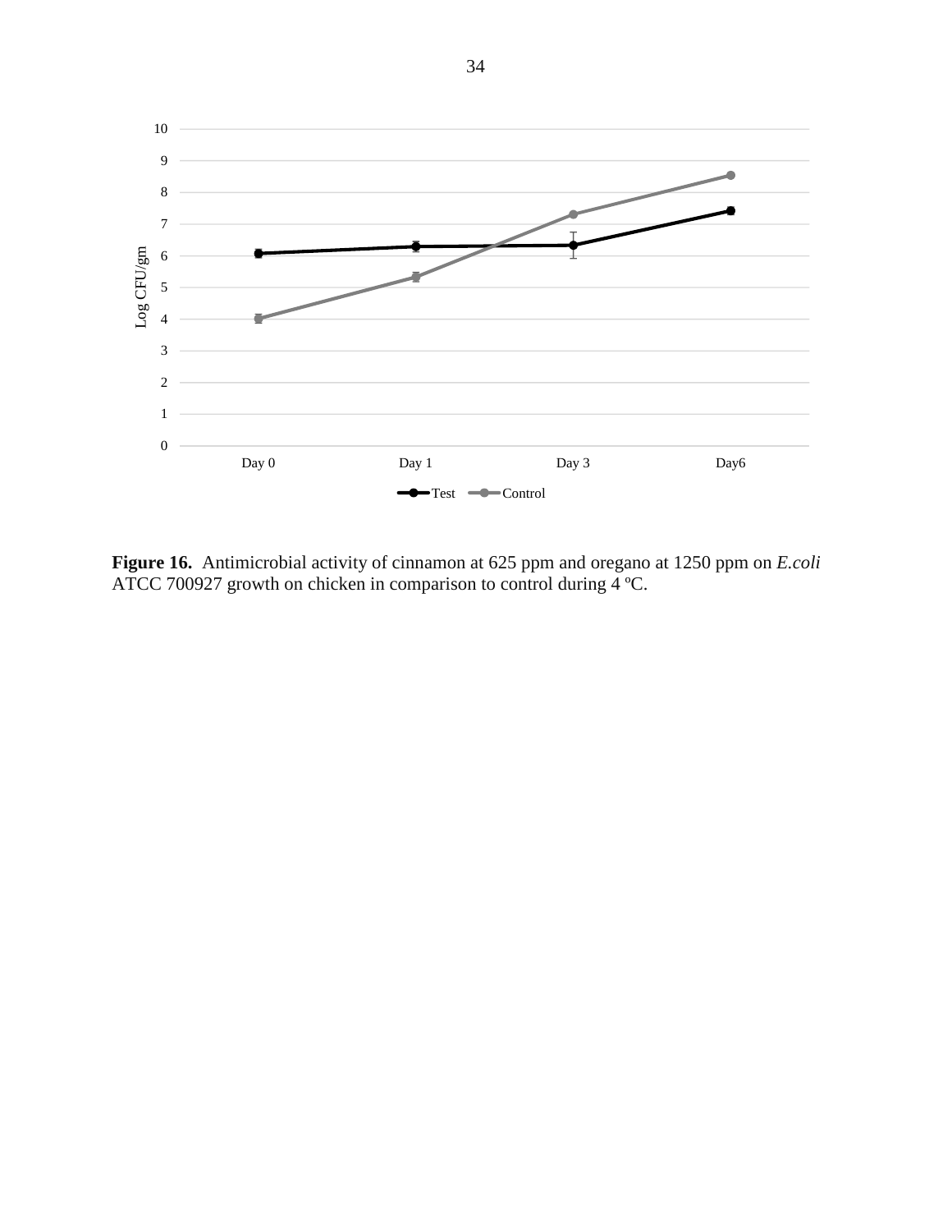**Figure 16.** Antimicrobial activity of cinnamon at 625 ppm and oregano at 1250 ppm on *E.coli* ATCC 700927 growth on chicken in comparison to control during 4 ºC.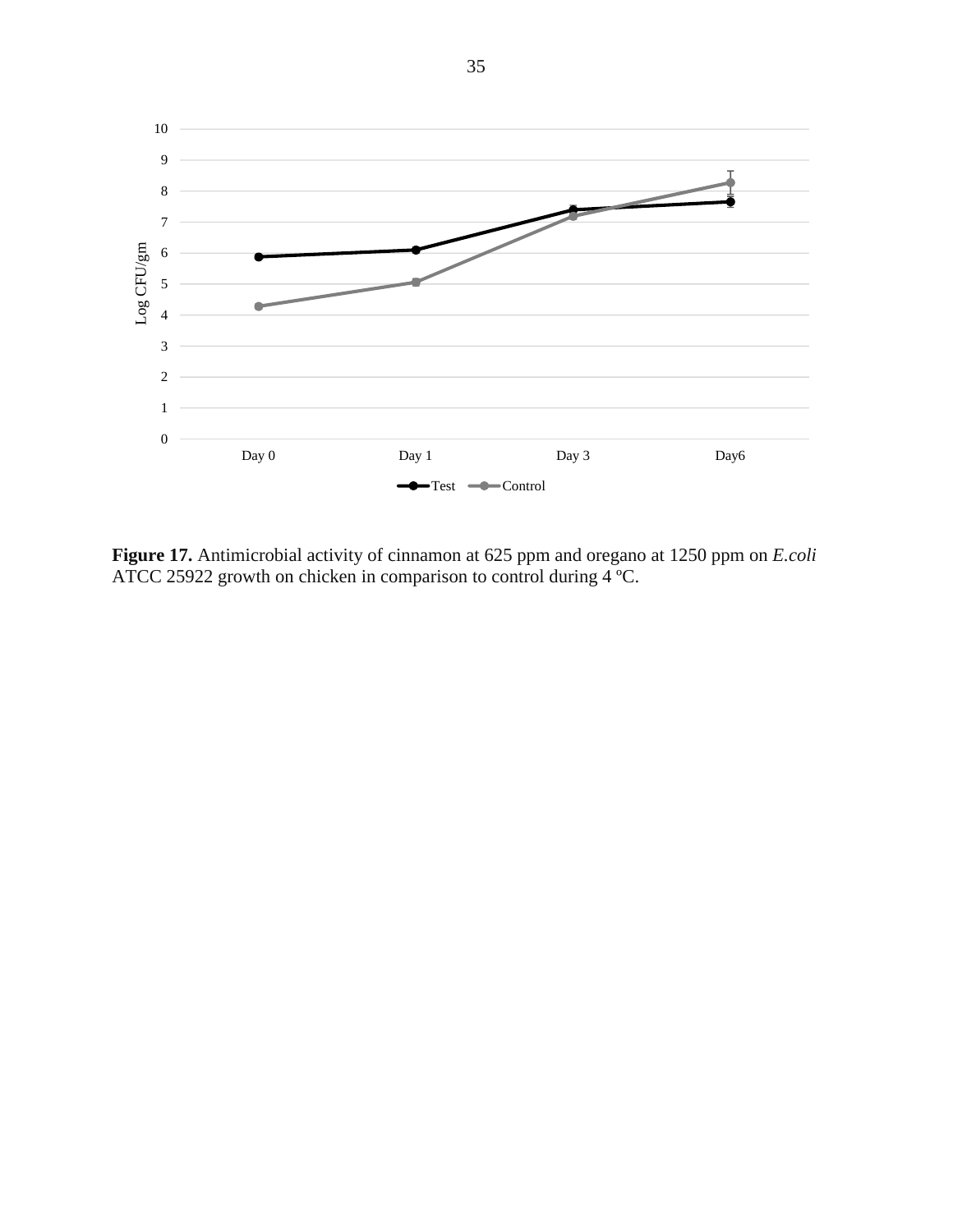**Figure 17.** Antimicrobial activity of cinnamon at 625 ppm and oregano at 1250 ppm on *E.coli* ATCC 25922 growth on chicken in comparison to control during 4 ºC.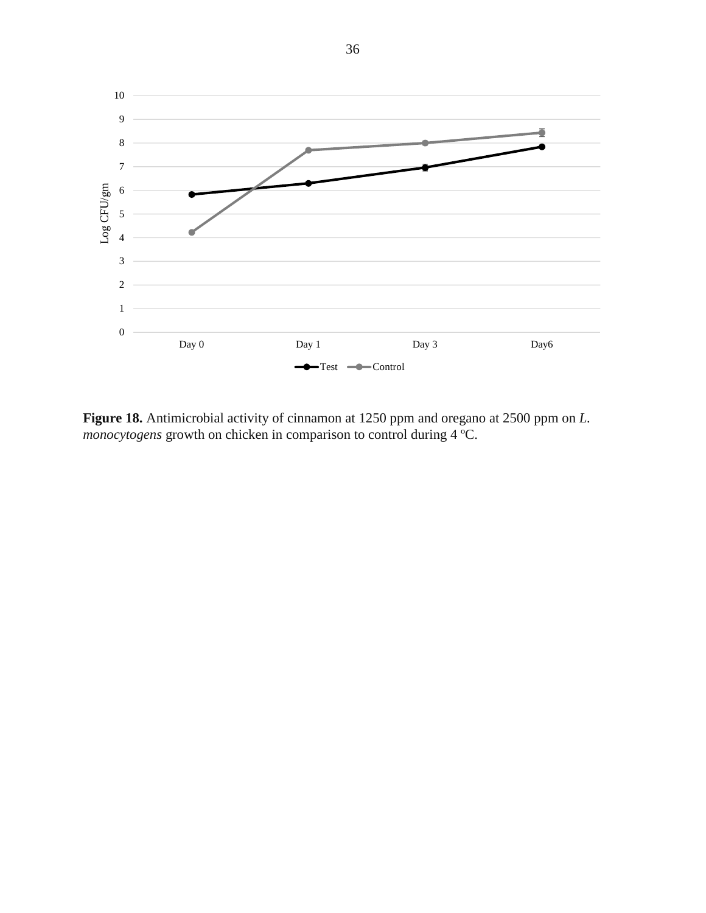**Figure 18.** Antimicrobial activity of cinnamon at 1250 ppm and oregano at 2500 ppm on *L. monocytogens* growth on chicken in comparison to control during 4 ºC.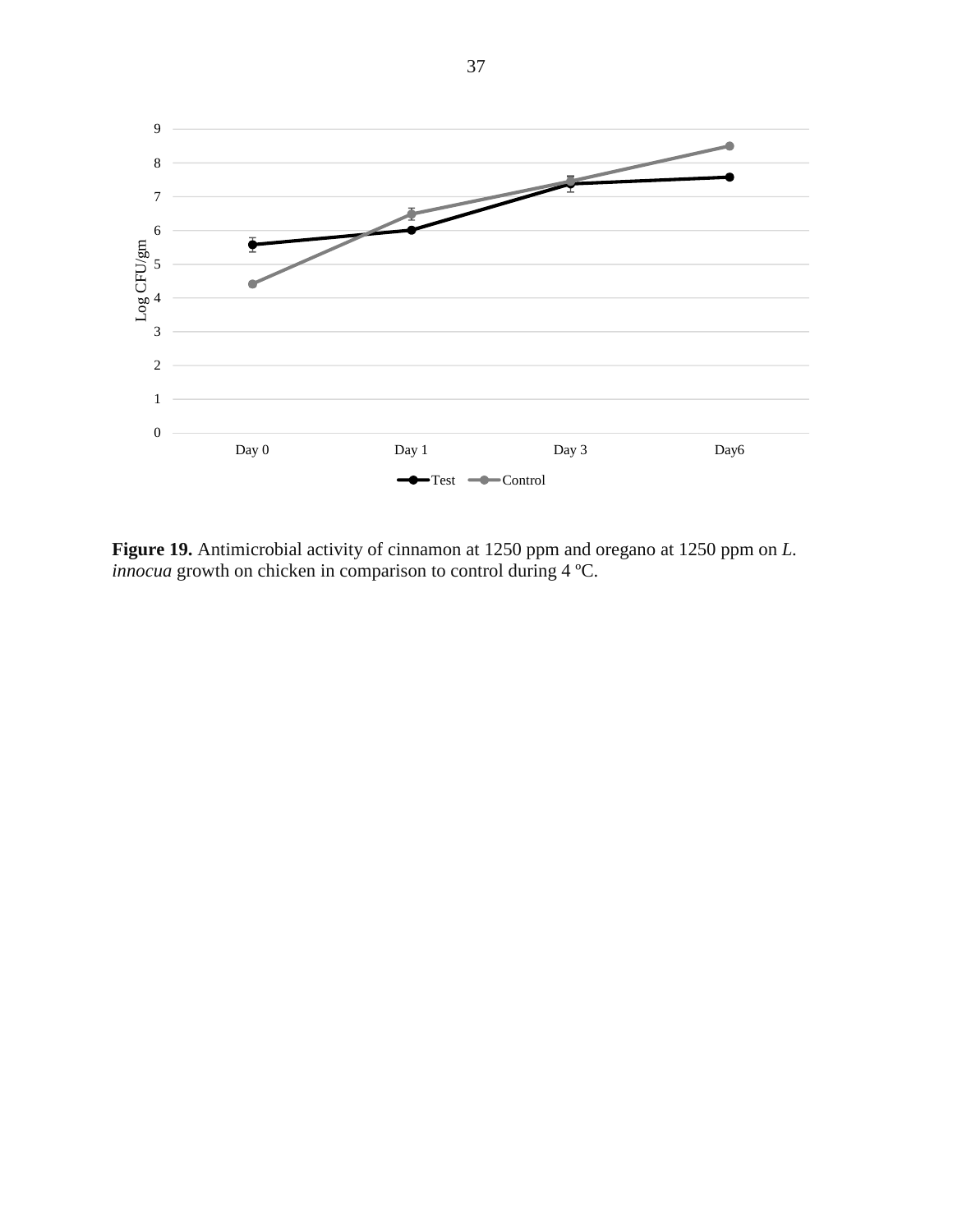**Figure 19.** Antimicrobial activity of cinnamon at 1250 ppm and oregano at 1250 ppm on *L. innocua* growth on chicken in comparison to control during 4 ºC.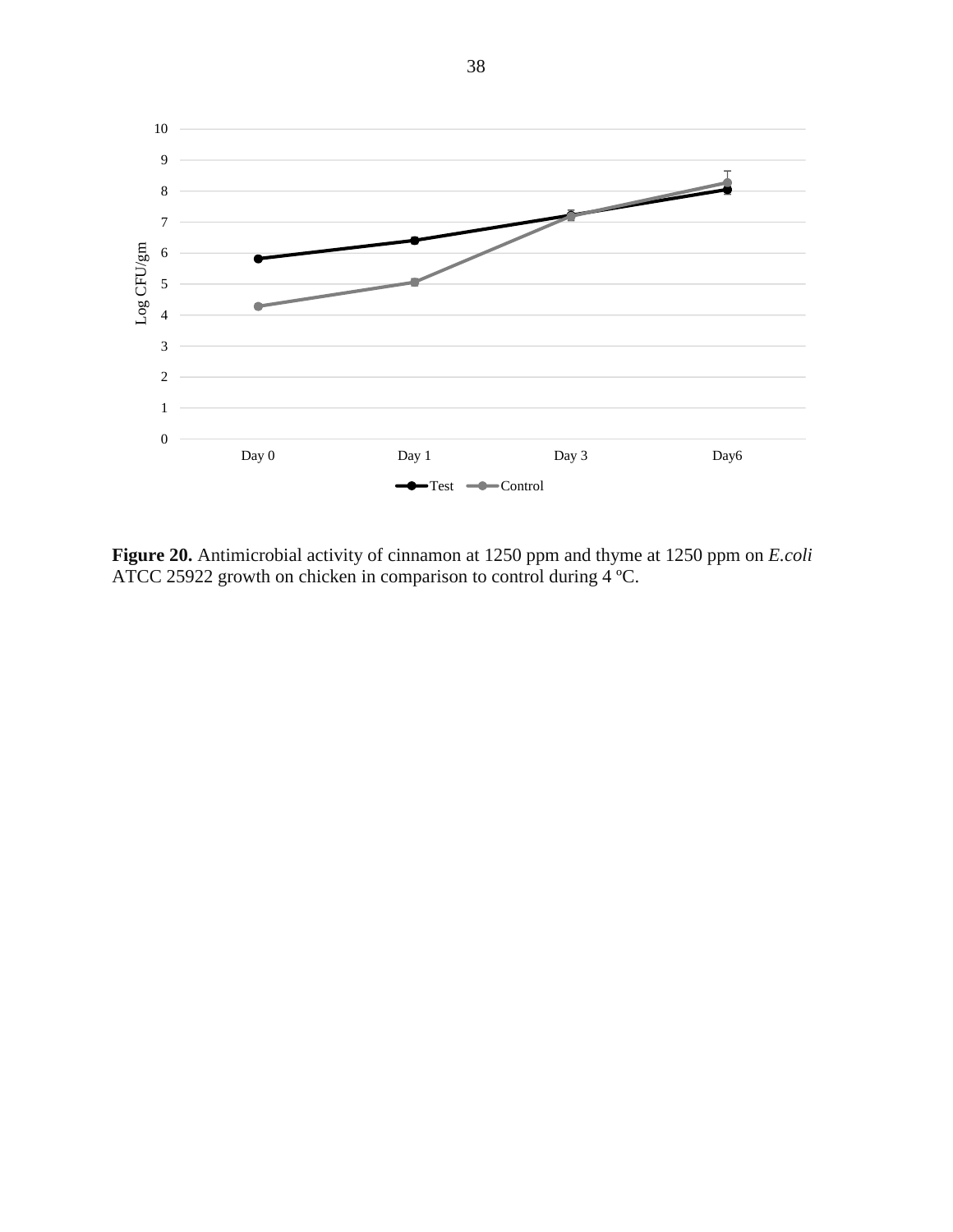**Figure 20.** Antimicrobial activity of cinnamon at 1250 ppm and thyme at 1250 ppm on *E.coli* ATCC 25922 growth on chicken in comparison to control during 4 ºC.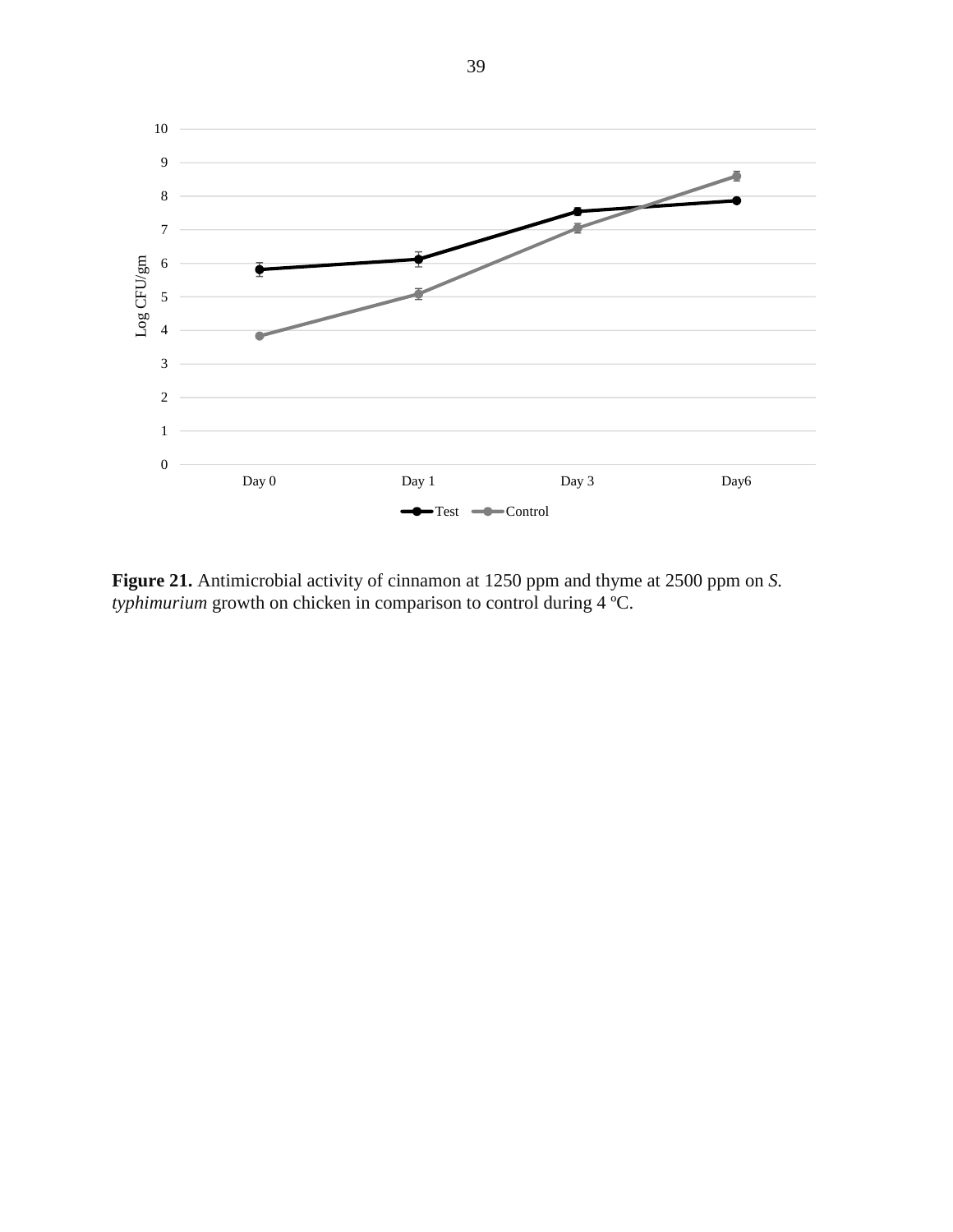**Figure 21.** Antimicrobial activity of cinnamon at 1250 ppm and thyme at 2500 ppm on *S. typhimurium* growth on chicken in comparison to control during 4 ºC.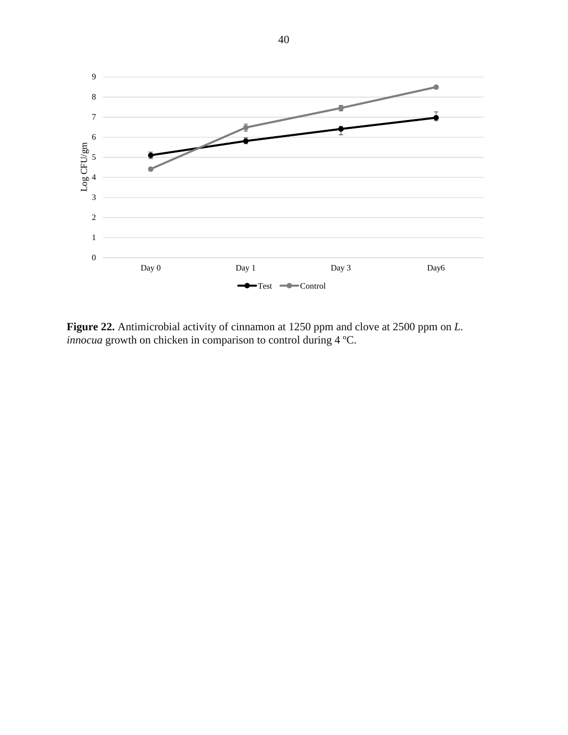**Figure 22.** Antimicrobial activity of cinnamon at 1250 ppm and clove at 2500 ppm on *L. innocua* growth on chicken in comparison to control during 4 ºC.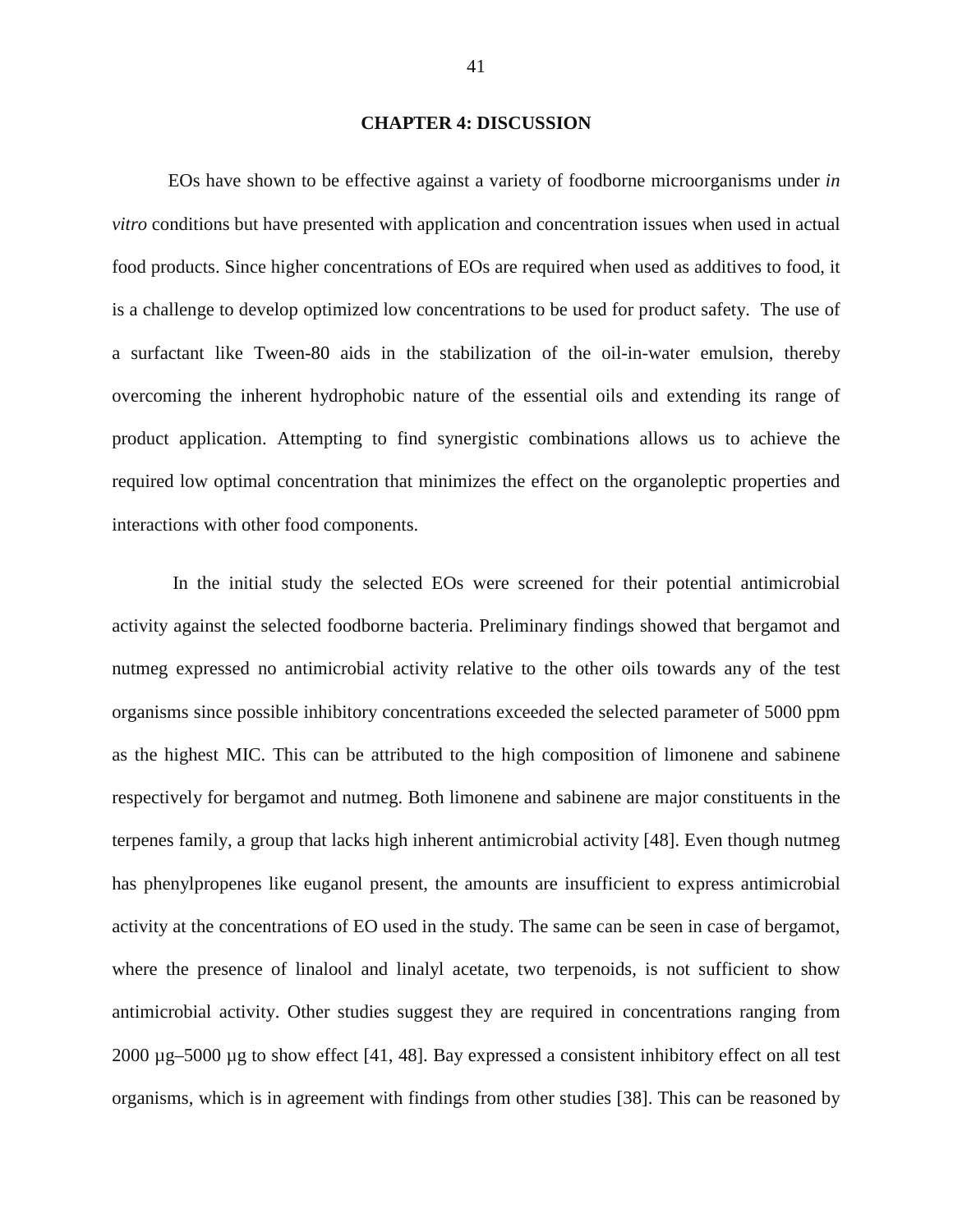# CHAPTER 4: DISCUSSION

EOs have shown to be effective against a variety of foodborne microorganisms under *in vitro* conditions but have presented with application and concentration issues when used in actual food products. Since higher concentrations of EOs are required when used as additives to food, it is a challenge to develop optimized low concentrations to be used for product safety. The use of a surfactant like Tween-80 aids in the stabilization of the oil-in-water emulsion, thereby overcoming the inherent hydrophobic nature of the essential oils and extending its range of product application. Attempting to find synergistic combinations allows us to achieve the required low optimal concentration that minimizes the effect on the organoleptic properties and interactions with other food components.

In the initial study the selected EOs were screened for their potential antimicrobial activity against the selected foodborne bacteria. Preliminary findings showed that bergamot and nutmeg expressed no antimicrobial activity relative to the other oils towards any of the test organisms since possible inhibitory concentrations exceeded the selected parameter of 5000 ppm as the highest MIC. This can be attributed to the high composition of limonene and sabinene respectively for bergamot and nutmeg. Both limonene and sabinene are major constituents in the terpenes family, a group that lacks high inherent antimicrobial activity [48]. Even though nutmeg has phenylpropenes like euganol present, the amounts are insufficient to express antimicrobial activity at the concentrations of EO used in the study. The same can be seen in case of bergamot, where the presence of linalool and linalyl acetate, two terpenoids, is not sufficient to show antimicrobial activity. Other studies suggest they are required in concentrations ranging from 2000 µg–5000 µg to show effect [41, 48]. Bay expressed a consistent inhibitory effect on all test organisms, which is in agreement with findings from other studies [38]. This can be reasoned by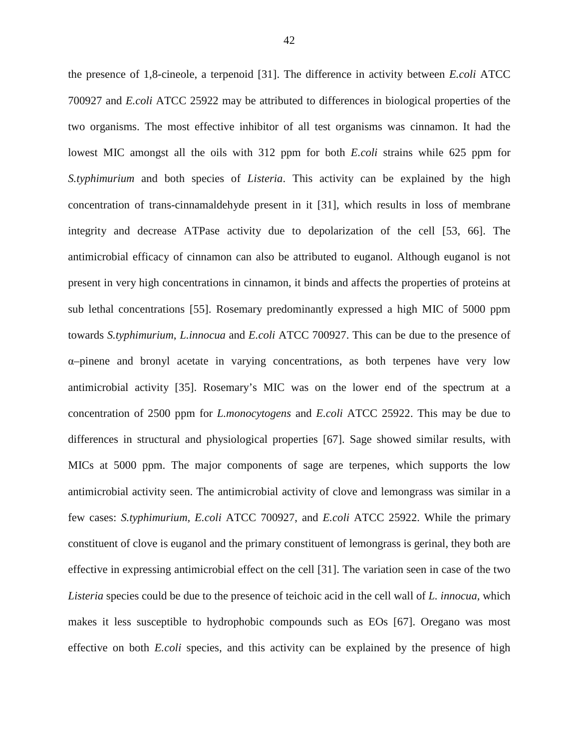the presence of 1,8-cineole, a terpenoid [31]. The difference in activity between *E.coli* ATCC 700927 and *E.coli* ATCC 25922 may be attributed to differences in biological properties of the two organisms. The most effective inhibitor of all test organisms was cinnamon. It had the lowest MIC amongst all the oils with 312 ppm for both *E.coli* strains while 625 ppm for *S.typhimurium* and both species of *Listeria*. This activity can be explained by the high concentration of trans-cinnamaldehyde present in it [31], which results in loss of membrane integrity and decrease ATPase activity due to depolarization of the cell [53, 66]. The antimicrobial efficacy of cinnamon can also be attributed to euganol. Although euganol is not present in very high concentrations in cinnamon, it binds and affects the properties of proteins at sub lethal concentrations [55]. Rosemary predominantly expressed a high MIC of 5000 ppm towards *S.typhimurium*, *L.innocua* and *E.coli* ATCC 700927. This can be due to the presence of α–pinene and bronyl acetate in varying concentrations, as both terpenes have very low antimicrobial activity [35]. Rosemary's MIC was on the lower end of the spectrum at a concentration of 2500 ppm for *L.monocytogens* and *E.coli* ATCC 25922. This may be due to differences in structural and physiological properties [67]. Sage showed similar results, with MICs at 5000 ppm. The major components of sage are terpenes, which supports the low antimicrobial activity seen. The antimicrobial activity of clove and lemongrass was similar in a few cases: *S.typhimurium*, *E.coli* ATCC 700927, and *E.coli* ATCC 25922. While the primary constituent of clove is euganol and the primary constituent of lemongrass is gerinal, they both are effective in expressing antimicrobial effect on the cell [31]. The variation seen in case of the two *Listeria* species could be due to the presence of teichoic acid in the cell wall of *L. innocua*, which makes it less susceptible to hydrophobic compounds such as EOs [67]. Oregano was most effective on both *E.coli* species, and this activity can be explained by the presence of high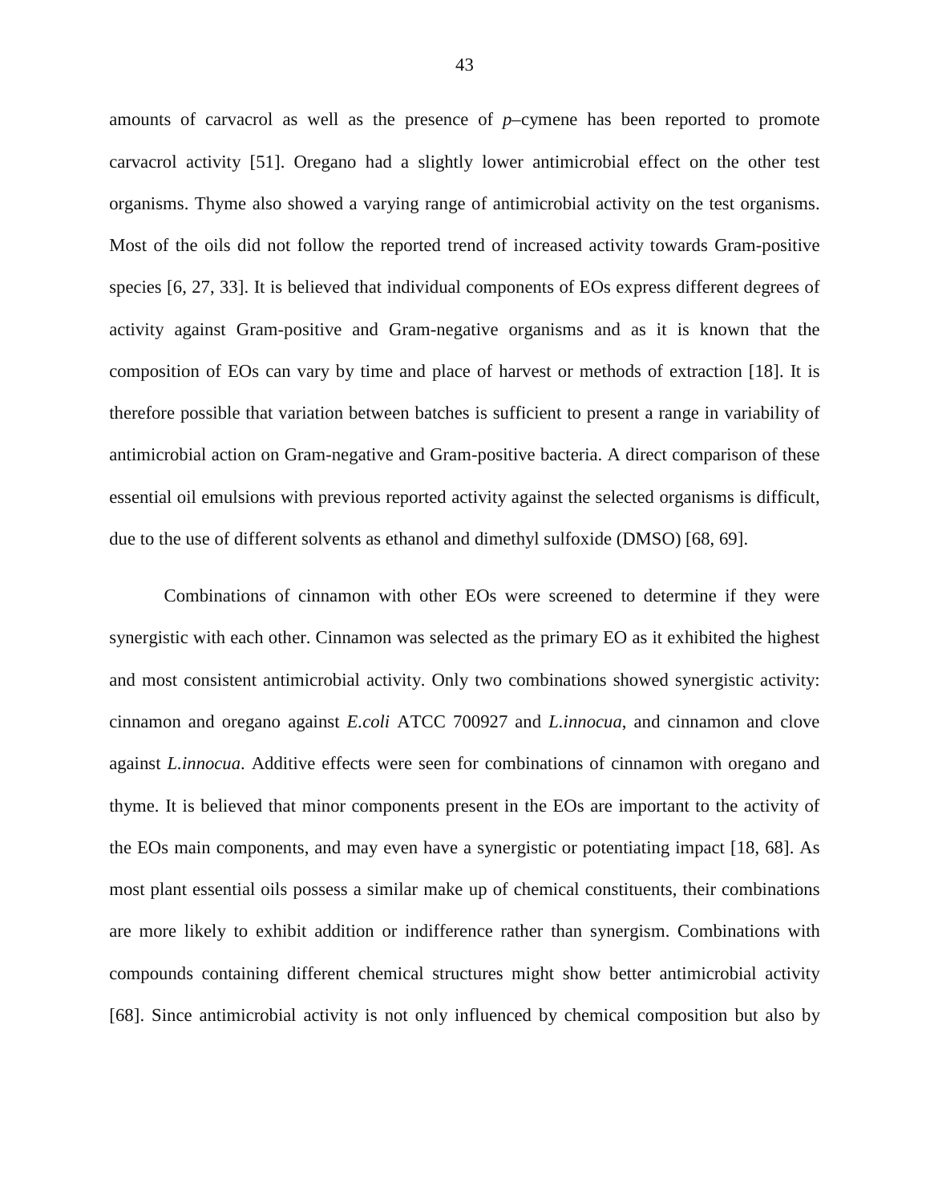amounts of carvacrol as well as the presence of *p*–cymene has been reported to promote carvacrol activity [51]. Oregano had a slightly lower antimicrobial effect on the other test organisms. Thyme also showed a varying range of antimicrobial activity on the test organisms. Most of the oils did not follow the reported trend of increased activity towards Gram-positive species [6, 27, 33]. It is believed that individual components of EOs express different degrees of activity against Gram-positive and Gram-negative organisms and as it is known that the composition of EOs can vary by time and place of harvest or methods of extraction [18]. It is therefore possible that variation between batches is sufficient to present a range in variability of antimicrobial action on Gram-negative and Gram-positive bacteria. A direct comparison of these essential oil emulsions with previous reported activity against the selected organisms is difficult, due to the use of different solvents as ethanol and dimethyl sulfoxide (DMSO) [68, 69].

Combinations of cinnamon with other EOs were screened to determine if they were synergistic with each other. Cinnamon was selected as the primary EO as it exhibited the highest and most consistent antimicrobial activity. Only two combinations showed synergistic activity: cinnamon and oregano against *E.coli* ATCC 700927 and *L.innocua*, and cinnamon and clove against *L.innocua*. Additive effects were seen for combinations of cinnamon with oregano and thyme. It is believed that minor components present in the EOs are important to the activity of the EOs main components, and may even have a synergistic or potentiating impact [18, 68]. As most plant essential oils possess a similar make up of chemical constituents, their combinations are more likely to exhibit addition or indifference rather than synergism. Combinations with compounds containing different chemical structures might show better antimicrobial activity [68]. Since antimicrobial activity is not only influenced by chemical composition but also by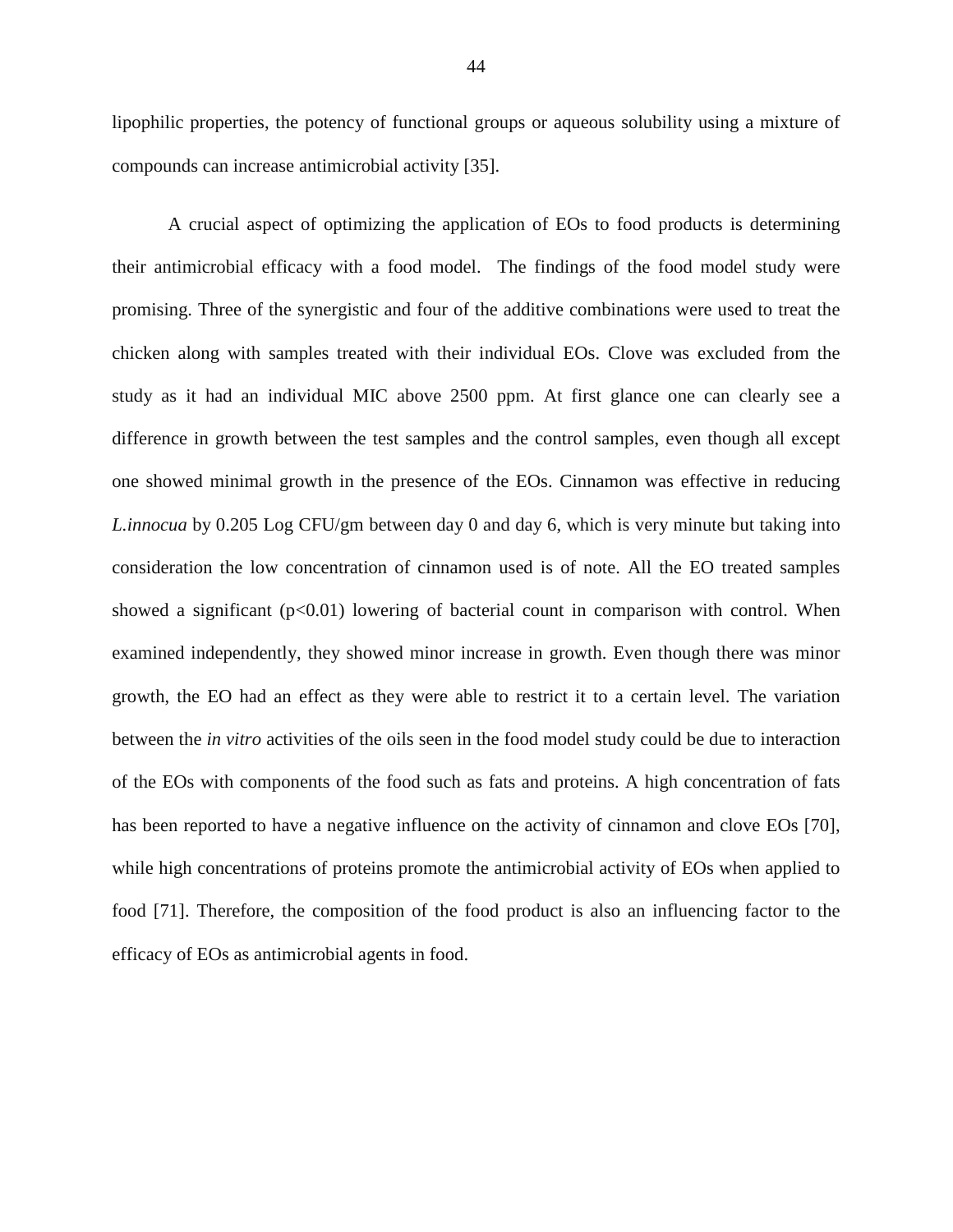lipophilic properties, the potency of functional groups or aqueous solubility using a mixture of compounds can increase antimicrobial activity [35].

A crucial aspect of optimizing the application of EOs to food products is determining their antimicrobial efficacy with a food model.  The findings of the food model study were promising. Three of the synergistic and four of the additive combinations were used to treat the chicken along with samples treated with their individual EOs. Clove was excluded from the study as it had an individual MIC above 2500 ppm. At first glance one can clearly see a difference in growth between the test samples and the control samples, even though all except one showed minimal growth in the presence of the EOs. Cinnamon was effective in reducing *L.innocua* by 0.205 Log CFU/gm between day 0 and day 6, which is very minute but taking into consideration the low concentration of cinnamon used is of note. All the EO treated samples showed a significant ($p<0.01$) lowering of bacterial count in comparison with control. When examined independently, they showed minor increase in growth. Even though there was minor growth, the EO had an effect as they were able to restrict it to a certain level. The variation between the *in vitro* activities of the oils seen in the food model study could be due to interaction of the EOs with components of the food such as fats and proteins. A high concentration of fats has been reported to have a negative influence on the activity of cinnamon and clove EOs [70], while high concentrations of proteins promote the antimicrobial activity of EOs when applied to food [71]. Therefore, the composition of the food product is also an influencing factor to the efficacy of EOs as antimicrobial agents in food.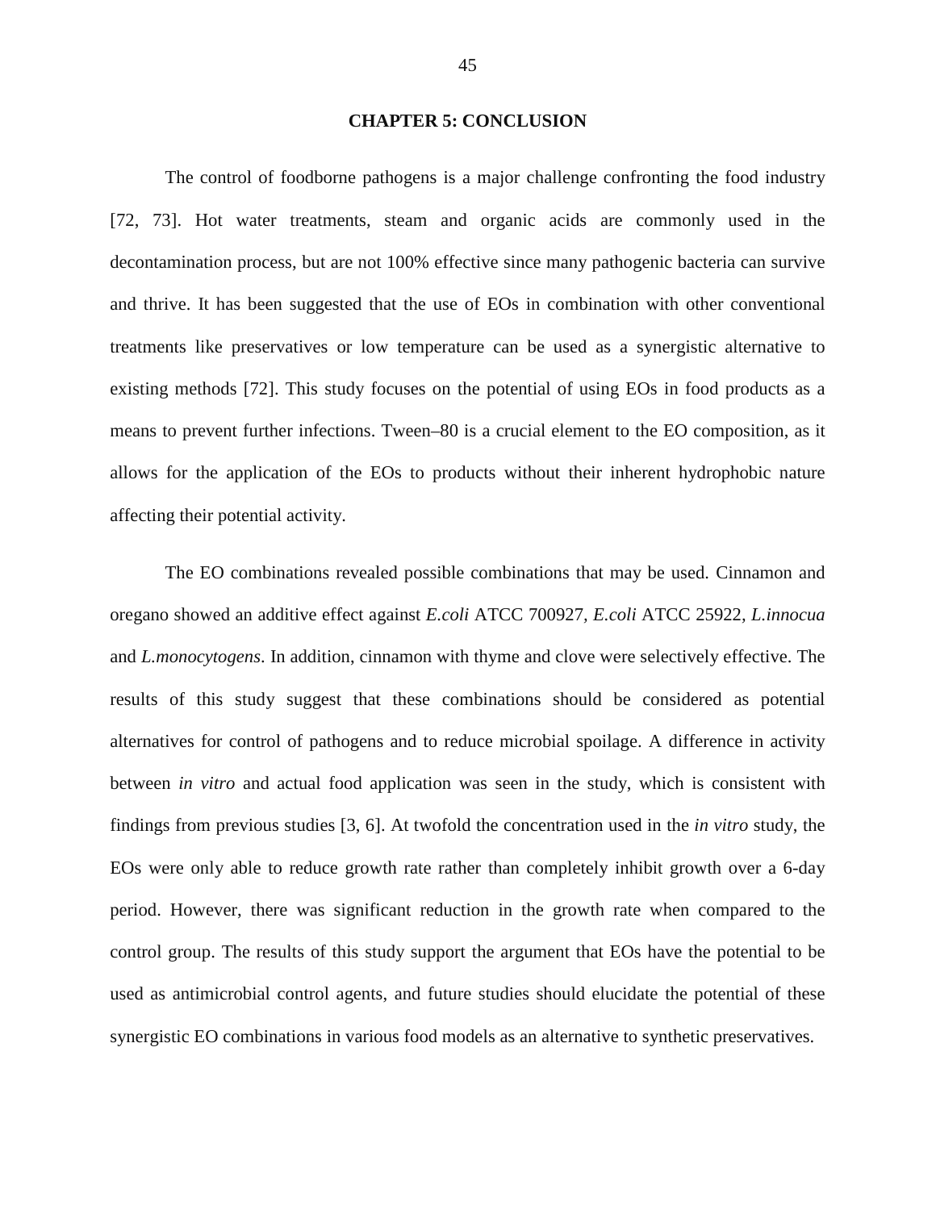# CHAPTER 5: CONCLUSION

The control of foodborne pathogens is a major challenge confronting the food industry [72, 73]. Hot water treatments, steam and organic acids are commonly used in the decontamination process, but are not 100% effective since many pathogenic bacteria can survive and thrive. It has been suggested that the use of EOs in combination with other conventional treatments like preservatives or low temperature can be used as a synergistic alternative to existing methods [72]. This study focuses on the potential of using EOs in food products as a means to prevent further infections. Tween–80 is a crucial element to the EO composition, as it allows for the application of the EOs to products without their inherent hydrophobic nature affecting their potential activity.

The EO combinations revealed possible combinations that may be used. Cinnamon and oregano showed an additive effect against *E.coli* ATCC 700927, *E.coli* ATCC 25922, *L.innocua* and *L.monocytogens*. In addition, cinnamon with thyme and clove were selectively effective. The results of this study suggest that these combinations should be considered as potential alternatives for control of pathogens and to reduce microbial spoilage. A difference in activity between *in vitro* and actual food application was seen in the study, which is consistent with findings from previous studies [3, 6]. At twofold the concentration used in the *in vitro* study, the EOs were only able to reduce growth rate rather than completely inhibit growth over a 6-day period. However, there was significant reduction in the growth rate when compared to the control group. The results of this study support the argument that EOs have the potential to be used as antimicrobial control agents, and future studies should elucidate the potential of these synergistic EO combinations in various food models as an alternative to synthetic preservatives.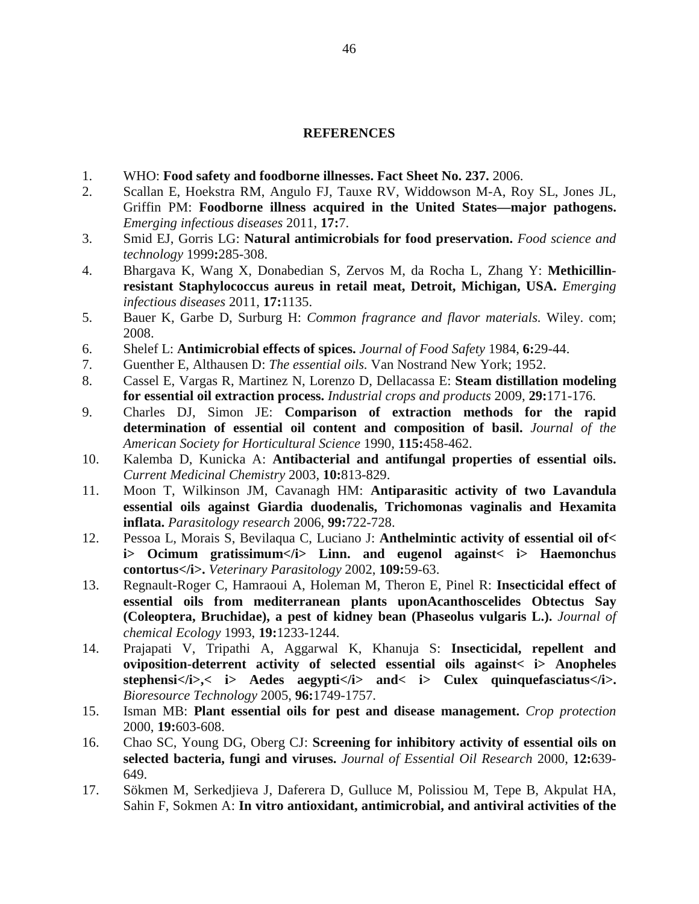## REFERENCES

1. WHO: **Food safety and foodborne illnesses. Fact Sheet No. 237.** 2006.
2. Scallan E, Hoekstra RM, Angulo FJ, Tauxe RV, Widdowson M-A, Roy SL, Jones JL, Griffin PM: **Foodborne illness acquired in the United States—major pathogens.** *Emerging infectious diseases* 2011, **17:**7.
3. Smid EJ, Gorris LG: **Natural antimicrobials for food preservation.** *Food science and technology* 1999**:**285-308.
4. Bhargava K, Wang X, Donabedian S, Zervos M, da Rocha L, Zhang Y: **Methicillin-resistant Staphylococcus aureus in retail meat, Detroit, Michigan, USA.** *Emerging infectious diseases* 2011, **17:**1135.
5. Bauer K, Garbe D, Surburg H: *Common fragrance and flavor materials.* Wiley. com; 2008.
6. Shelef L: **Antimicrobial effects of spices.** *Journal of Food Safety* 1984, **6:**29-44.
7. Guenther E, Althausen D: *The essential oils.* Van Nostrand New York; 1952.
8. Cassel E, Vargas R, Martinez N, Lorenzo D, Dellacassa E: **Steam distillation modeling for essential oil extraction process.** *Industrial crops and products* 2009, **29:**171-176.
9. Charles DJ, Simon JE: **Comparison of extraction methods for the rapid determination of essential oil content and composition of basil.** *Journal of the American Society for Horticultural Science* 1990, **115:**458-462.
10. Kalemba D, Kunicka A: **Antibacterial and antifungal properties of essential oils.** *Current Medicinal Chemistry* 2003, **10:**813-829.
11. Moon T, Wilkinson JM, Cavanagh HM: **Antiparasitic activity of two Lavandula essential oils against Giardia duodenalis, Trichomonas vaginalis and Hexamita inflata.** *Parasitology research* 2006, **99:**722-728.
12. Pessoa L, Morais S, Bevilaqua C, Luciano J: **Anthelmintic activity of essential oil of< i> Ocimum gratissimum</i> Linn. and eugenol against< i> Haemonchus contortus</i>.** *Veterinary Parasitology* 2002, **109:**59-63.
13. Regnault-Roger C, Hamraoui A, Holeman M, Theron E, Pinel R: **Insecticidal effect of essential oils from mediterranean plants uponAcanthoscelides Obtectus Say (Coleoptera, Bruchidae), a pest of kidney bean (Phaseolus vulgaris L.).** *Journal of chemical Ecology* 1993, **19:**1233-1244.
14. Prajapati V, Tripathi A, Aggarwal K, Khanuja S: **Insecticidal, repellent and oviposition-deterrent activity of selected essential oils against< i> Anopheles stephensi</i>,< i> Aedes aegypti</i> and< i> Culex quinquefasciatus</i>.** *Bioresource Technology* 2005, **96:**1749-1757.
15. Isman MB: **Plant essential oils for pest and disease management.** *Crop protection* 2000, **19:**603-608.
16. Chao SC, Young DG, Oberg CJ: **Screening for inhibitory activity of essential oils on selected bacteria, fungi and viruses.** *Journal of Essential Oil Research* 2000, **12:**639-649.
17. Sökmen M, Serkedjieva J, Daferera D, Gulluce M, Polissiou M, Tepe B, Akpulat HA, Sahin F, Sokmen A: **In vitro antioxidant, antimicrobial, and antiviral activities of the**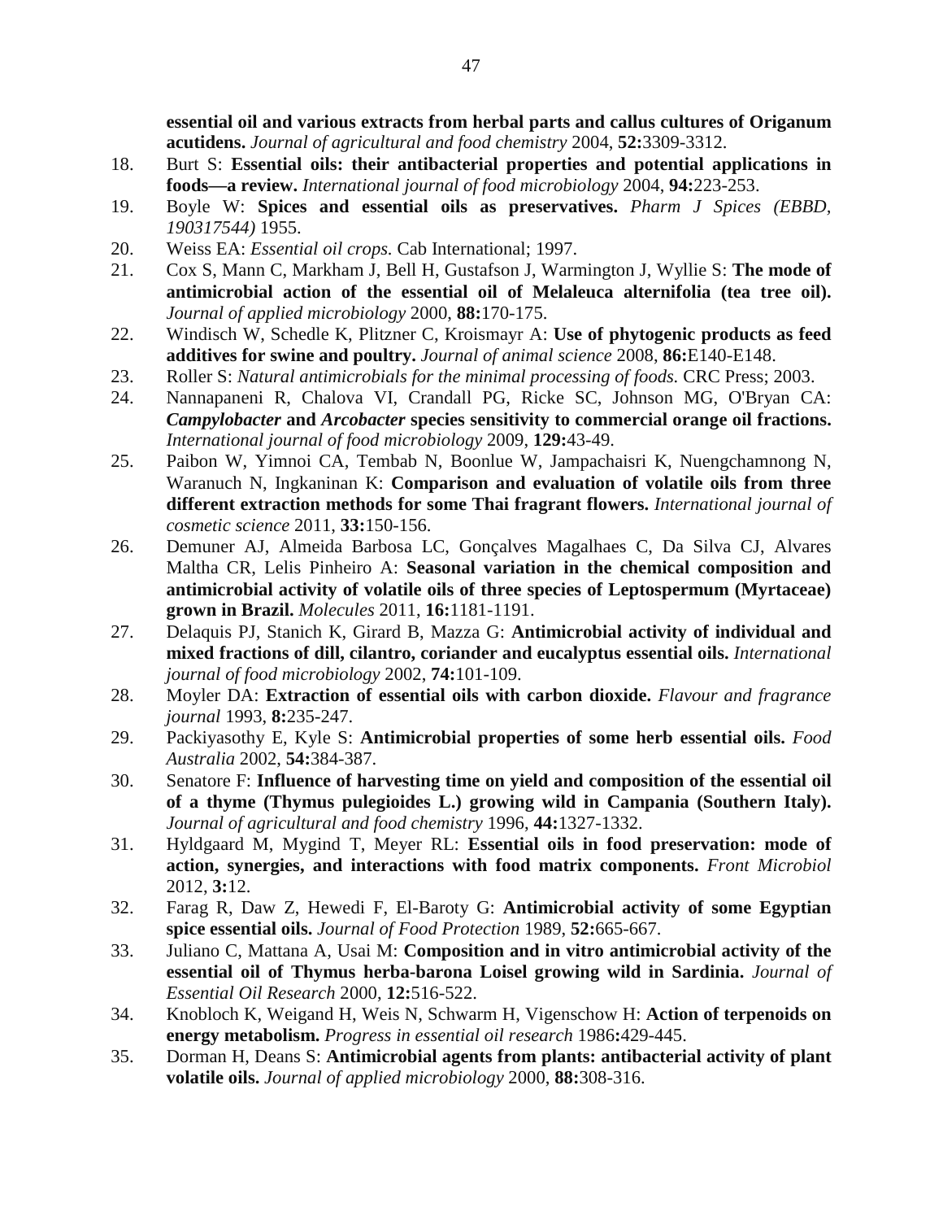**essential oil and various extracts from herbal parts and callus cultures of Origanum acutidens.** *Journal of agricultural and food chemistry* 2004, **52:**3309-3312.

18. Burt S: **Essential oils: their antibacterial properties and potential applications in foods—a review.** *International journal of food microbiology* 2004, **94:**223-253.
19. Boyle W: **Spices and essential oils as preservatives.** *Pharm J Spices (EBBD, 190317544)* 1955.
20. Weiss EA: *Essential oil crops.* Cab International; 1997.
21. Cox S, Mann C, Markham J, Bell H, Gustafson J, Warmington J, Wyllie S: **The mode of antimicrobial action of the essential oil of Melaleuca alternifolia (tea tree oil).** *Journal of applied microbiology* 2000, **88:**170-175.
22. Windisch W, Schedle K, Plitzner C, Kroismayr A: **Use of phytogenic products as feed additives for swine and poultry.** *Journal of animal science* 2008, **86:**E140-E148.
23. Roller S: *Natural antimicrobials for the minimal processing of foods.* CRC Press; 2003.
24. Nannapaneni R, Chalova VI, Crandall PG, Ricke SC, Johnson MG, O'Bryan CA: ***Campylobacter*** **and** ***Arcobacter*** **species sensitivity to commercial orange oil fractions.** *International journal of food microbiology* 2009, **129:**43-49.
25. Paibon W, Yimnoi CA, Tembab N, Boonlue W, Jampachaisri K, Nuengchamnong N, Waranuch N, Ingkaninan K: **Comparison and evaluation of volatile oils from three different extraction methods for some Thai fragrant flowers.** *International journal of cosmetic science* 2011, **33:**150-156.
26. Demuner AJ, Almeida Barbosa LC, Gonçalves Magalhaes C, Da Silva CJ, Alvares Maltha CR, Lelis Pinheiro A: **Seasonal variation in the chemical composition and antimicrobial activity of volatile oils of three species of Leptospermum (Myrtaceae) grown in Brazil.** *Molecules* 2011, **16:**1181-1191.
27. Delaquis PJ, Stanich K, Girard B, Mazza G: **Antimicrobial activity of individual and mixed fractions of dill, cilantro, coriander and eucalyptus essential oils.** *International journal of food microbiology* 2002, **74:**101-109.
28. Moyler DA: **Extraction of essential oils with carbon dioxide.** *Flavour and fragrance journal* 1993, **8:**235-247.
29. Packiyasothy E, Kyle S: **Antimicrobial properties of some herb essential oils.** *Food Australia* 2002, **54:**384-387.
30. Senatore F: **Influence of harvesting time on yield and composition of the essential oil of a thyme (Thymus pulegioides L.) growing wild in Campania (Southern Italy).** *Journal of agricultural and food chemistry* 1996, **44:**1327-1332.
31. Hyldgaard M, Mygind T, Meyer RL: **Essential oils in food preservation: mode of action, synergies, and interactions with food matrix components.** *Front Microbiol* 2012, **3:**12.
32. Farag R, Daw Z, Hewedi F, El-Baroty G: **Antimicrobial activity of some Egyptian spice essential oils.** *Journal of Food Protection* 1989, **52:**665-667.
33. Juliano C, Mattana A, Usai M: **Composition and in vitro antimicrobial activity of the essential oil of Thymus herba-barona Loisel growing wild in Sardinia.** *Journal of Essential Oil Research* 2000, **12:**516-522.
34. Knobloch K, Weigand H, Weis N, Schwarm H, Vigenschow H: **Action of terpenoids on energy metabolism.** *Progress in essential oil research* 1986**:**429-445.
35. Dorman H, Deans S: **Antimicrobial agents from plants: antibacterial activity of plant volatile oils.** *Journal of applied microbiology* 2000, **88:**308-316.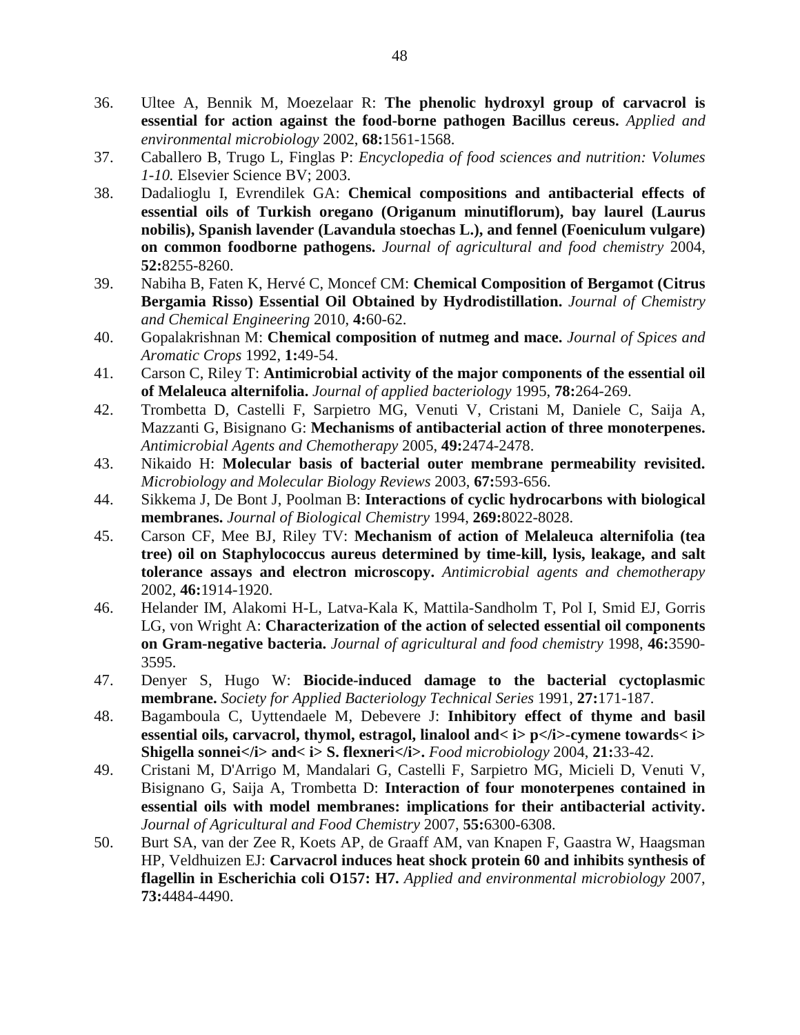36. Ultee A, Bennik M, Moezelaar R: **The phenolic hydroxyl group of carvacrol is essential for action against the food-borne pathogen Bacillus cereus.** *Applied and environmental microbiology* 2002, **68:**1561-1568.
37. Caballero B, Trugo L, Finglas P: *Encyclopedia of food sciences and nutrition: Volumes 1-10.* Elsevier Science BV; 2003.
38. Dadalioglu I, Evrendilek GA: **Chemical compositions and antibacterial effects of essential oils of Turkish oregano (Origanum minutiflorum), bay laurel (Laurus nobilis), Spanish lavender (Lavandula stoechas L.), and fennel (Foeniculum vulgare) on common foodborne pathogens.** *Journal of agricultural and food chemistry* 2004, **52:**8255-8260.
39. Nabiha B, Faten K, Hervé C, Moncef CM: **Chemical Composition of Bergamot (Citrus Bergamia Risso) Essential Oil Obtained by Hydrodistillation.** *Journal of Chemistry and Chemical Engineering* 2010, **4:**60-62.
40. Gopalakrishnan M: **Chemical composition of nutmeg and mace.** *Journal of Spices and Aromatic Crops* 1992, **1:**49-54.
41. Carson C, Riley T: **Antimicrobial activity of the major components of the essential oil of Melaleuca alternifolia.** *Journal of applied bacteriology* 1995, **78:**264-269.
42. Trombetta D, Castelli F, Sarpietro MG, Venuti V, Cristani M, Daniele C, Saija A, Mazzanti G, Bisignano G: **Mechanisms of antibacterial action of three monoterpenes.** *Antimicrobial Agents and Chemotherapy* 2005, **49:**2474-2478.
43. Nikaido H: **Molecular basis of bacterial outer membrane permeability revisited.** *Microbiology and Molecular Biology Reviews* 2003, **67:**593-656.
44. Sikkema J, De Bont J, Poolman B: **Interactions of cyclic hydrocarbons with biological membranes.** *Journal of Biological Chemistry* 1994, **269:**8022-8028.
45. Carson CF, Mee BJ, Riley TV: **Mechanism of action of Melaleuca alternifolia (tea tree) oil on Staphylococcus aureus determined by time-kill, lysis, leakage, and salt tolerance assays and electron microscopy.** *Antimicrobial agents and chemotherapy* 2002, **46:**1914-1920.
46. Helander IM, Alakomi H-L, Latva-Kala K, Mattila-Sandholm T, Pol I, Smid EJ, Gorris LG, von Wright A: **Characterization of the action of selected essential oil components on Gram-negative bacteria.** *Journal of agricultural and food chemistry* 1998, **46:**3590-3595.
47. Denyer S, Hugo W: **Biocide-induced damage to the bacterial cyctoplasmic membrane.** *Society for Applied Bacteriology Technical Series* 1991, **27:**171-187.
48. Bagamboula C, Uyttendaele M, Debevere J: **Inhibitory effect of thyme and basil essential oils, carvacrol, thymol, estragol, linalool and< i> p</i>-cymene towards< i> Shigella sonnei</i> and< i> S. flexneri</i>.** *Food microbiology* 2004, **21:**33-42.
49. Cristani M, D'Arrigo M, Mandalari G, Castelli F, Sarpietro MG, Micieli D, Venuti V, Bisignano G, Saija A, Trombetta D: **Interaction of four monoterpenes contained in essential oils with model membranes: implications for their antibacterial activity.** *Journal of Agricultural and Food Chemistry* 2007, **55:**6300-6308.
50. Burt SA, van der Zee R, Koets AP, de Graaff AM, van Knapen F, Gaastra W, Haagsman HP, Veldhuizen EJ: **Carvacrol induces heat shock protein 60 and inhibits synthesis of flagellin in Escherichia coli O157: H7.** *Applied and environmental microbiology* 2007, **73:**4484-4490.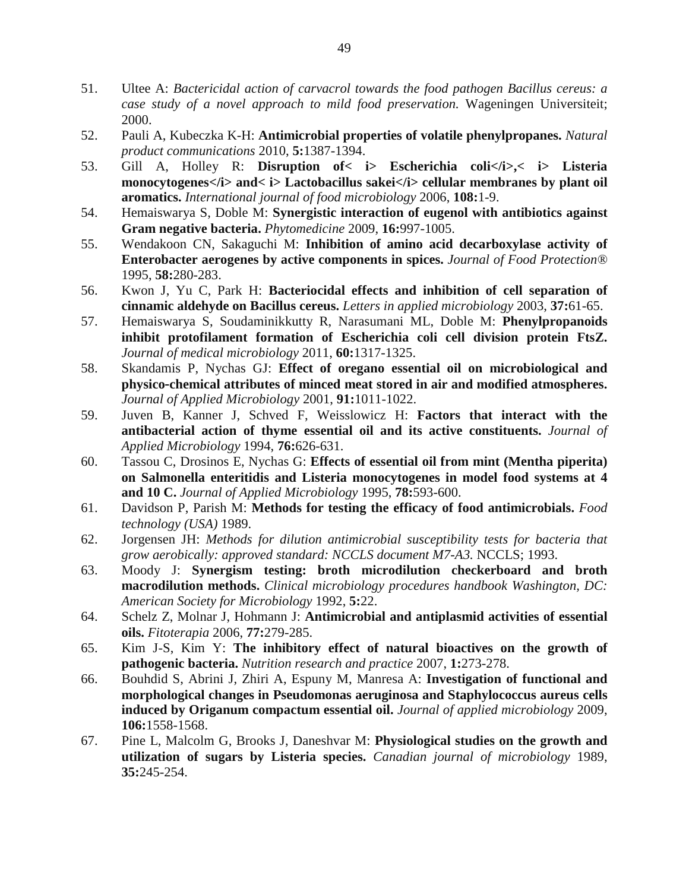51. Ultee A: *Bactericidal action of carvacrol towards the food pathogen Bacillus cereus: a case study of a novel approach to mild food preservation.* Wageningen Universiteit; 2000.
52. Pauli A, Kubeczka K-H: **Antimicrobial properties of volatile phenylpropanes.** *Natural product communications* 2010, **5:**1387-1394.
53. Gill A, Holley R: **Disruption of< i> Escherichia coli</i>,< i> Listeria monocytogenes</i> and< i> Lactobacillus sakei</i> cellular membranes by plant oil aromatics.** *International journal of food microbiology* 2006, **108:**1-9.
54. Hemaiswarya S, Doble M: **Synergistic interaction of eugenol with antibiotics against Gram negative bacteria.** *Phytomedicine* 2009, **16:**997-1005.
55. Wendakoon CN, Sakaguchi M: **Inhibition of amino acid decarboxylase activity of Enterobacter aerogenes by active components in spices.** *Journal of Food Protection®* 1995, **58:**280-283.
56. Kwon J, Yu C, Park H: **Bacteriocidal effects and inhibition of cell separation of cinnamic aldehyde on Bacillus cereus.** *Letters in applied microbiology* 2003, **37:**61-65.
57. Hemaiswarya S, Soudaminikkutty R, Narasumani ML, Doble M: **Phenylpropanoids inhibit protofilament formation of Escherichia coli cell division protein FtsZ.** *Journal of medical microbiology* 2011, **60:**1317-1325.
58. Skandamis P, Nychas GJ: **Effect of oregano essential oil on microbiological and physico-chemical attributes of minced meat stored in air and modified atmospheres.** *Journal of Applied Microbiology* 2001, **91:**1011-1022.
59. Juven B, Kanner J, Schved F, Weisslowicz H: **Factors that interact with the antibacterial action of thyme essential oil and its active constituents.** *Journal of Applied Microbiology* 1994, **76:**626-631.
60. Tassou C, Drosinos E, Nychas G: **Effects of essential oil from mint (Mentha piperita) on Salmonella enteritidis and Listeria monocytogenes in model food systems at 4 and 10 C.** *Journal of Applied Microbiology* 1995, **78:**593-600.
61. Davidson P, Parish M: **Methods for testing the efficacy of food antimicrobials.** *Food technology (USA)* 1989.
62. Jorgensen JH: *Methods for dilution antimicrobial susceptibility tests for bacteria that grow aerobically: approved standard: NCCLS document M7-A3.* NCCLS; 1993.
63. Moody J: **Synergism testing: broth microdilution checkerboard and broth macrodilution methods.** *Clinical microbiology procedures handbook Washington, DC: American Society for Microbiology* 1992, **5:**22.
64. Schelz Z, Molnar J, Hohmann J: **Antimicrobial and antiplasmid activities of essential oils.** *Fitoterapia* 2006, **77:**279-285.
65. Kim J-S, Kim Y: **The inhibitory effect of natural bioactives on the growth of pathogenic bacteria.** *Nutrition research and practice* 2007, **1:**273-278.
66. Bouhdid S, Abrini J, Zhiri A, Espuny M, Manresa A: **Investigation of functional and morphological changes in Pseudomonas aeruginosa and Staphylococcus aureus cells induced by Origanum compactum essential oil.** *Journal of applied microbiology* 2009, **106:**1558-1568.
67. Pine L, Malcolm G, Brooks J, Daneshvar M: **Physiological studies on the growth and utilization of sugars by Listeria species.** *Canadian journal of microbiology* 1989, **35:**245-254.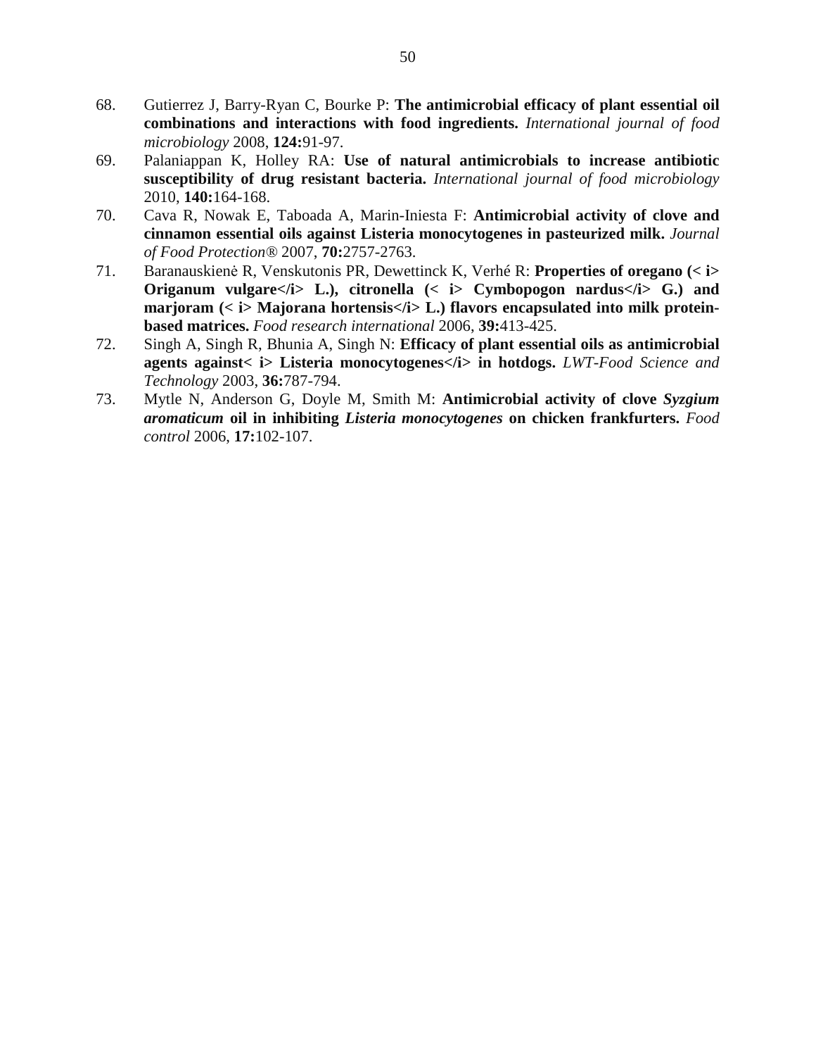68. Gutierrez J, Barry-Ryan C, Bourke P: **The antimicrobial efficacy of plant essential oil combinations and interactions with food ingredients.** *International journal of food microbiology* 2008, **124:**91-97.
69. Palaniappan K, Holley RA: **Use of natural antimicrobials to increase antibiotic susceptibility of drug resistant bacteria.** *International journal of food microbiology* 2010, **140:**164-168.
70. Cava R, Nowak E, Taboada A, Marin-Iniesta F: **Antimicrobial activity of clove and cinnamon essential oils against Listeria monocytogenes in pasteurized milk.** *Journal of Food Protection®* 2007, **70:**2757-2763.
71. Baranauskienė R, Venskutonis PR, Dewettinck K, Verhé R: **Properties of oregano (< i> Origanum vulgare</i> L.), citronella (< i> Cymbopogon nardus</i> G.) and marjoram (< i> Majorana hortensis</i> L.) flavors encapsulated into milk protein-based matrices.** *Food research international* 2006, **39:**413-425.
72. Singh A, Singh R, Bhunia A, Singh N: **Efficacy of plant essential oils as antimicrobial agents against< i> Listeria monocytogenes</i> in hotdogs.** *LWT-Food Science and Technology* 2003, **36:**787-794.
73. Mytle N, Anderson G, Doyle M, Smith M: **Antimicrobial activity of clove *Syzgium aromaticum* oil in inhibiting *Listeria monocytogenes* on chicken frankfurters.** *Food control* 2006, **17:**102-107.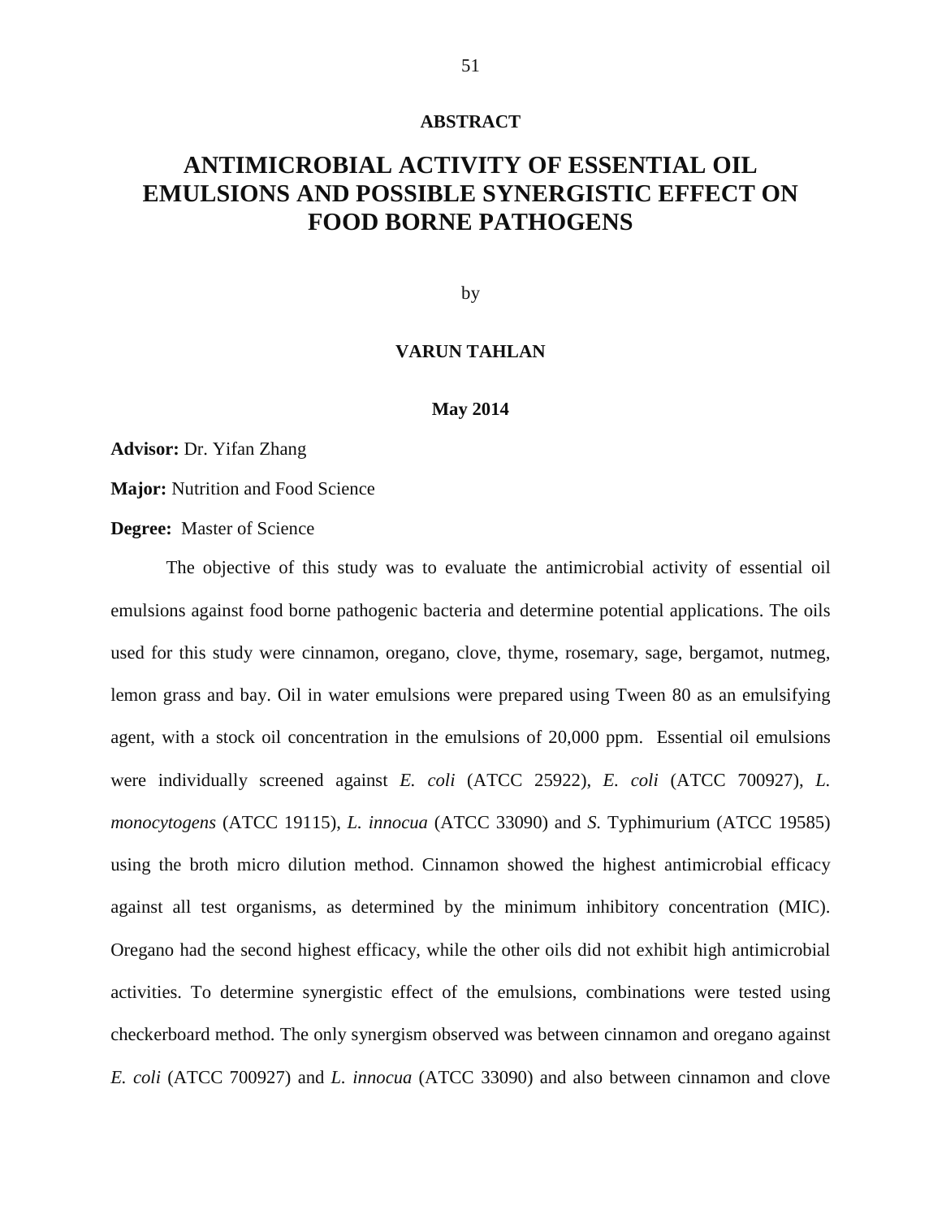## ABSTRACT

# ANTIMICROBIAL ACTIVITY OF ESSENTIAL OIL EMULSIONS AND POSSIBLE SYNERGISTIC EFFECT ON FOOD BORNE PATHOGENS

by

**VARUN TAHLAN**

**May 2014**

**Advisor:** Dr. Yifan Zhang

**Major:** Nutrition and Food Science

**Degree:** Master of Science

The objective of this study was to evaluate the antimicrobial activity of essential oil emulsions against food borne pathogenic bacteria and determine potential applications. The oils used for this study were cinnamon, oregano, clove, thyme, rosemary, sage, bergamot, nutmeg, lemon grass and bay. Oil in water emulsions were prepared using Tween 80 as an emulsifying agent, with a stock oil concentration in the emulsions of 20,000 ppm. Essential oil emulsions were individually screened against *E. coli* (ATCC 25922), *E. coli* (ATCC 700927), *L. monocytogens* (ATCC 19115), *L. innocua* (ATCC 33090) and *S.* Typhimurium (ATCC 19585) using the broth micro dilution method. Cinnamon showed the highest antimicrobial efficacy against all test organisms, as determined by the minimum inhibitory concentration (MIC). Oregano had the second highest efficacy, while the other oils did not exhibit high antimicrobial activities. To determine synergistic effect of the emulsions, combinations were tested using checkerboard method. The only synergism observed was between cinnamon and oregano against *E. coli* (ATCC 700927) and *L. innocua* (ATCC 33090) and also between cinnamon and clove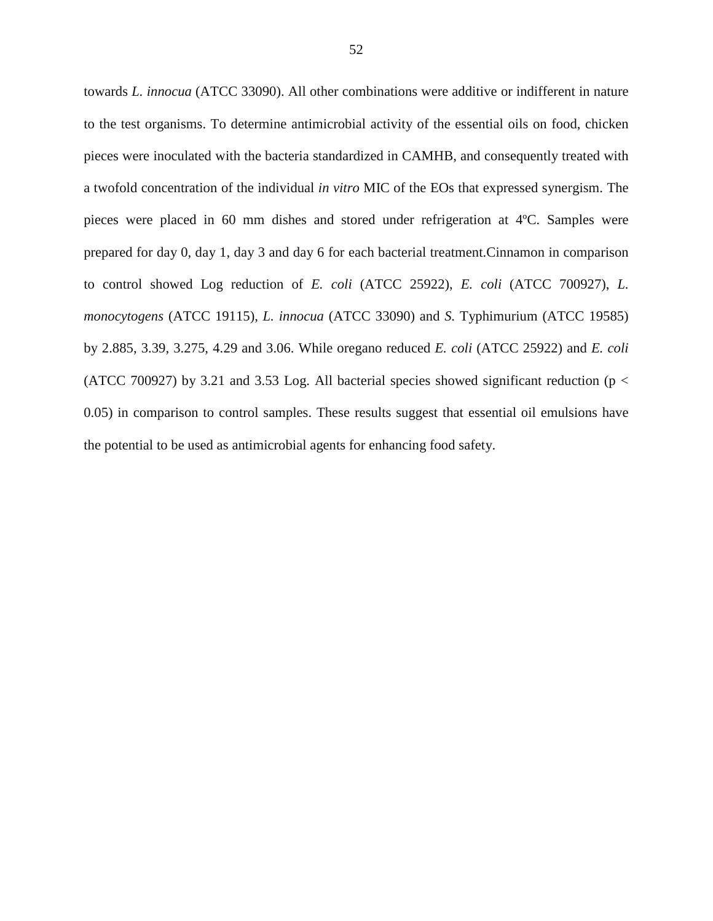towards *L. innocua* (ATCC 33090). All other combinations were additive or indifferent in nature to the test organisms. To determine antimicrobial activity of the essential oils on food, chicken pieces were inoculated with the bacteria standardized in CAMHB, and consequently treated with a twofold concentration of the individual *in vitro* MIC of the EOs that expressed synergism. The pieces were placed in 60 mm dishes and stored under refrigeration at 4ºC. Samples were prepared for day 0, day 1, day 3 and day 6 for each bacterial treatment.Cinnamon in comparison to control showed Log reduction of *E. coli* (ATCC 25922), *E. coli* (ATCC 700927), *L. monocytogens* (ATCC 19115), *L. innocua* (ATCC 33090) and *S.* Typhimurium (ATCC 19585) by 2.885, 3.39, 3.275, 4.29 and 3.06. While oregano reduced *E. coli* (ATCC 25922) and *E. coli* (ATCC 700927) by 3.21 and 3.53 Log. All bacterial species showed significant reduction ($p < 0.05$) in comparison to control samples. These results suggest that essential oil emulsions have the potential to be used as antimicrobial agents for enhancing food safety.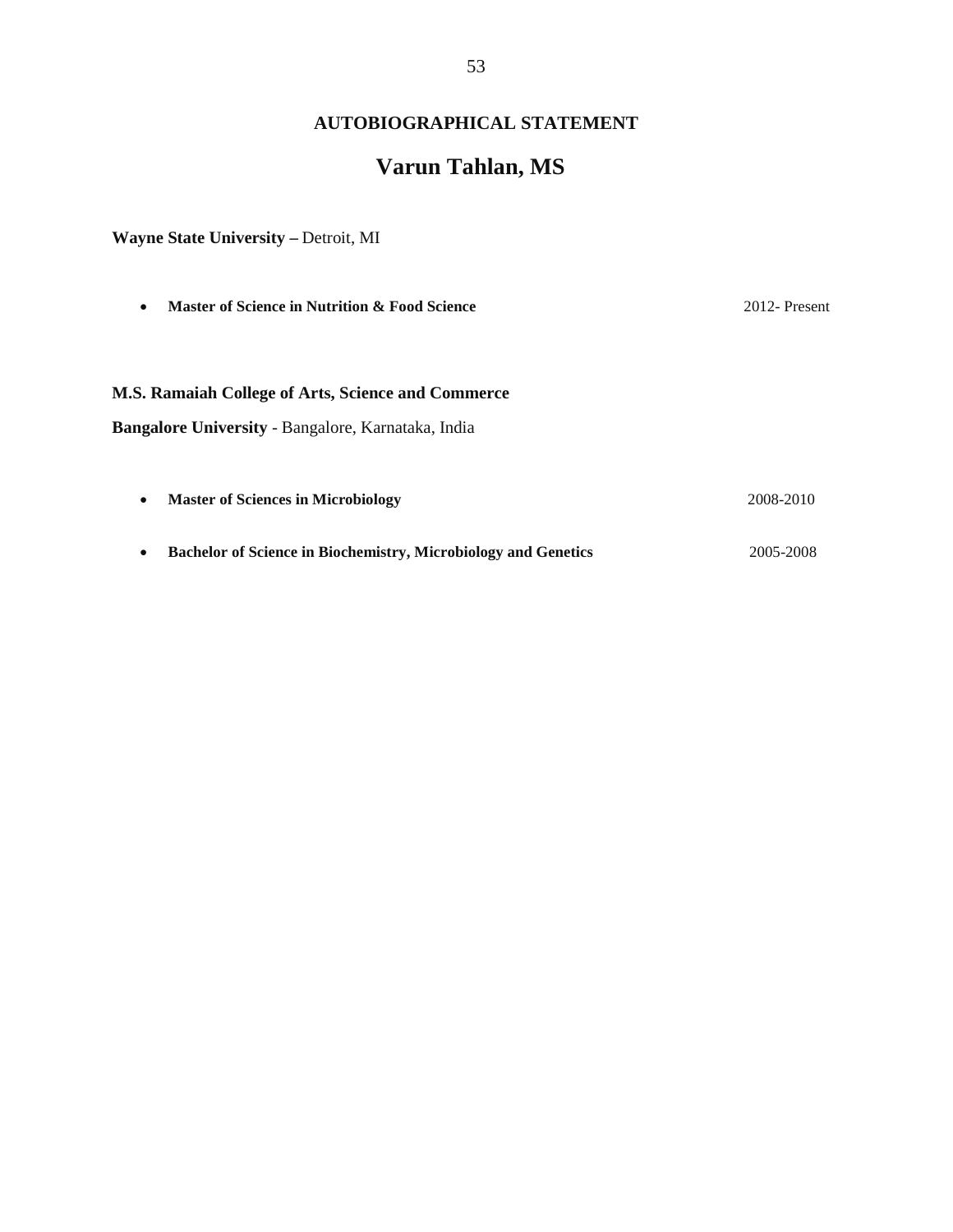## AUTOBIOGRAPHICAL STATEMENT

# Varun Tahlan, MS

**Wayne State University –** Detroit, MI

- **Master of Science in Nutrition & Food Science** 2012- Present

**M.S. Ramaiah College of Arts, Science and Commerce**

**Bangalore University** - Bangalore, Karnataka, India

- **Master of Sciences in Microbiology** 2008-2010
- **Bachelor of Science in Biochemistry, Microbiology and Genetics** 2005-2008